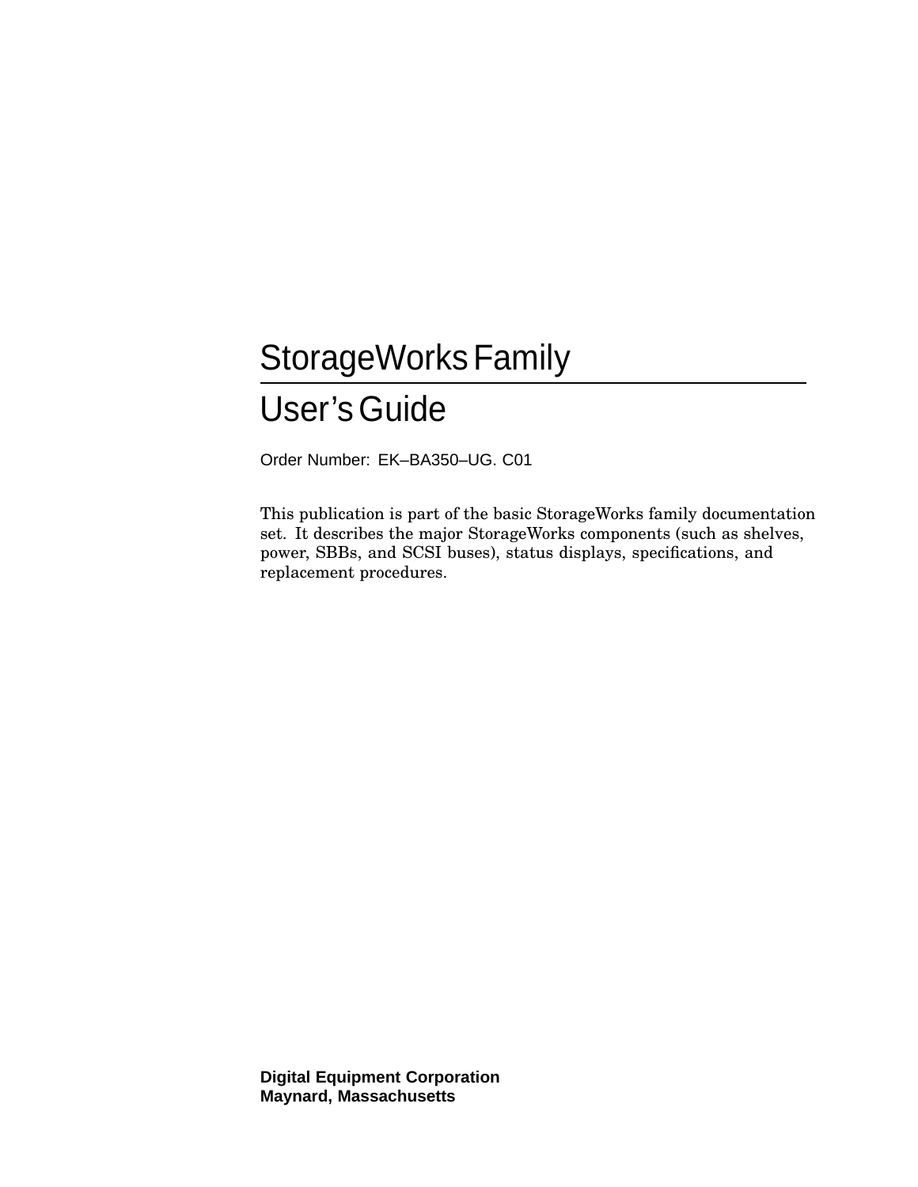# StorageWorks Family

# User's Guide

Order Number: EK–BA350–UG. C01

This publication is part of the basic StorageWorks family documentation set. It describes the major StorageWorks components (such as shelves, power, SBBs, and SCSI buses), status displays, specifications, and replacement procedures.

**Digital Equipment Corporation**
**Maynard, Massachusetts**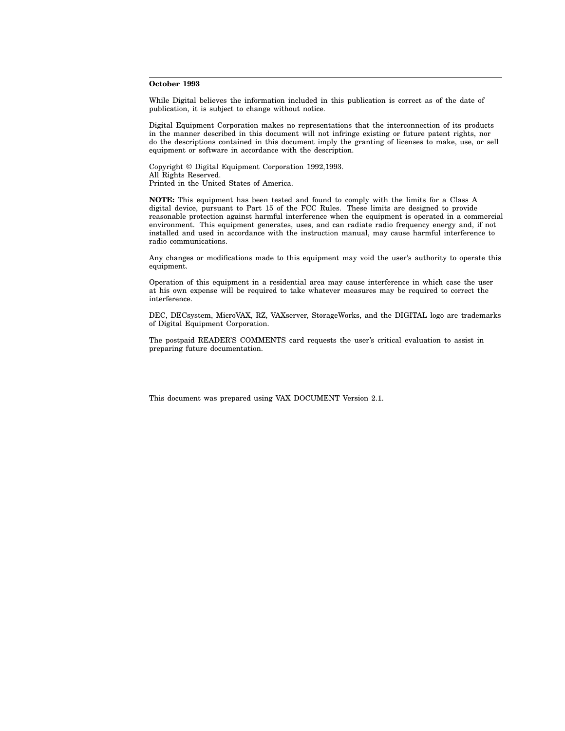**October 1993**

While Digital believes the information included in this publication is correct as of the date of publication, it is subject to change without notice.

Digital Equipment Corporation makes no representations that the interconnection of its products in the manner described in this document will not infringe existing or future patent rights, nor do the descriptions contained in this document imply the granting of licenses to make, use, or sell equipment or software in accordance with the description.

Copyright © Digital Equipment Corporation 1992,1993.
All Rights Reserved.
Printed in the United States of America.

**NOTE:** This equipment has been tested and found to comply with the limits for a Class A digital device, pursuant to Part 15 of the FCC Rules. These limits are designed to provide reasonable protection against harmful interference when the equipment is operated in a commercial environment. This equipment generates, uses, and can radiate radio frequency energy and, if not installed and used in accordance with the instruction manual, may cause harmful interference to radio communications.

Any changes or modifications made to this equipment may void the user's authority to operate this equipment.

Operation of this equipment in a residential area may cause interference in which case the user at his own expense will be required to take whatever measures may be required to correct the interference.

DEC, DECsystem, MicroVAX, RZ, VAXserver, StorageWorks, and the DIGITAL logo are trademarks of Digital Equipment Corporation.

The postpaid READER'S COMMENTS card requests the user's critical evaluation to assist in preparing future documentation.

This document was prepared using VAX DOCUMENT Version 2.1.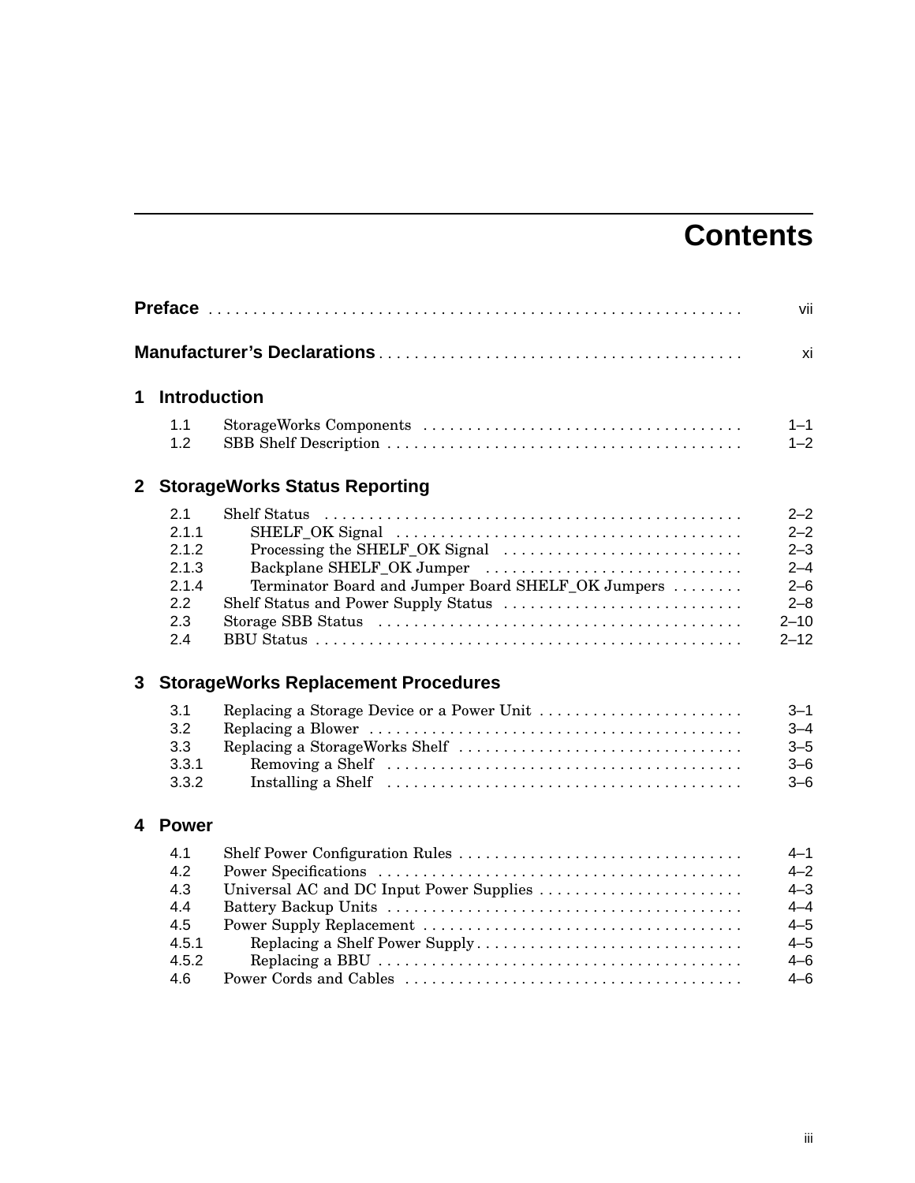# Contents

**Preface** . . . . . . . . . . . . . . . . . . . . . . . . . . . . . . . . . . . . . . . . . . . . . . . . . . . . . . . . . . . . vii

**Manufacturer's Declarations** . . . . . . . . . . . . . . . . . . . . . . . . . . . . . . . . . . . . . . . . xi

## 1 Introduction

| | | |
|---|---|---|
| 1.1 | StorageWorks Components | 1–1 |
| 1.2 | SBB Shelf Description | 1–2 |

## 2 StorageWorks Status Reporting

| | | |
|---|---|---|
| 2.1 | Shelf Status | 2–2 |
| 2.1.1 | SHELF_OK Signal | 2–2 |
| 2.1.2 | Processing the SHELF_OK Signal | 2–3 |
| 2.1.3 | Backplane SHELF_OK Jumper | 2–4 |
| 2.1.4 | Terminator Board and Jumper Board SHELF_OK Jumpers | 2–6 |
| 2.2 | Shelf Status and Power Supply Status | 2–8 |
| 2.3 | Storage SBB Status | 2–10 |
| 2.4 | BBU Status | 2–12 |

## 3 StorageWorks Replacement Procedures

| | | |
|---|---|---|
| 3.1 | Replacing a Storage Device or a Power Unit | 3–1 |
| 3.2 | Replacing a Blower | 3–4 |
| 3.3 | Replacing a StorageWorks Shelf | 3–5 |
| 3.3.1 | Removing a Shelf | 3–6 |
| 3.3.2 | Installing a Shelf | 3–6 |

## 4 Power

| | | |
|---|---|---|
| 4.1 | Shelf Power Configuration Rules | 4–1 |
| 4.2 | Power Specifications | 4–2 |
| 4.3 | Universal AC and DC Input Power Supplies | 4–3 |
| 4.4 | Battery Backup Units | 4–4 |
| 4.5 | Power Supply Replacement | 4–5 |
| 4.5.1 | Replacing a Shelf Power Supply | 4–5 |
| 4.5.2 | Replacing a BBU | 4–6 |
| 4.6 | Power Cords and Cables | 4–6 |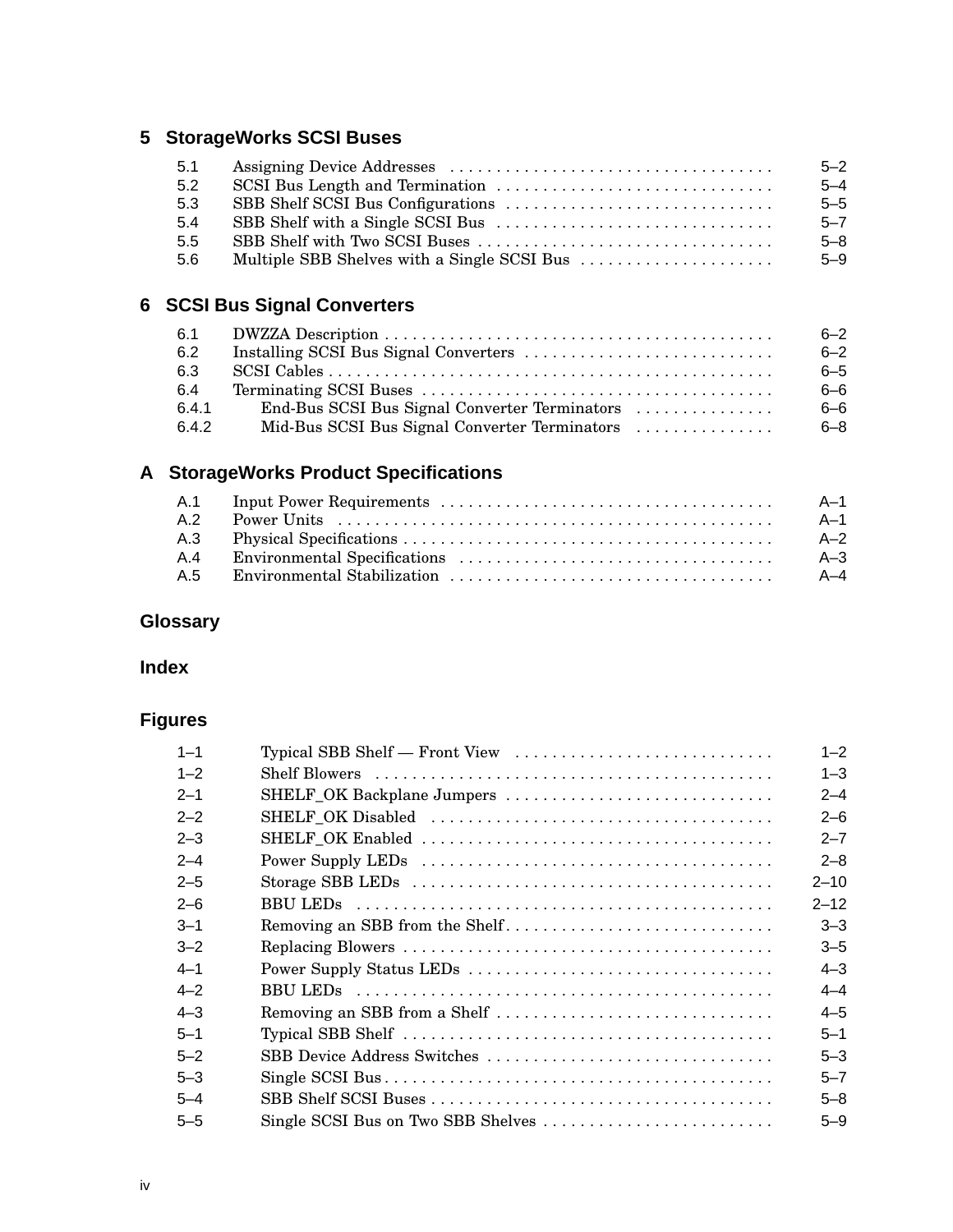## 5 StorageWorks SCSI Buses

| | | |
|---|---|---|
| 5.1 | Assigning Device Addresses | 5–2 |
| 5.2 | SCSI Bus Length and Termination | 5–4 |
| 5.3 | SBB Shelf SCSI Bus Configurations | 5–5 |
| 5.4 | SBB Shelf with a Single SCSI Bus | 5–7 |
| 5.5 | SBB Shelf with Two SCSI Buses | 5–8 |
| 5.6 | Multiple SBB Shelves with a Single SCSI Bus | 5–9 |

## 6 SCSI Bus Signal Converters

| | | |
|---|---|---|
| 6.1 | DWZZA Description | 6–2 |
| 6.2 | Installing SCSI Bus Signal Converters | 6–2 |
| 6.3 | SCSI Cables | 6–5 |
| 6.4 | Terminating SCSI Buses | 6–6 |
| 6.4.1 | End-Bus SCSI Bus Signal Converter Terminators | 6–6 |
| 6.4.2 | Mid-Bus SCSI Bus Signal Converter Terminators | 6–8 |

## A StorageWorks Product Specifications

| | | |
|---|---|---|
| A.1 | Input Power Requirements | A–1 |
| A.2 | Power Units | A–1 |
| A.3 | Physical Specifications | A–2 |
| A.4 | Environmental Specifications | A–3 |
| A.5 | Environmental Stabilization | A–4 |

## Glossary

## Index

## Figures

| | | |
|---|---|---|
| 1–1 | Typical SBB Shelf — Front View | 1–2 |
| 1–2 | Shelf Blowers | 1–3 |
| 2–1 | SHELF_OK Backplane Jumpers | 2–4 |
| 2–2 | SHELF_OK Disabled | 2–6 |
| 2–3 | SHELF_OK Enabled | 2–7 |
| 2–4 | Power Supply LEDs | 2–8 |
| 2–5 | Storage SBB LEDs | 2–10 |
| 2–6 | BBU LEDs | 2–12 |
| 3–1 | Removing an SBB from the Shelf | 3–3 |
| 3–2 | Replacing Blowers | 3–5 |
| 4–1 | Power Supply Status LEDs | 4–3 |
| 4–2 | BBU LEDs | 4–4 |
| 4–3 | Removing an SBB from a Shelf | 4–5 |
| 5–1 | Typical SBB Shelf | 5–1 |
| 5–2 | SBB Device Address Switches | 5–3 |
| 5–3 | Single SCSI Bus | 5–7 |
| 5–4 | SBB Shelf SCSI Buses | 5–8 |
| 5–5 | Single SCSI Bus on Two SBB Shelves | 5–9 |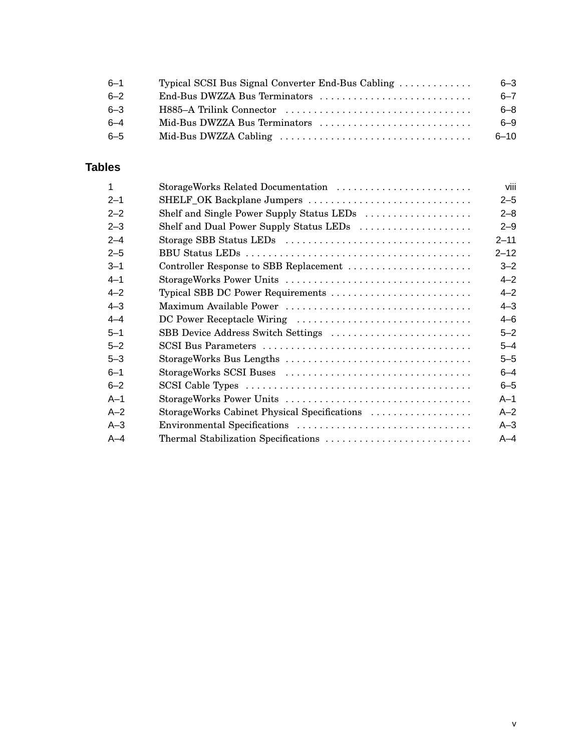| | | |
|---|---|---|
| 6–1 | Typical SCSI Bus Signal Converter End-Bus Cabling | 6–3 |
| 6–2 | End-Bus DWZZA Bus Terminators | 6–7 |
| 6–3 | H885–A Trilink Connector | 6–8 |
| 6–4 | Mid-Bus DWZZA Bus Terminators | 6–9 |
| 6–5 | Mid-Bus DWZZA Cabling | 6–10 |

## Tables

| | | |
|---|---|---|
| 1 | StorageWorks Related Documentation | viii |
| 2–1 | SHELF_OK Backplane Jumpers | 2–5 |
| 2–2 | Shelf and Single Power Supply Status LEDs | 2–8 |
| 2–3 | Shelf and Dual Power Supply Status LEDs | 2–9 |
| 2–4 | Storage SBB Status LEDs | 2–11 |
| 2–5 | BBU Status LEDs | 2–12 |
| 3–1 | Controller Response to SBB Replacement | 3–2 |
| 4–1 | StorageWorks Power Units | 4–2 |
| 4–2 | Typical SBB DC Power Requirements | 4–2 |
| 4–3 | Maximum Available Power | 4–3 |
| 4–4 | DC Power Receptacle Wiring | 4–6 |
| 5–1 | SBB Device Address Switch Settings | 5–2 |
| 5–2 | SCSI Bus Parameters | 5–4 |
| 5–3 | StorageWorks Bus Lengths | 5–5 |
| 6–1 | StorageWorks SCSI Buses | 6–4 |
| 6–2 | SCSI Cable Types | 6–5 |
| A–1 | StorageWorks Power Units | A–1 |
| A–2 | StorageWorks Cabinet Physical Specifications | A–2 |
| A–3 | Environmental Specifications | A–3 |
| A–4 | Thermal Stabilization Specifications | A–4 |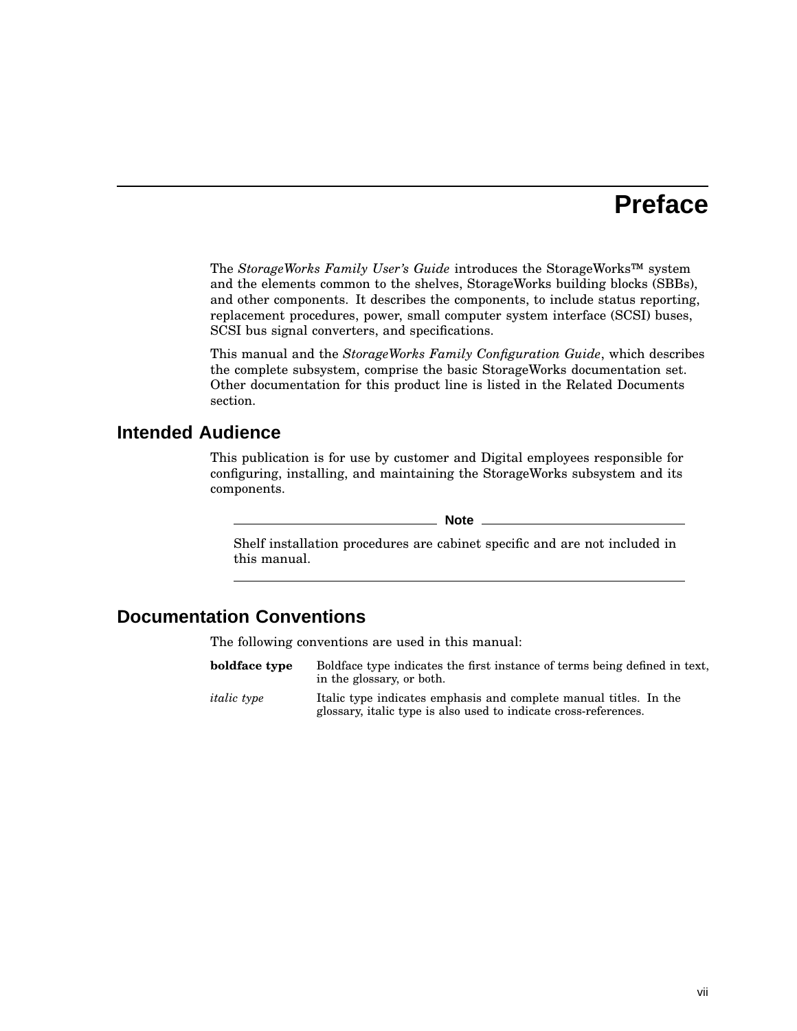# Preface

The *StorageWorks Family User's Guide* introduces the StorageWorks™ system and the elements common to the shelves, StorageWorks building blocks (SBBs), and other components. It describes the components, to include status reporting, replacement procedures, power, small computer system interface (SCSI) buses, SCSI bus signal converters, and specifications.

This manual and the *StorageWorks Family Configuration Guide*, which describes the complete subsystem, comprise the basic StorageWorks documentation set. Other documentation for this product line is listed in the Related Documents section.

## Intended Audience

This publication is for use by customer and Digital employees responsible for configuring, installing, and maintaining the StorageWorks subsystem and its components.

**Note**

Shelf installation procedures are cabinet specific and are not included in this manual.

## Documentation Conventions

The following conventions are used in this manual:

| | |
|---|---|
| **boldface type** | Boldface type indicates the first instance of terms being defined in text, in the glossary, or both. |
| *italic type* | Italic type indicates emphasis and complete manual titles. In the glossary, italic type is also used to indicate cross-references. |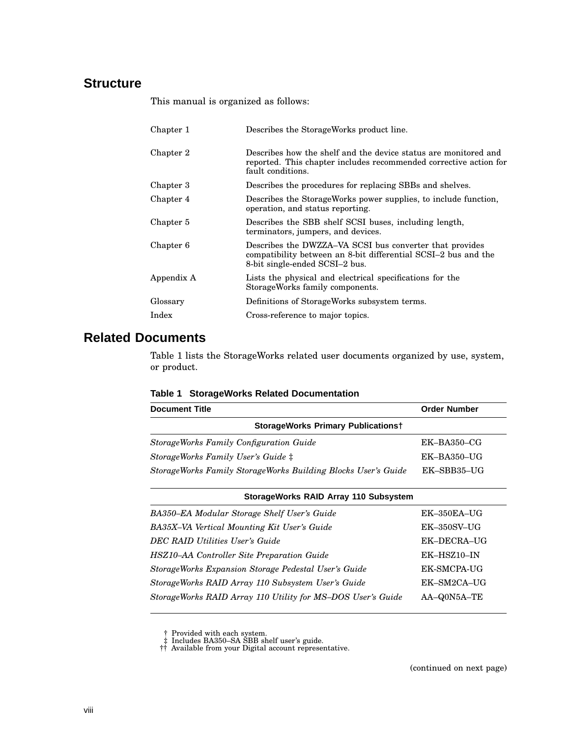## Structure

This manual is organized as follows:

| | |
|---|---|
| Chapter 1 | Describes the StorageWorks product line. |
| Chapter 2 | Describes how the shelf and the device status are monitored and reported. This chapter includes recommended corrective action for fault conditions. |
| Chapter 3 | Describes the procedures for replacing SBBs and shelves. |
| Chapter 4 | Describes the StorageWorks power supplies, to include function, operation, and status reporting. |
| Chapter 5 | Describes the SBB shelf SCSI buses, including length, terminators, jumpers, and devices. |
| Chapter 6 | Describes the DWZZA–VA SCSI bus converter that provides compatibility between an 8-bit differential SCSI–2 bus and the 8-bit single-ended SCSI–2 bus. |
| Appendix A | Lists the physical and electrical specifications for the StorageWorks family components. |
| Glossary | Definitions of StorageWorks subsystem terms. |
| Index | Cross-reference to major topics. |

## Related Documents

Table 1 lists the StorageWorks related user documents organized by use, system, or product.

**Table 1 StorageWorks Related Documentation**

| Document Title | Order Number |
|---|---|
| **StorageWorks Primary Publications†** | |
| *StorageWorks Family Configuration Guide* | EK–BA350–CG |
| *StorageWorks Family User's Guide* ‡ | EK–BA350–UG |
| *StorageWorks Family StorageWorks Building Blocks User's Guide* | EK–SBB35–UG |
| **StorageWorks RAID Array 110 Subsystem** | |
| *BA350–EA Modular Storage Shelf User's Guide* | EK–350EA–UG |
| *BA35X–VA Vertical Mounting Kit User's Guide* | EK–350SV–UG |
| *DEC RAID Utilities User's Guide* | EK–DECRA–UG |
| *HSZ10–AA Controller Site Preparation Guide* | EK–HSZ10–IN |
| *StorageWorks Expansion Storage Pedestal User's Guide* | EK-SMCPA-UG |
| *StorageWorks RAID Array 110 Subsystem User's Guide* | EK–SM2CA–UG |
| *StorageWorks RAID Array 110 Utility for MS–DOS User's Guide* | AA–Q0N5A–TE |

† Provided with each system.
‡ Includes BA350–SA SBB shelf user's guide.
†† Available from your Digital account representative.

(continued on next page)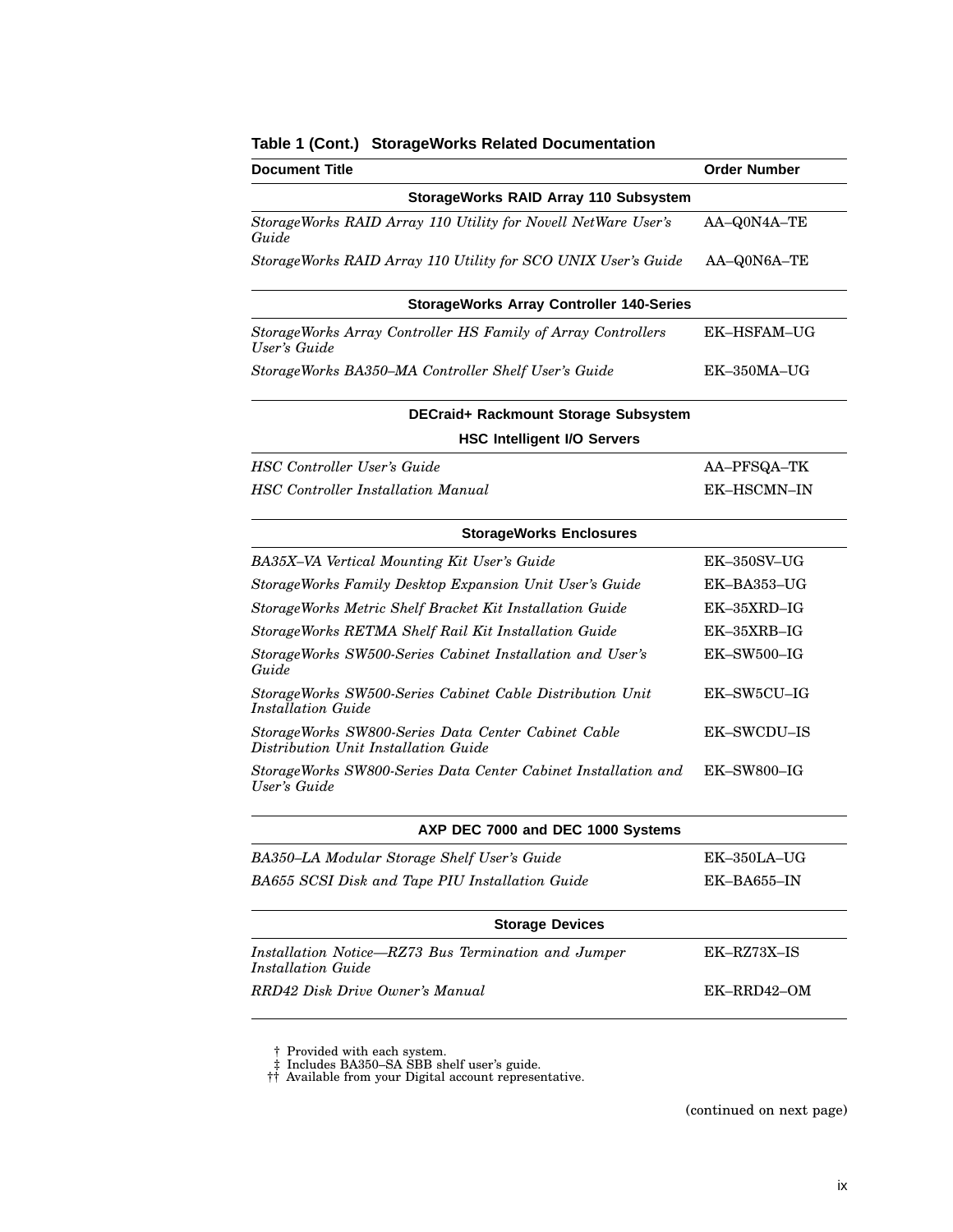**Table 1 (Cont.) StorageWorks Related Documentation**

| Document Title | Order Number |
|---|---|
| **StorageWorks RAID Array 110 Subsystem** | |
| *StorageWorks RAID Array 110 Utility for Novell NetWare User's Guide* | AA–Q0N4A–TE |
| *StorageWorks RAID Array 110 Utility for SCO UNIX User's Guide* | AA–Q0N6A–TE |
| **StorageWorks Array Controller 140-Series** | |
| *StorageWorks Array Controller HS Family of Array Controllers User's Guide* | EK–HSFAM–UG |
| *StorageWorks BA350–MA Controller Shelf User's Guide* | EK–350MA–UG |
| **DECraid+ Rackmount Storage Subsystem** | |
| **HSC Intelligent I/O Servers** | |
| *HSC Controller User's Guide* | AA–PFSQA–TK |
| *HSC Controller Installation Manual* | EK–HSCMN–IN |
| **StorageWorks Enclosures** | |
| *BA35X–VA Vertical Mounting Kit User's Guide* | EK–350SV–UG |
| *StorageWorks Family Desktop Expansion Unit User's Guide* | EK–BA353–UG |
| *StorageWorks Metric Shelf Bracket Kit Installation Guide* | EK–35XRD–IG |
| *StorageWorks RETMA Shelf Rail Kit Installation Guide* | EK–35XRB–IG |
| *StorageWorks SW500-Series Cabinet Installation and User's Guide* | EK–SW500–IG |
| *StorageWorks SW500-Series Cabinet Cable Distribution Unit Installation Guide* | EK–SW5CU–IG |
| *StorageWorks SW800-Series Data Center Cabinet Cable Distribution Unit Installation Guide* | EK–SWCDU–IS |
| *StorageWorks SW800-Series Data Center Cabinet Installation and User's Guide* | EK–SW800–IG |
| **AXP DEC 7000 and DEC 1000 Systems** | |
| *BA350–LA Modular Storage Shelf User's Guide* | EK–350LA–UG |
| *BA655 SCSI Disk and Tape PIU Installation Guide* | EK–BA655–IN |
| **Storage Devices** | |
| *Installation Notice—RZ73 Bus Termination and Jumper Installation Guide* | EK–RZ73X–IS |
| *RRD42 Disk Drive Owner's Manual* | EK–RRD42–OM |

† Provided with each system.
‡ Includes BA350–SA SBB shelf user's guide.
†† Available from your Digital account representative.

(continued on next page)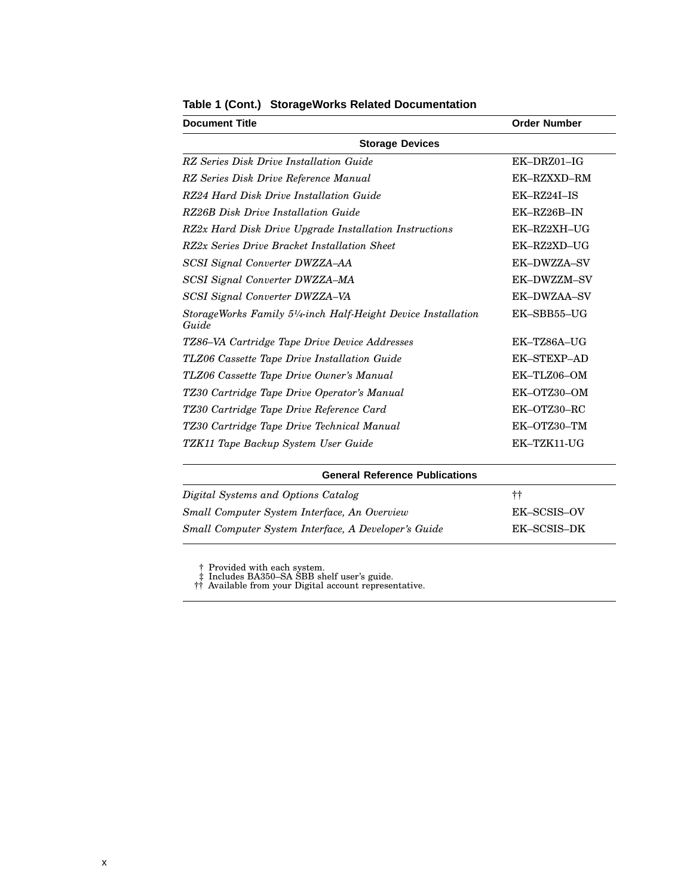**Table 1 (Cont.) StorageWorks Related Documentation**

| Document Title | Order Number |
|---|---|
| **Storage Devices** | |
| *RZ Series Disk Drive Installation Guide* | EK–DRZ01–IG |
| *RZ Series Disk Drive Reference Manual* | EK–RZXXD–RM |
| *RZ24 Hard Disk Drive Installation Guide* | EK–RZ24I–IS |
| *RZ26B Disk Drive Installation Guide* | EK–RZ26B–IN |
| *RZ2x Hard Disk Drive Upgrade Installation Instructions* | EK–RZ2XH–UG |
| *RZ2x Series Drive Bracket Installation Sheet* | EK–RZ2XD–UG |
| *SCSI Signal Converter DWZZA–AA* | EK–DWZZA–SV |
| *SCSI Signal Converter DWZZA–MA* | EK–DWZZM–SV |
| *SCSI Signal Converter DWZZA–VA* | EK–DWZAA–SV |
| *StorageWorks Family 5¼-inch Half-Height Device Installation Guide* | EK–SBB55–UG |
| *TZ86–VA Cartridge Tape Drive Device Addresses* | EK–TZ86A–UG |
| *TLZ06 Cassette Tape Drive Installation Guide* | EK–STEXP–AD |
| *TLZ06 Cassette Tape Drive Owner's Manual* | EK–TLZ06–OM |
| *TZ30 Cartridge Tape Drive Operator's Manual* | EK–OTZ30–OM |
| *TZ30 Cartridge Tape Drive Reference Card* | EK–OTZ30–RC |
| *TZ30 Cartridge Tape Drive Technical Manual* | EK–OTZ30–TM |
| *TZK11 Tape Backup System User Guide* | EK–TZK11-UG |
| **General Reference Publications** | |
| *Digital Systems and Options Catalog* | †† |
| *Small Computer System Interface, An Overview* | EK–SCSIS–OV |
| *Small Computer System Interface, A Developer's Guide* | EK–SCSIS–DK |

† Provided with each system.
‡ Includes BA350–SA SBB shelf user's guide.
†† Available from your Digital account representative.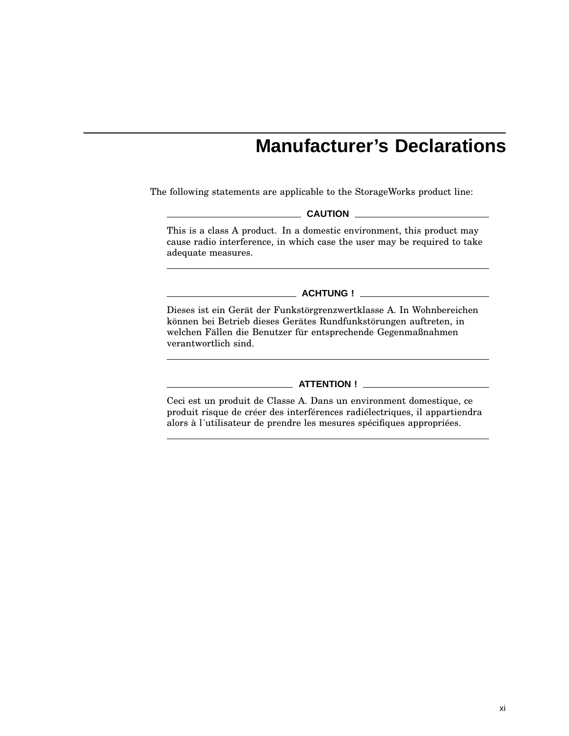# Manufacturer's Declarations

The following statements are applicable to the StorageWorks product line:

**CAUTION**

This is a class A product. In a domestic environment, this product may cause radio interference, in which case the user may be required to take adequate measures.

---

**ACHTUNG !**

Dieses ist ein Gerät der Funkstörgrenzwertklasse A. In Wohnbereichen können bei Betrieb dieses Gerätes Rundfunkstörungen auftreten, in welchen Fällen die Benutzer für entsprechende Gegenmaßnahmen verantwortlich sind.

---

**ATTENTION !**

Ceci est un produit de Classe A. Dans un environment domestique, ce produit risque de créer des interférences radiélectriques, il appartiendra alors à l´utilisateur de prendre les mesures spécifiques appropriées.

---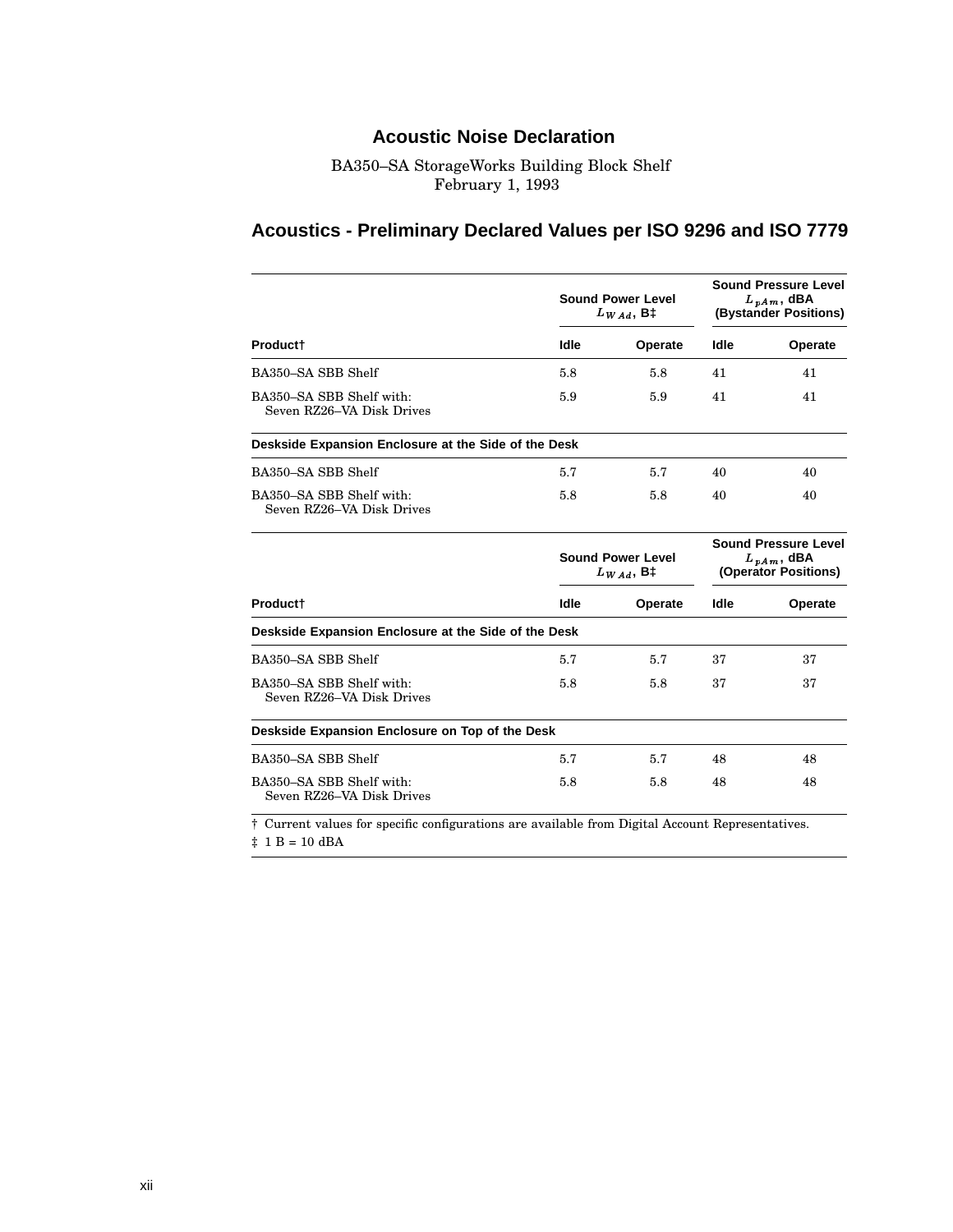## Acoustic Noise Declaration

BA350–SA StorageWorks Building Block Shelf
February 1, 1993

## Acoustics - Preliminary Declared Values per ISO 9296 and ISO 7779

| | Sound Power Level $L_{WAd}$, B‡ | | Sound Pressure Level $L_{pAm}$, dBA (Bystander Positions) | |
|---|---|---|---|---|
| **Product†** | **Idle** | **Operate** | **Idle** | **Operate** |
| BA350–SA SBB Shelf | 5.8 | 5.8 | 41 | 41 |
| BA350–SA SBB Shelf with: Seven RZ26–VA Disk Drives | 5.9 | 5.9 | 41 | 41 |
| **Deskside Expansion Enclosure at the Side of the Desk** | | | | |
| BA350–SA SBB Shelf | 5.7 | 5.7 | 40 | 40 |
| BA350–SA SBB Shelf with: Seven RZ26–VA Disk Drives | 5.8 | 5.8 | 40 | 40 |

| | Sound Power Level $L_{WAd}$, B‡ | | Sound Pressure Level $L_{pAm}$, dBA (Operator Positions) | |
|---|---|---|---|---|
| **Product†** | **Idle** | **Operate** | **Idle** | **Operate** |
| **Deskside Expansion Enclosure at the Side of the Desk** | | | | |
| BA350–SA SBB Shelf | 5.7 | 5.7 | 37 | 37 |
| BA350–SA SBB Shelf with: Seven RZ26–VA Disk Drives | 5.8 | 5.8 | 37 | 37 |
| **Deskside Expansion Enclosure on Top of the Desk** | | | | |
| BA350–SA SBB Shelf | 5.7 | 5.7 | 48 | 48 |
| BA350–SA SBB Shelf with: Seven RZ26–VA Disk Drives | 5.8 | 5.8 | 48 | 48 |

† Current values for specific configurations are available from Digital Account Representatives.

‡ 1 B = 10 dBA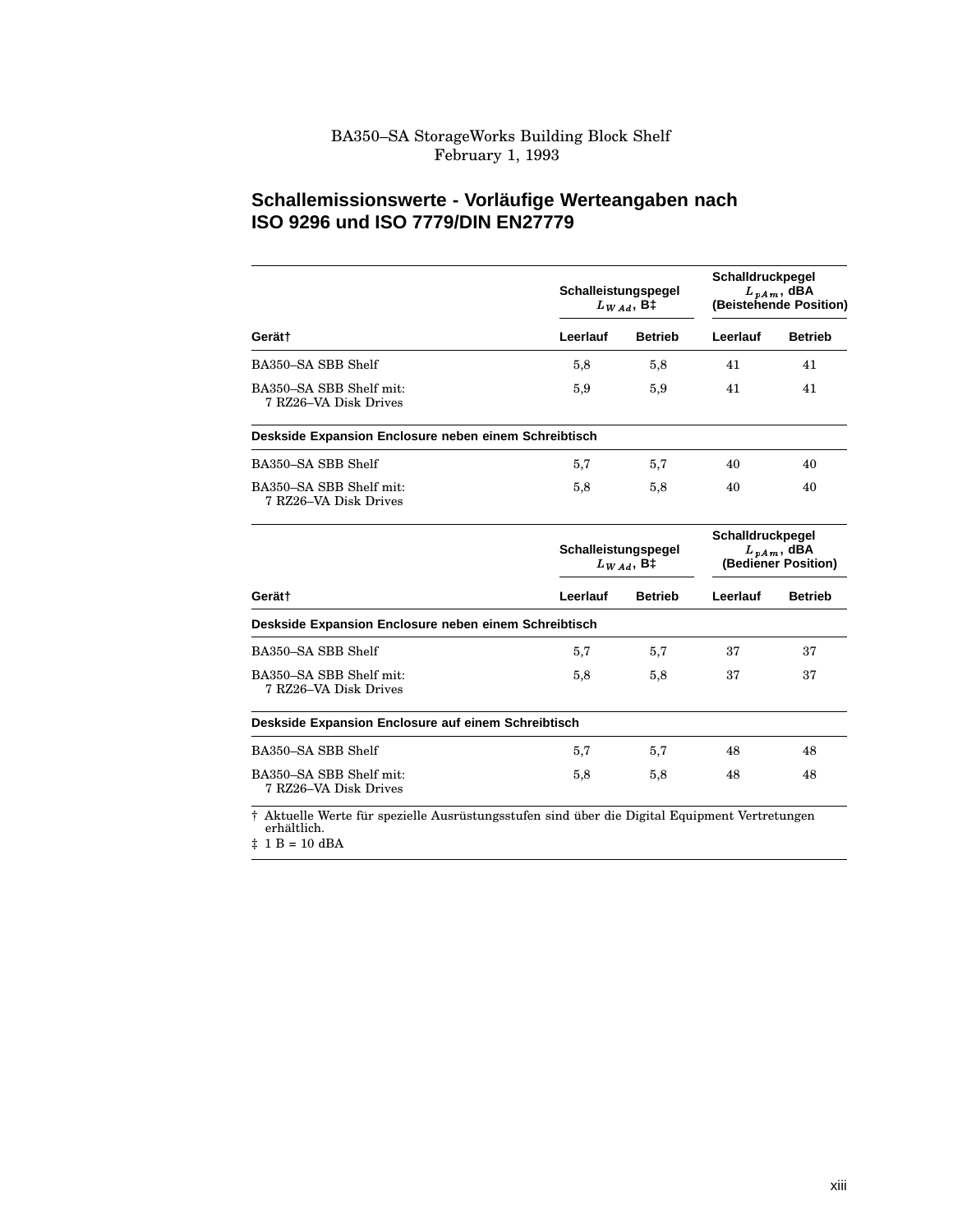BA350–SA StorageWorks Building Block Shelf
February 1, 1993

## Schallemissionswerte - Vorläufige Werteangaben nach ISO 9296 und ISO 7779/DIN EN27779

| | Schalleistungspegel $L_{WAd}$, B‡ | | Schalldruckpegel $L_{pAm}$, dBA (Beistehende Position) | |
|---|---|---|---|---|
| **Gerät†** | **Leerlauf** | **Betrieb** | **Leerlauf** | **Betrieb** |
| BA350–SA SBB Shelf | 5,8 | 5,8 | 41 | 41 |
| BA350–SA SBB Shelf mit: 7 RZ26–VA Disk Drives | 5,9 | 5,9 | 41 | 41 |
| **Deskside Expansion Enclosure neben einem Schreibtisch** | | | | |
| BA350–SA SBB Shelf | 5,7 | 5,7 | 40 | 40 |
| BA350–SA SBB Shelf mit: 7 RZ26–VA Disk Drives | 5,8 | 5,8 | 40 | 40 |

| | Schalleistungspegel $L_{WAd}$, B‡ | | Schalldruckpegel $L_{pAm}$, dBA (Bediener Position) | |
|---|---|---|---|---|
| **Gerät†** | **Leerlauf** | **Betrieb** | **Leerlauf** | **Betrieb** |
| **Deskside Expansion Enclosure neben einem Schreibtisch** | | | | |
| BA350–SA SBB Shelf | 5,7 | 5,7 | 37 | 37 |
| BA350–SA SBB Shelf mit: 7 RZ26–VA Disk Drives | 5,8 | 5,8 | 37 | 37 |
| **Deskside Expansion Enclosure auf einem Schreibtisch** | | | | |
| BA350–SA SBB Shelf | 5,7 | 5,7 | 48 | 48 |
| BA350–SA SBB Shelf mit: 7 RZ26–VA Disk Drives | 5,8 | 5,8 | 48 | 48 |

† Aktuelle Werte für spezielle Ausrüstungsstufen sind über die Digital Equipment Vertretungen erhältlich.

‡ 1 B = 10 dBA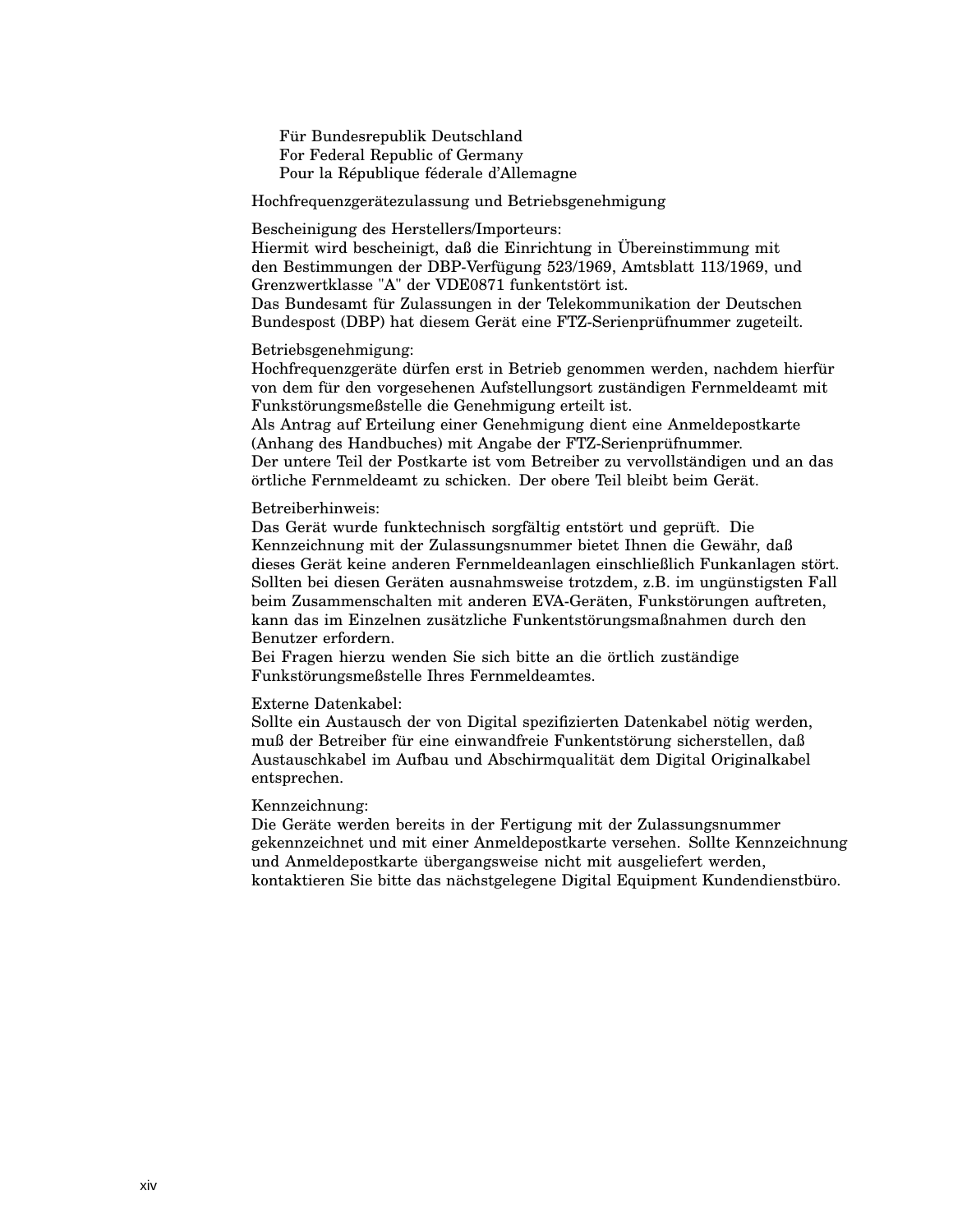Für Bundesrepublik Deutschland
For Federal Republic of Germany
Pour la République féderale d'Allemagne

Hochfrequenzgerätezulassung und Betriebsgenehmigung

Bescheinigung des Herstellers/Importeurs:
Hiermit wird bescheinigt, daß die Einrichtung in Übereinstimmung mit den Bestimmungen der DBP-Verfügung 523/1969, Amtsblatt 113/1969, und Grenzwertklasse "A" der VDE0871 funkentstört ist.
Das Bundesamt für Zulassungen in der Telekommunikation der Deutschen Bundespost (DBP) hat diesem Gerät eine FTZ-Serienprüfnummer zugeteilt.

Betriebsgenehmigung:
Hochfrequenzgeräte dürfen erst in Betrieb genommen werden, nachdem hierfür von dem für den vorgesehenen Aufstellungsort zuständigen Fernmeldeamt mit Funkstörungsmeßstelle die Genehmigung erteilt ist.
Als Antrag auf Erteilung einer Genehmigung dient eine Anmeldepostkarte (Anhang des Handbuches) mit Angabe der FTZ-Serienprüfnummer.
Der untere Teil der Postkarte ist vom Betreiber zu vervollständigen und an das örtliche Fernmeldeamt zu schicken. Der obere Teil bleibt beim Gerät.

Betreiberhinweis:
Das Gerät wurde funktechnisch sorgfältig entstört und geprüft. Die Kennzeichnung mit der Zulassungsnummer bietet Ihnen die Gewähr, daß dieses Gerät keine anderen Fernmeldeanlagen einschließlich Funkanlagen stört. Sollten bei diesen Geräten ausnahmsweise trotzdem, z.B. im ungünstigsten Fall beim Zusammenschalten mit anderen EVA-Geräten, Funkstörungen auftreten, kann das im Einzelnen zusätzliche Funkentstörungsmaßnahmen durch den Benutzer erfordern.
Bei Fragen hierzu wenden Sie sich bitte an die örtlich zuständige Funkstörungsmeßstelle Ihres Fernmeldeamtes.

Externe Datenkabel:
Sollte ein Austausch der von Digital spezifizierten Datenkabel nötig werden, muß der Betreiber für eine einwandfreie Funkentstörung sicherstellen, daß Austauschkabel im Aufbau und Abschirmqualität dem Digital Originalkabel entsprechen.

Kennzeichnung:
Die Geräte werden bereits in der Fertigung mit der Zulassungsnummer gekennzeichnet und mit einer Anmeldepostkarte versehen. Sollte Kennzeichnung und Anmeldepostkarte übergangsweise nicht mit ausgeliefert werden, kontaktieren Sie bitte das nächstgelegene Digital Equipment Kundendienstbüro.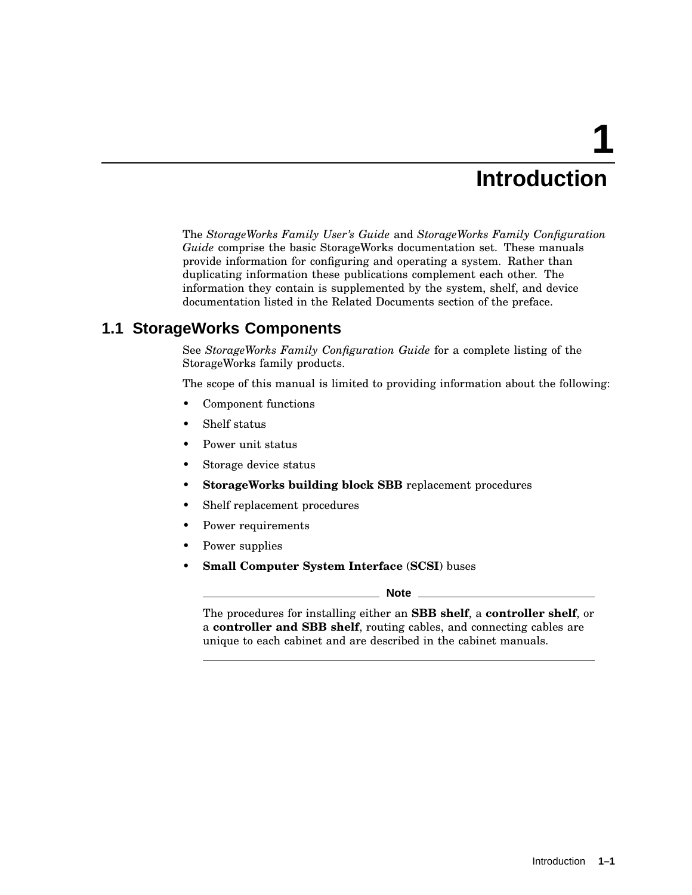# 1 Introduction

The *StorageWorks Family User's Guide* and *StorageWorks Family Configuration Guide* comprise the basic StorageWorks documentation set. These manuals provide information for configuring and operating a system. Rather than duplicating information these publications complement each other. The information they contain is supplemented by the system, shelf, and device documentation listed in the Related Documents section of the preface.

## 1.1 StorageWorks Components

See *StorageWorks Family Configuration Guide* for a complete listing of the StorageWorks family products.

The scope of this manual is limited to providing information about the following:

- Component functions
- Shelf status
- Power unit status
- Storage device status
- **StorageWorks building block SBB** replacement procedures
- Shelf replacement procedures
- Power requirements
- Power supplies
- **Small Computer System Interface (SCSI)** buses

---

**Note**

The procedures for installing either an **SBB shelf**, a **controller shelf**, or a **controller and SBB shelf**, routing cables, and connecting cables are unique to each cabinet and are described in the cabinet manuals.

---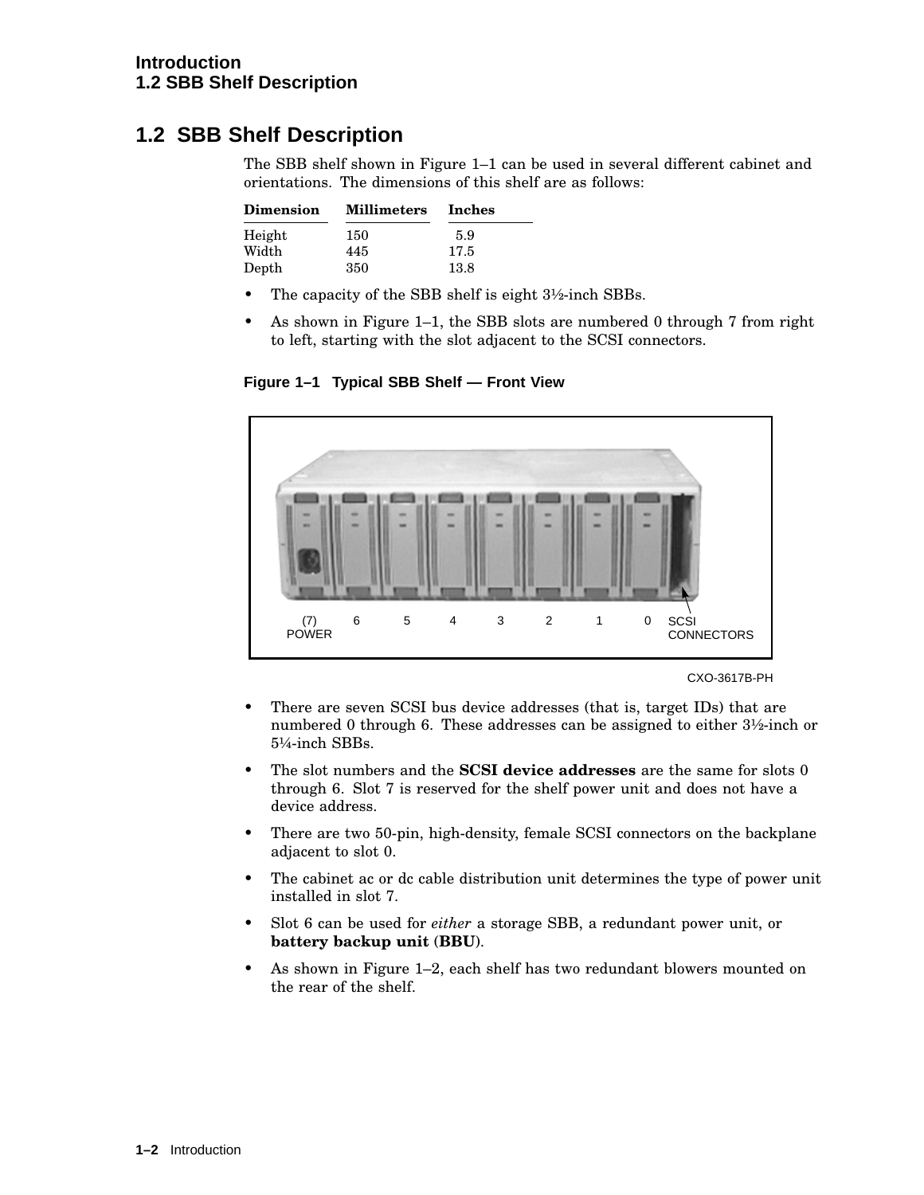## 1.2 SBB Shelf Description

The SBB shelf shown in Figure 1–1 can be used in several different cabinet and orientations. The dimensions of this shelf are as follows:

| Dimension | Millimeters | Inches |
|---|---|---|
| Height | 150 | 5.9 |
| Width | 445 | 17.5 |
| Depth | 350 | 13.8 |

- The capacity of the SBB shelf is eight 3½-inch SBBs.
- As shown in Figure 1–1, the SBB slots are numbered 0 through 7 from right to left, starting with the slot adjacent to the SCSI connectors.

**Figure 1–1 Typical SBB Shelf — Front View**

CXO-3617B-PH

- There are seven SCSI bus device addresses (that is, target IDs) that are numbered 0 through 6. These addresses can be assigned to either 3½-inch or 5¼-inch SBBs.
- The slot numbers and the **SCSI device addresses** are the same for slots 0 through 6. Slot 7 is reserved for the shelf power unit and does not have a device address.
- There are two 50-pin, high-density, female SCSI connectors on the backplane adjacent to slot 0.
- The cabinet ac or dc cable distribution unit determines the type of power unit installed in slot 7.
- Slot 6 can be used for *either* a storage SBB, a redundant power unit, or **battery backup unit** (**BBU**).
- As shown in Figure 1–2, each shelf has two redundant blowers mounted on the rear of the shelf.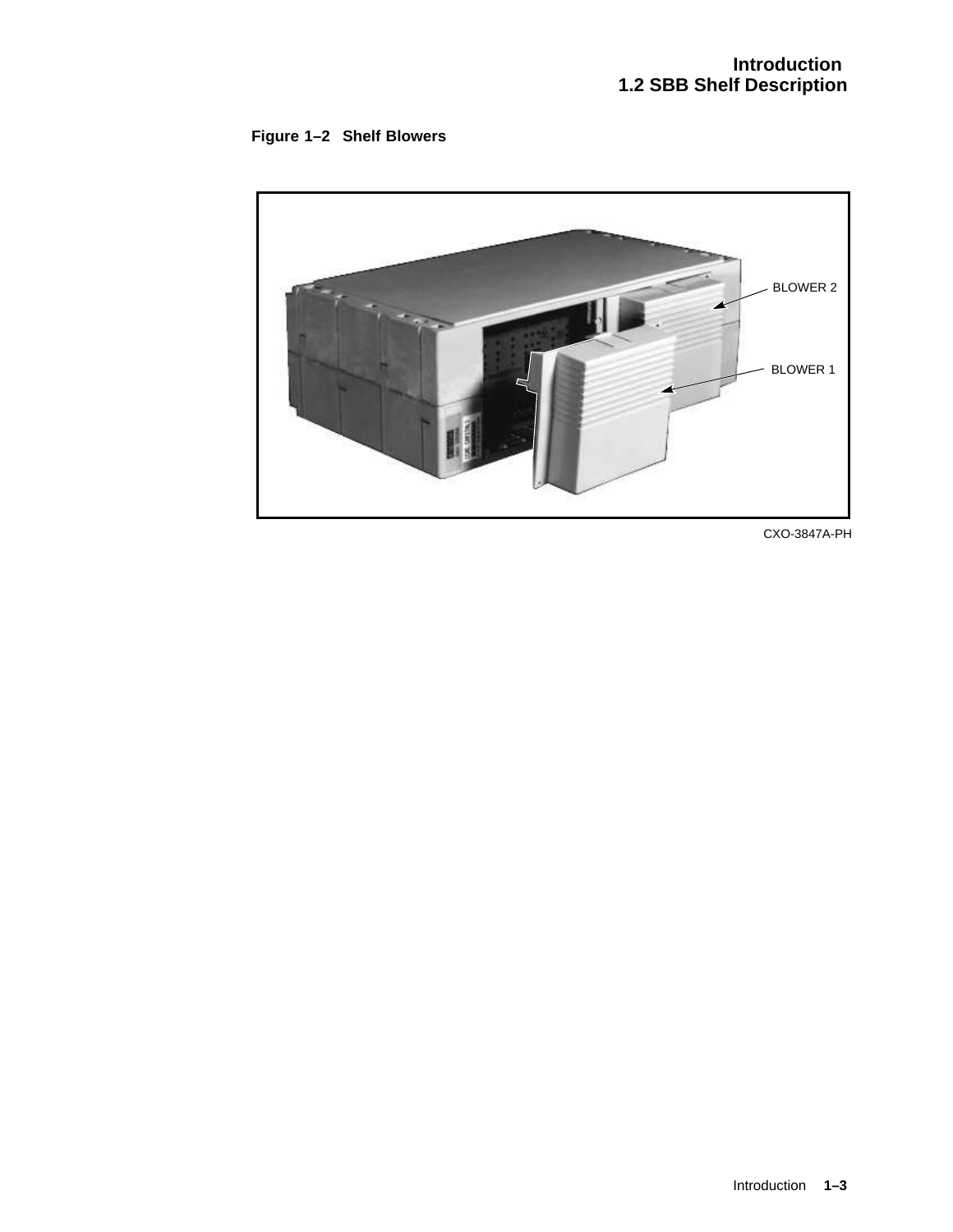**Figure 1–2 Shelf Blowers**

BLOWER 2

BLOWER 1

CXO-3847A-PH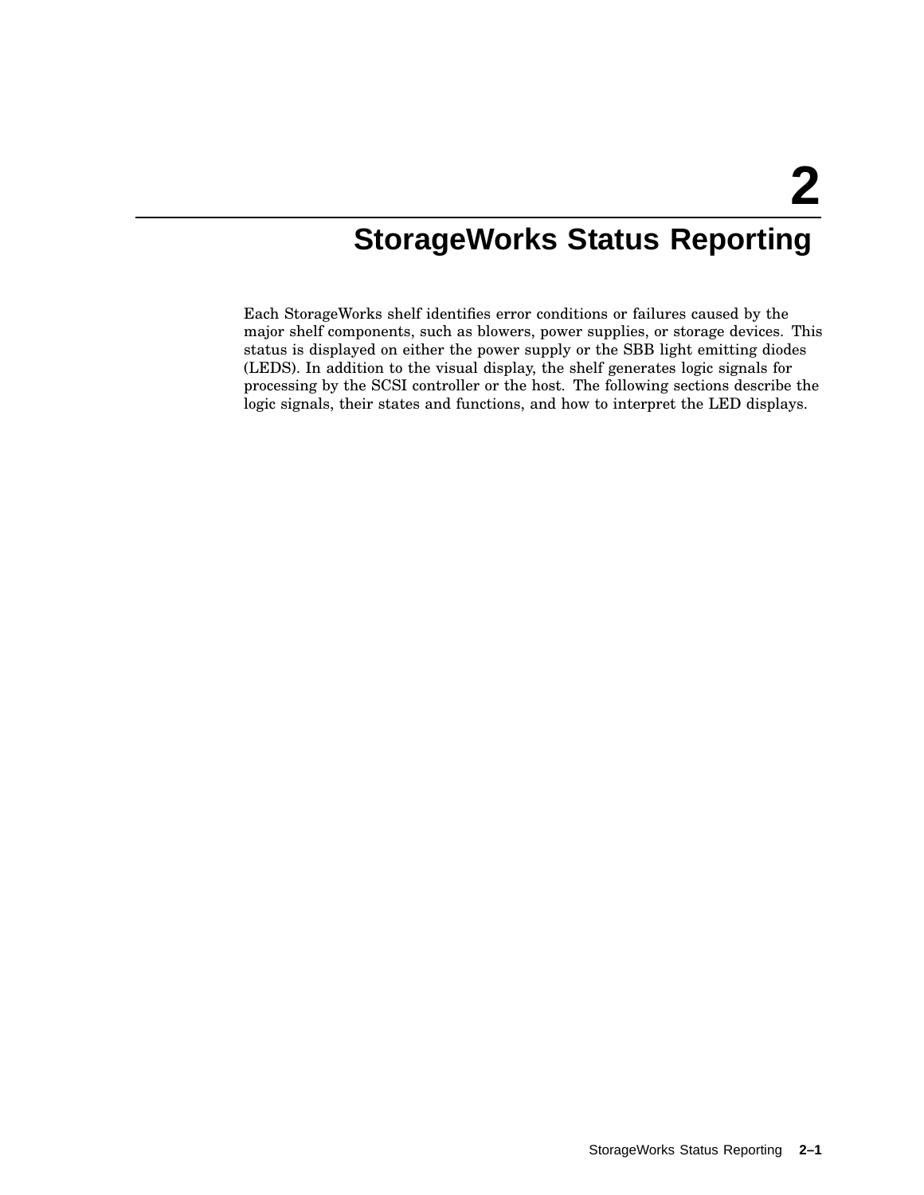# 2 StorageWorks Status Reporting

Each StorageWorks shelf identifies error conditions or failures caused by the major shelf components, such as blowers, power supplies, or storage devices. This status is displayed on either the power supply or the SBB light emitting diodes (LEDS). In addition to the visual display, the shelf generates logic signals for processing by the SCSI controller or the host. The following sections describe the logic signals, their states and functions, and how to interpret the LED displays.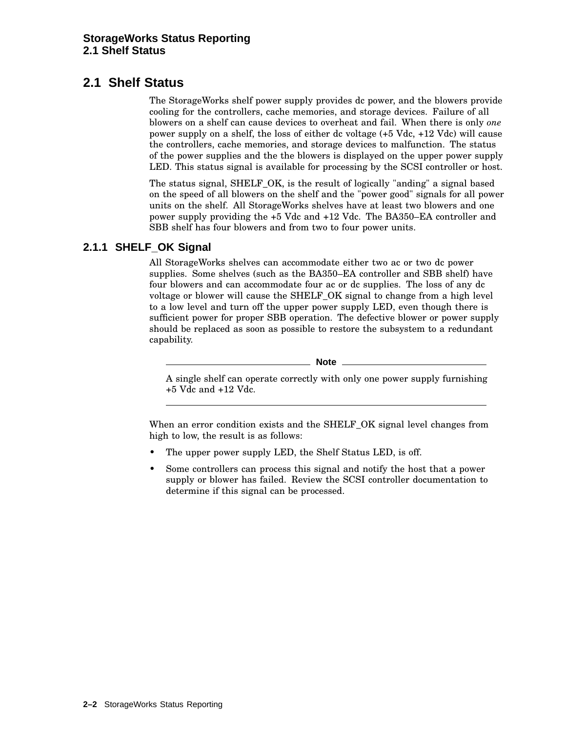## 2.1 Shelf Status

The StorageWorks shelf power supply provides dc power, and the blowers provide cooling for the controllers, cache memories, and storage devices. Failure of all blowers on a shelf can cause devices to overheat and fail. When there is only *one* power supply on a shelf, the loss of either dc voltage (+5 Vdc, +12 Vdc) will cause the controllers, cache memories, and storage devices to malfunction. The status of the power supplies and the the blowers is displayed on the upper power supply LED. This status signal is available for processing by the SCSI controller or host.

The status signal, SHELF_OK, is the result of logically "anding" a signal based on the speed of all blowers on the shelf and the "power good" signals for all power units on the shelf. All StorageWorks shelves have at least two blowers and one power supply providing the +5 Vdc and +12 Vdc. The BA350–EA controller and SBB shelf has four blowers and from two to four power units.

### 2.1.1 SHELF_OK Signal

All StorageWorks shelves can accommodate either two ac or two dc power supplies. Some shelves (such as the BA350–EA controller and SBB shelf) have four blowers and can accommodate four ac or dc supplies. The loss of any dc voltage or blower will cause the SHELF_OK signal to change from a high level to a low level and turn off the upper power supply LED, even though there is sufficient power for proper SBB operation. The defective blower or power supply should be replaced as soon as possible to restore the subsystem to a redundant capability.

---

**Note**

A single shelf can operate correctly with only one power supply furnishing +5 Vdc and +12 Vdc.

---

When an error condition exists and the SHELF_OK signal level changes from high to low, the result is as follows:

- The upper power supply LED, the Shelf Status LED, is off.
- Some controllers can process this signal and notify the host that a power supply or blower has failed. Review the SCSI controller documentation to determine if this signal can be processed.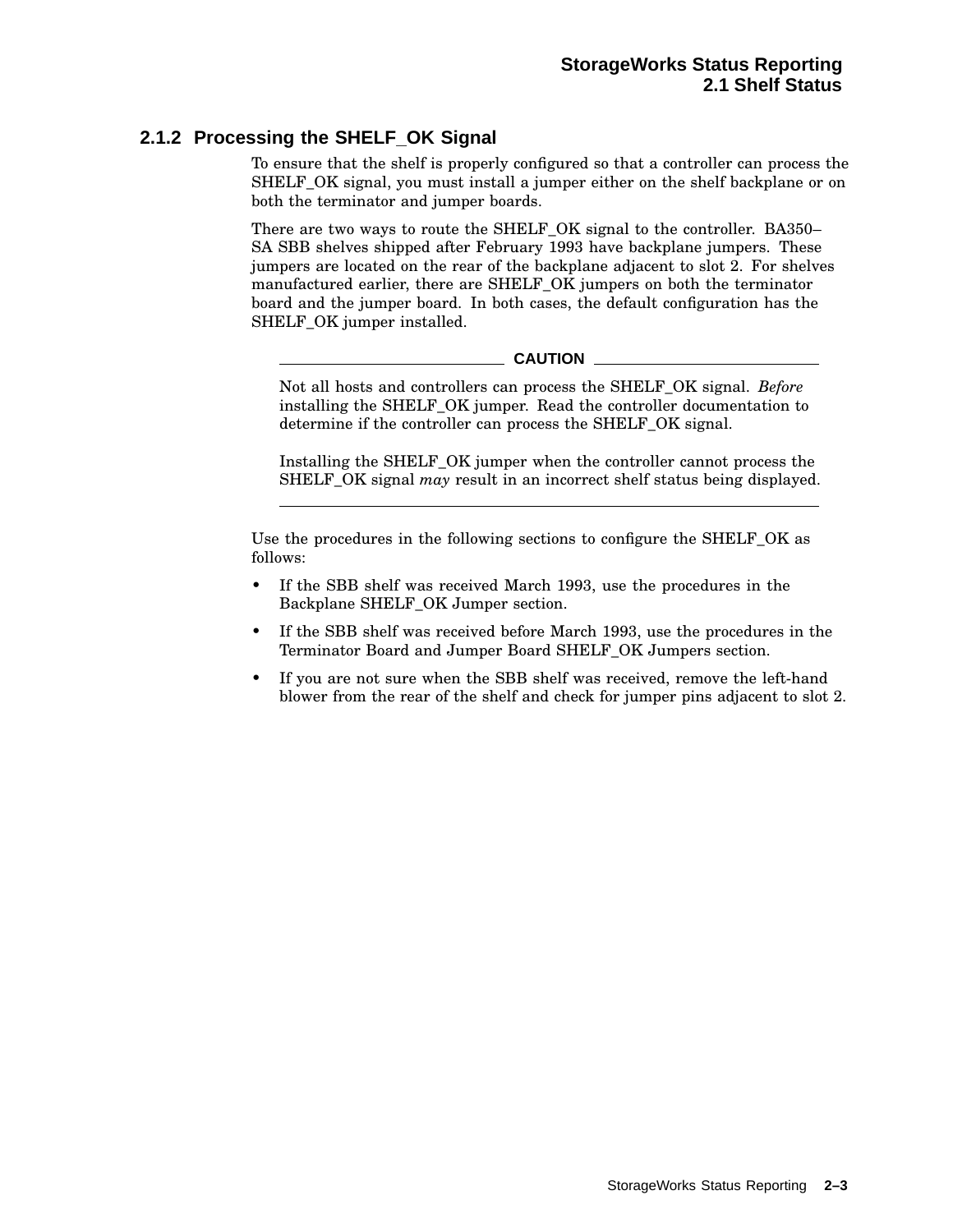### 2.1.2 Processing the SHELF_OK Signal

To ensure that the shelf is properly configured so that a controller can process the SHELF_OK signal, you must install a jumper either on the shelf backplane or on both the terminator and jumper boards.

There are two ways to route the SHELF_OK signal to the controller. BA350–SA SBB shelves shipped after February 1993 have backplane jumpers. These jumpers are located on the rear of the backplane adjacent to slot 2. For shelves manufactured earlier, there are SHELF_OK jumpers on both the terminator board and the jumper board. In both cases, the default configuration has the SHELF_OK jumper installed.

---

**CAUTION**

Not all hosts and controllers can process the SHELF_OK signal. *Before* installing the SHELF_OK jumper. Read the controller documentation to determine if the controller can process the SHELF_OK signal.

Installing the SHELF_OK jumper when the controller cannot process the SHELF_OK signal *may* result in an incorrect shelf status being displayed.

---

Use the procedures in the following sections to configure the SHELF_OK as follows:

- If the SBB shelf was received March 1993, use the procedures in the Backplane SHELF_OK Jumper section.
- If the SBB shelf was received before March 1993, use the procedures in the Terminator Board and Jumper Board SHELF_OK Jumpers section.
- If you are not sure when the SBB shelf was received, remove the left-hand blower from the rear of the shelf and check for jumper pins adjacent to slot 2.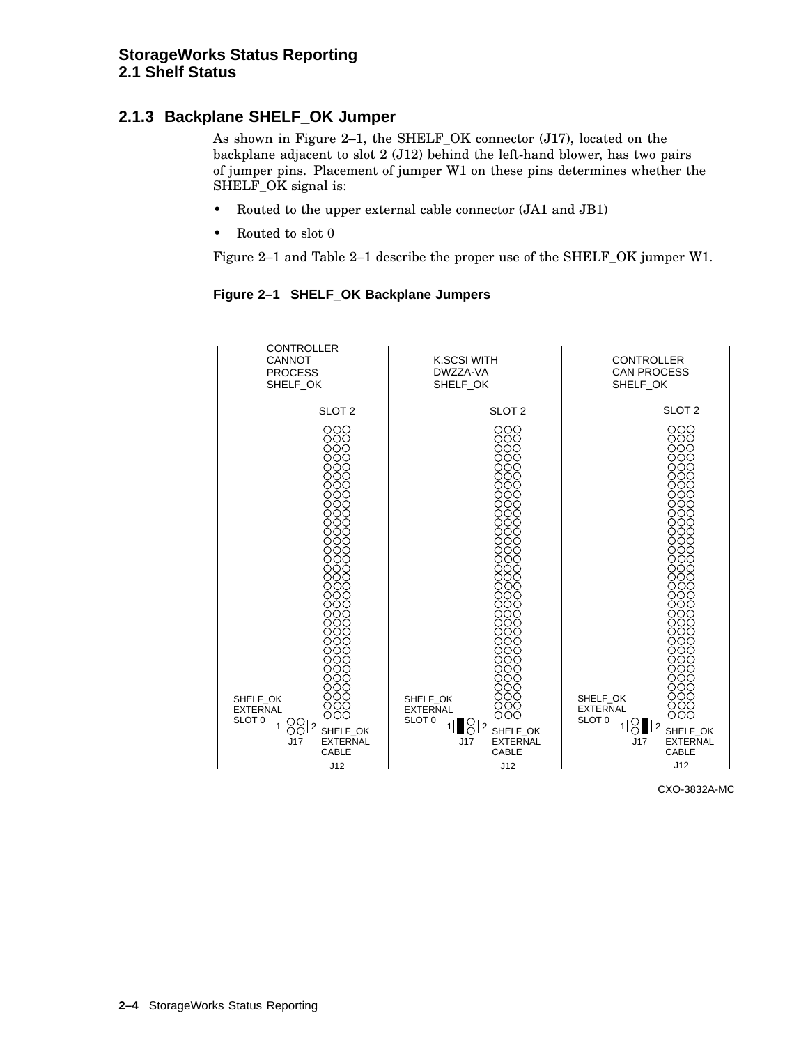## 2.1.3 Backplane SHELF_OK Jumper

As shown in Figure 2–1, the SHELF_OK connector (J17), located on the backplane adjacent to slot 2 (J12) behind the left-hand blower, has two pairs of jumper pins. Placement of jumper W1 on these pins determines whether the SHELF_OK signal is:

- Routed to the upper external cable connector (JA1 and JB1)
- Routed to slot 0

Figure 2–1 and Table 2–1 describe the proper use of the SHELF_OK jumper W1.

**Figure 2–1 SHELF_OK Backplane Jumpers**

CONTROLLER CANNOT PROCESS SHELF_OK

K.SCSI WITH DWZZA-VA SHELF_OK

CONTROLLER CAN PROCESS SHELF_OK

SLOT 2

SHELF_OK EXTERNAL SLOT 0

1 2

J17

SHELF_OK EXTERNAL CABLE

J12

CXO-3832A-MC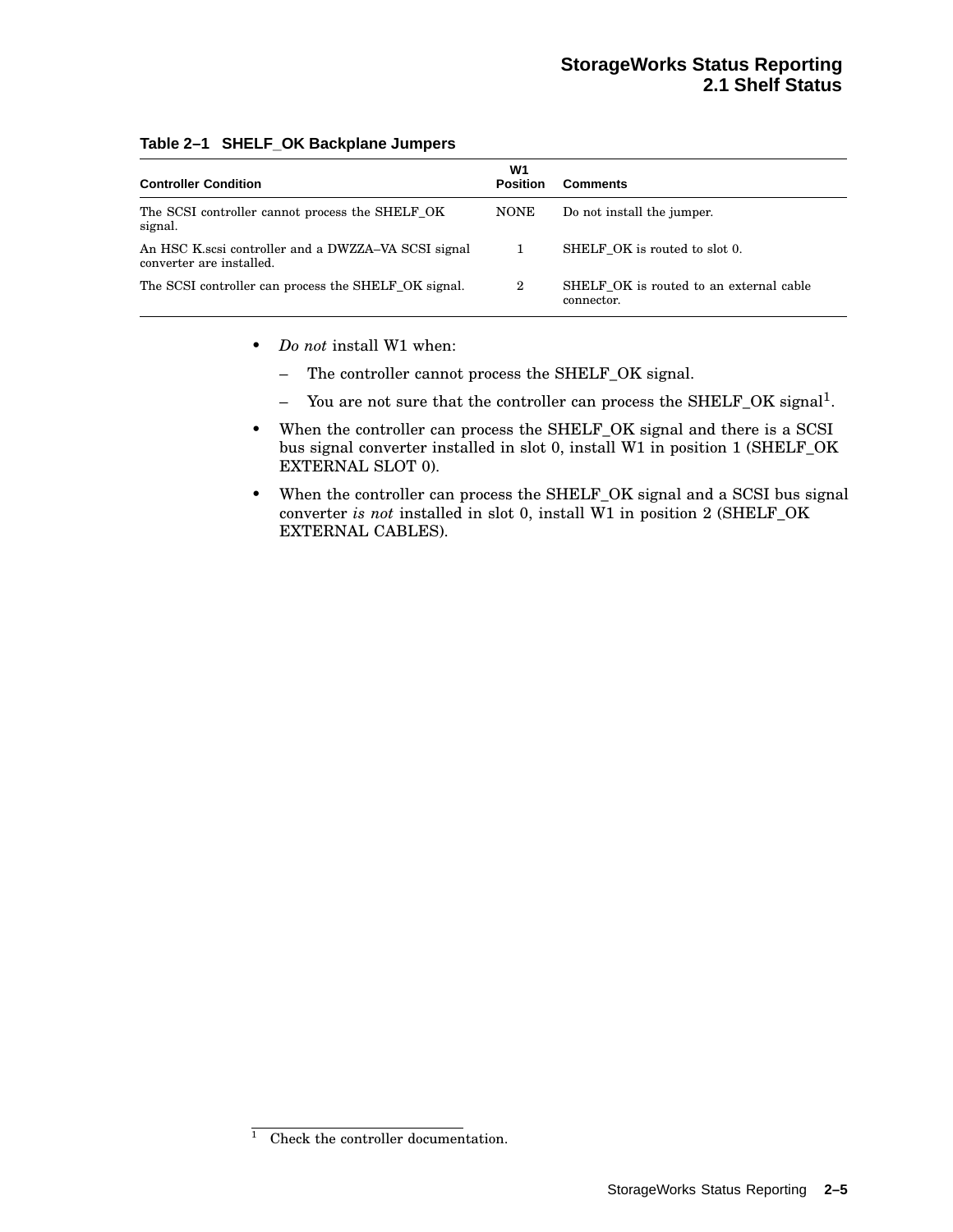**Table 2–1 SHELF_OK Backplane Jumpers**

| Controller Condition | W1 Position | Comments |
|---|---|---|
| The SCSI controller cannot process the SHELF_OK signal. | NONE | Do not install the jumper. |
| An HSC K.scsi controller and a DWZZA–VA SCSI signal converter are installed. | 1 | SHELF_OK is routed to slot 0. |
| The SCSI controller can process the SHELF_OK signal. | 2 | SHELF_OK is routed to an external cable connector. |

- *Do not* install W1 when:
  - The controller cannot process the SHELF_OK signal.
  - You are not sure that the controller can process the SHELF_OK signal[1].
- When the controller can process the SHELF_OK signal and there is a SCSI bus signal converter installed in slot 0, install W1 in position 1 (SHELF_OK EXTERNAL SLOT 0).
- When the controller can process the SHELF_OK signal and a SCSI bus signal converter *is not* installed in slot 0, install W1 in position 2 (SHELF_OK EXTERNAL CABLES).

---

[1] Check the controller documentation.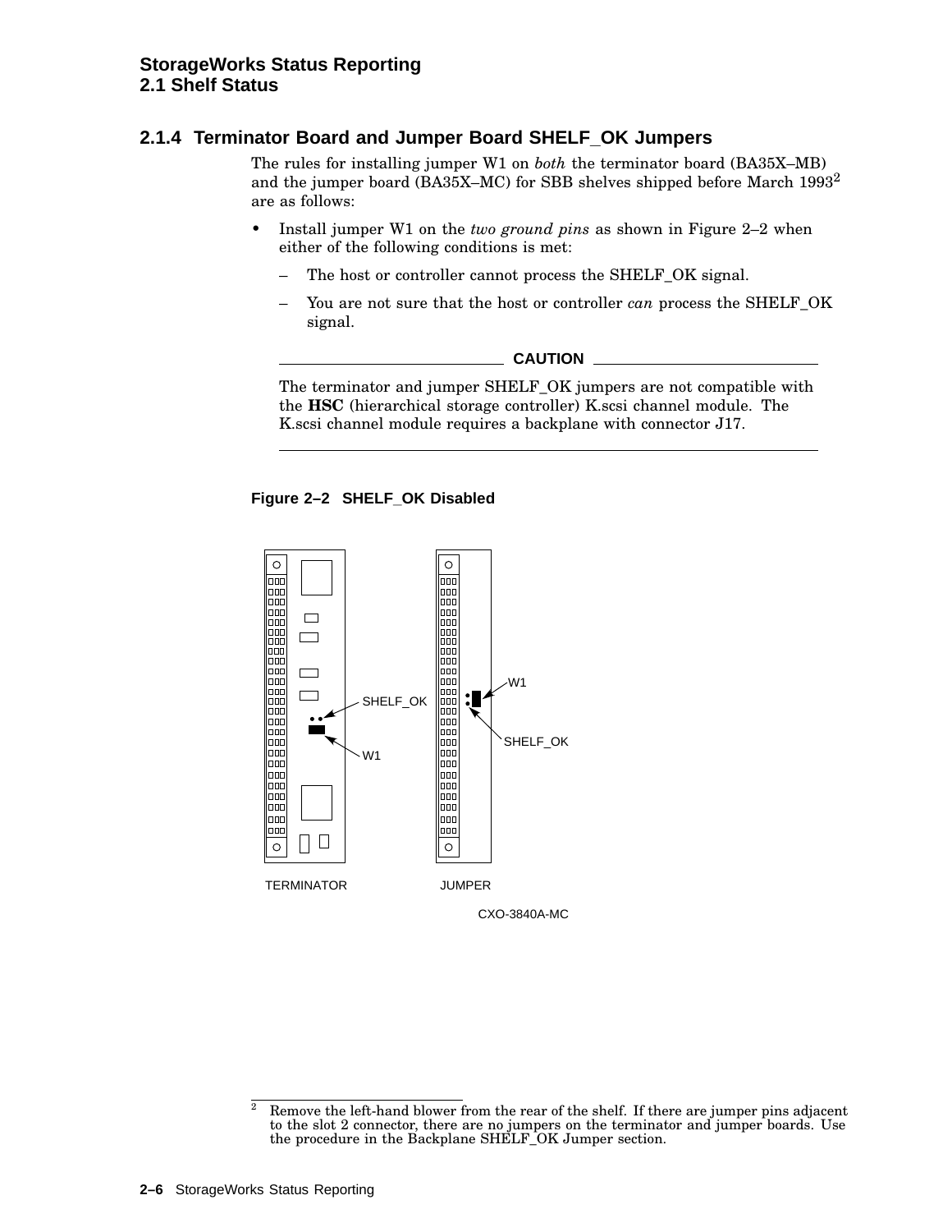### 2.1.4 Terminator Board and Jumper Board SHELF_OK Jumpers

The rules for installing jumper W1 on *both* the terminator board (BA35X–MB) and the jumper board (BA35X–MC) for SBB shelves shipped before March 1993[2] are as follows:

- Install jumper W1 on the *two ground pins* as shown in Figure 2–2 when either of the following conditions is met:
  - The host or controller cannot process the SHELF_OK signal.
  - You are not sure that the host or controller *can* process the SHELF_OK signal.

**CAUTION**

The terminator and jumper SHELF_OK jumpers are not compatible with the **HSC** (hierarchical storage controller) K.scsi channel module. The K.scsi channel module requires a backplane with connector J17.

**Figure 2–2 SHELF_OK Disabled**

SHELF_OK
W1
W1
SHELF_OK
TERMINATOR
JUMPER
CXO-3840A-MC

[2] Remove the left-hand blower from the rear of the shelf. If there are jumper pins adjacent to the slot 2 connector, there are no jumpers on the terminator and jumper boards. Use the procedure in the Backplane SHELF_OK Jumper section.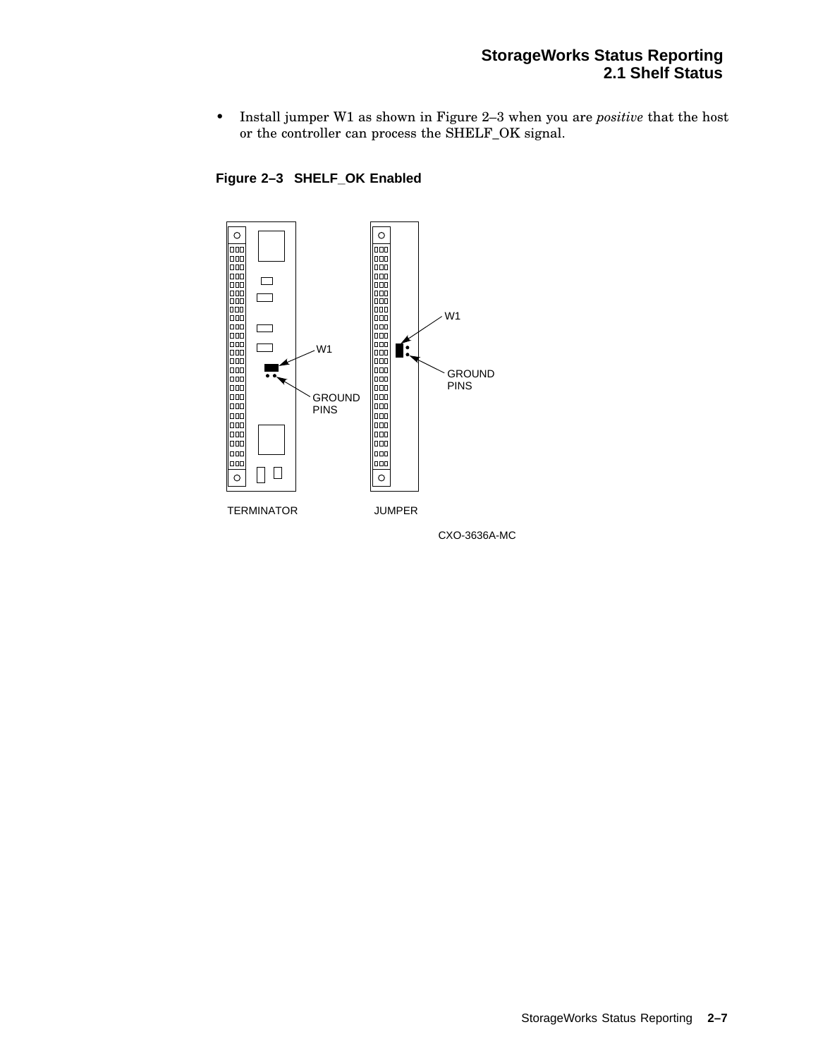- Install jumper W1 as shown in Figure 2–3 when you are *positive* that the host or the controller can process the SHELF_OK signal.

**Figure 2–3 SHELF_OK Enabled**

W1

GROUND PINS

TERMINATOR

JUMPER

CXO-3636A-MC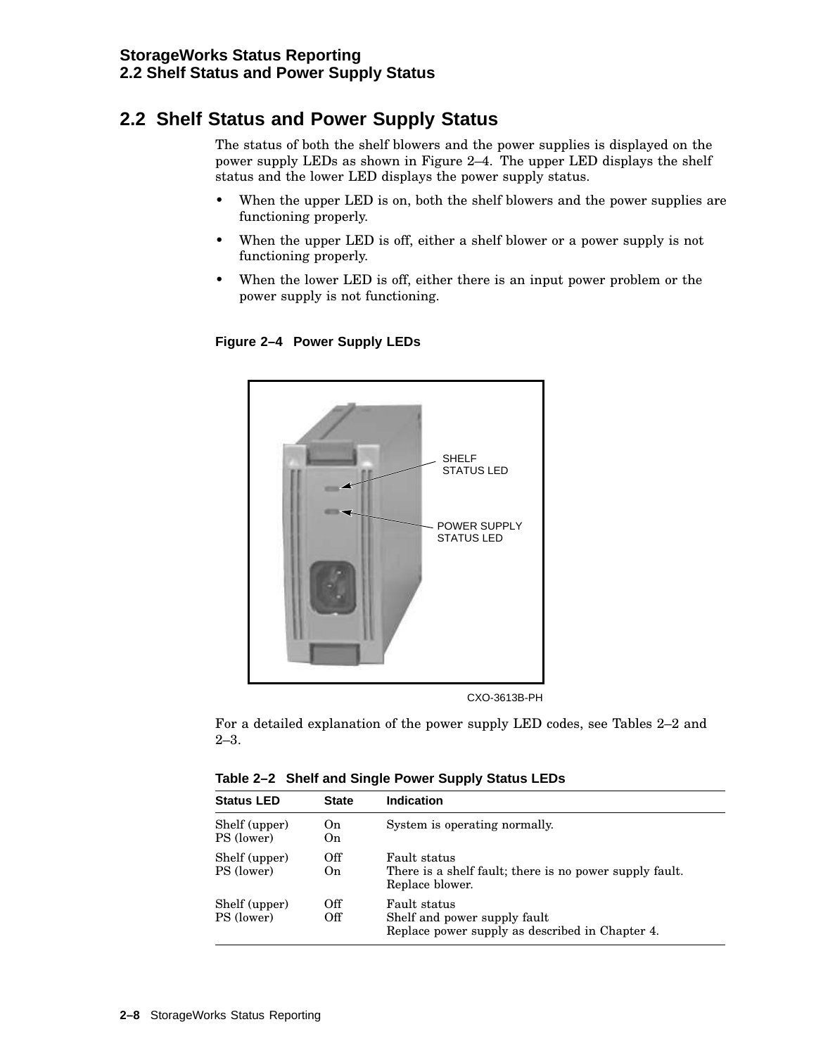## 2.2 Shelf Status and Power Supply Status

The status of both the shelf blowers and the power supplies is displayed on the power supply LEDs as shown in Figure 2–4. The upper LED displays the shelf status and the lower LED displays the power supply status.

- When the upper LED is on, both the shelf blowers and the power supplies are functioning properly.
- When the upper LED is off, either a shelf blower or a power supply is not functioning properly.
- When the lower LED is off, either there is an input power problem or the power supply is not functioning.

**Figure 2–4 Power Supply LEDs**

SHELF STATUS LED

POWER SUPPLY STATUS LED

CXO-3613B-PH

For a detailed explanation of the power supply LED codes, see Tables 2–2 and 2–3.

**Table 2–2 Shelf and Single Power Supply Status LEDs**

| Status LED | State | Indication |
|---|---|---|
| Shelf (upper)<br>PS (lower) | On<br>On | System is operating normally. |
| Shelf (upper)<br>PS (lower) | Off<br>On | Fault status<br>There is a shelf fault; there is no power supply fault.<br>Replace blower. |
| Shelf (upper)<br>PS (lower) | Off<br>Off | Fault status<br>Shelf and power supply fault<br>Replace power supply as described in Chapter 4. |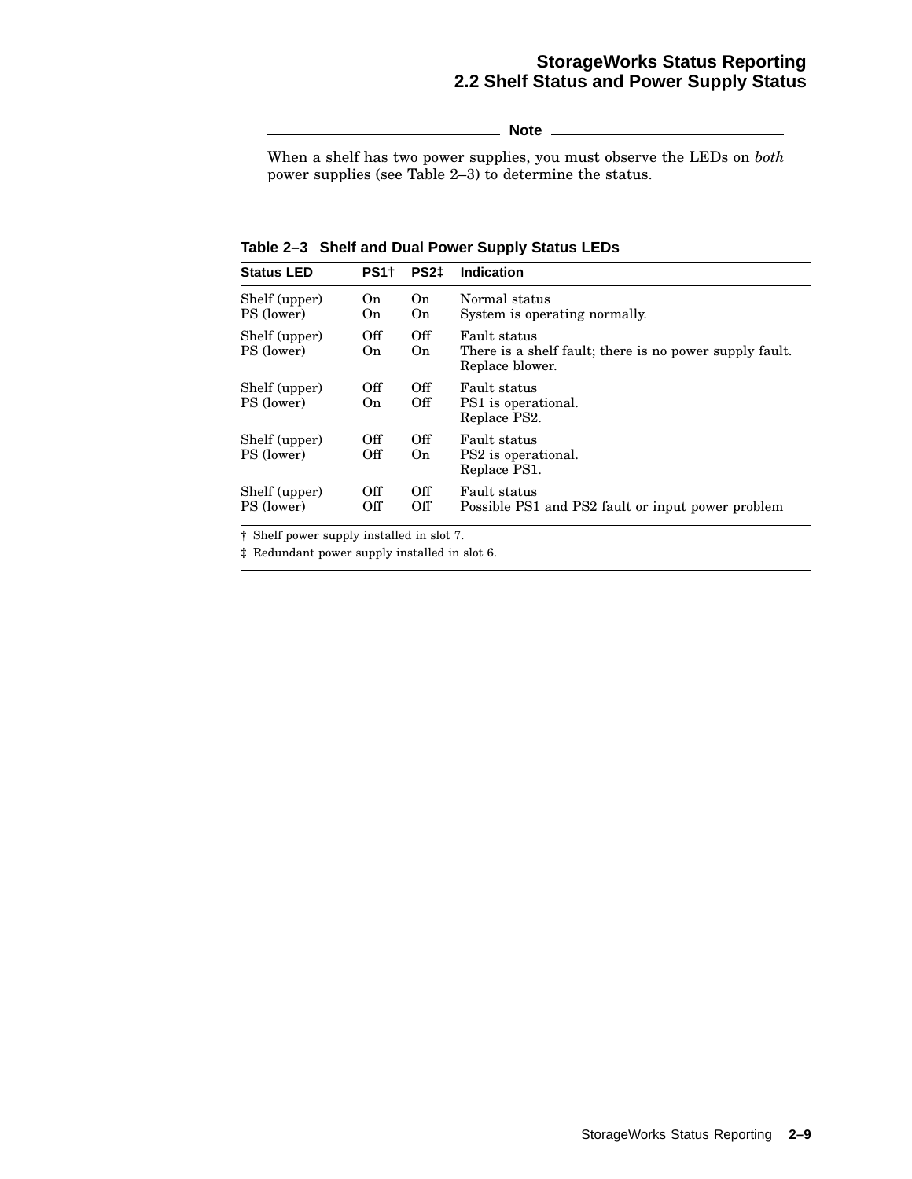**Note**

When a shelf has two power supplies, you must observe the LEDs on *both* power supplies (see Table 2–3) to determine the status.

**Table 2–3 Shelf and Dual Power Supply Status LEDs**

| Status LED | PS1† | PS2‡ | Indication |
|---|---|---|---|
| Shelf (upper)<br>PS (lower) | On<br>On | On<br>On | Normal status<br>System is operating normally. |
| Shelf (upper)<br>PS (lower) | Off<br>On | Off<br>On | Fault status<br>There is a shelf fault; there is no power supply fault.<br>Replace blower. |
| Shelf (upper)<br>PS (lower) | Off<br>On | Off<br>Off | Fault status<br>PS1 is operational.<br>Replace PS2. |
| Shelf (upper)<br>PS (lower) | Off<br>Off | Off<br>On | Fault status<br>PS2 is operational.<br>Replace PS1. |
| Shelf (upper)<br>PS (lower) | Off<br>Off | Off<br>Off | Fault status<br>Possible PS1 and PS2 fault or input power problem |

† Shelf power supply installed in slot 7.

‡ Redundant power supply installed in slot 6.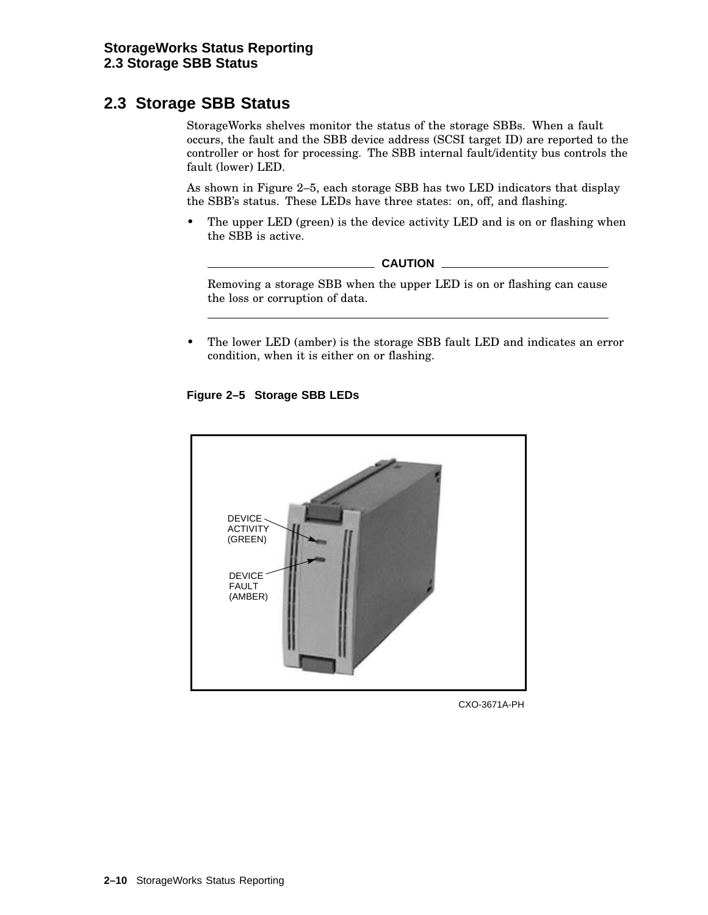## 2.3 Storage SBB Status

StorageWorks shelves monitor the status of the storage SBBs. When a fault occurs, the fault and the SBB device address (SCSI target ID) are reported to the controller or host for processing. The SBB internal fault/identity bus controls the fault (lower) LED.

As shown in Figure 2–5, each storage SBB has two LED indicators that display the SBB's status. These LEDs have three states: on, off, and flashing.

- The upper LED (green) is the device activity LED and is on or flashing when the SBB is active.

**CAUTION**

Removing a storage SBB when the upper LED is on or flashing can cause the loss or corruption of data.

- The lower LED (amber) is the storage SBB fault LED and indicates an error condition, when it is either on or flashing.

**Figure 2–5 Storage SBB LEDs**

DEVICE ACTIVITY (GREEN)

DEVICE FAULT (AMBER)

CXO-3671A-PH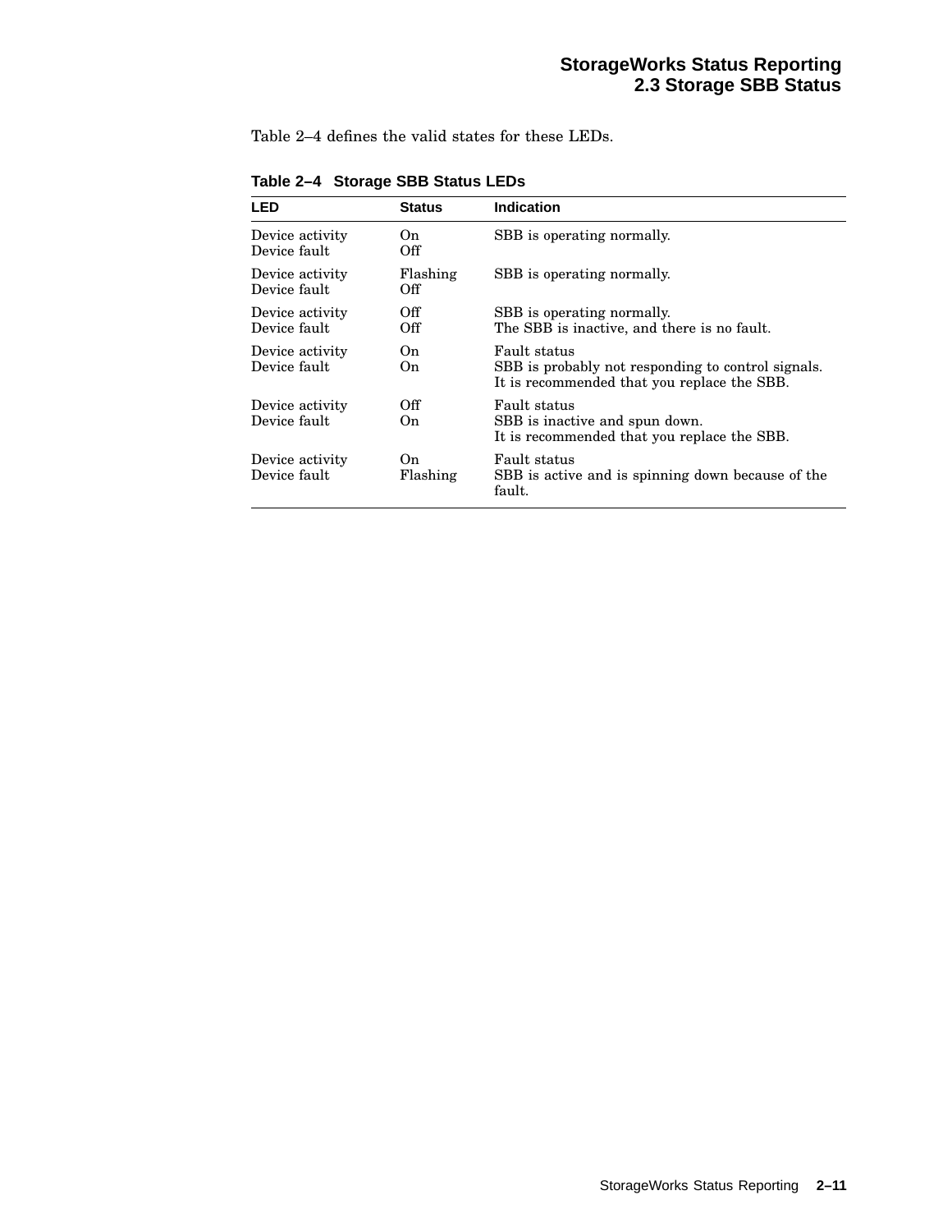Table 2–4 defines the valid states for these LEDs.

**Table 2–4 Storage SBB Status LEDs**

| LED | Status | Indication |
|---|---|---|
| Device activity<br>Device fault | On<br>Off | SBB is operating normally. |
| Device activity<br>Device fault | Flashing<br>Off | SBB is operating normally. |
| Device activity<br>Device fault | Off<br>Off | SBB is operating normally.<br>The SBB is inactive, and there is no fault. |
| Device activity<br>Device fault | On<br>On | Fault status<br>SBB is probably not responding to control signals.<br>It is recommended that you replace the SBB. |
| Device activity<br>Device fault | Off<br>On | Fault status<br>SBB is inactive and spun down.<br>It is recommended that you replace the SBB. |
| Device activity<br>Device fault | On<br>Flashing | Fault status<br>SBB is active and is spinning down because of the fault. |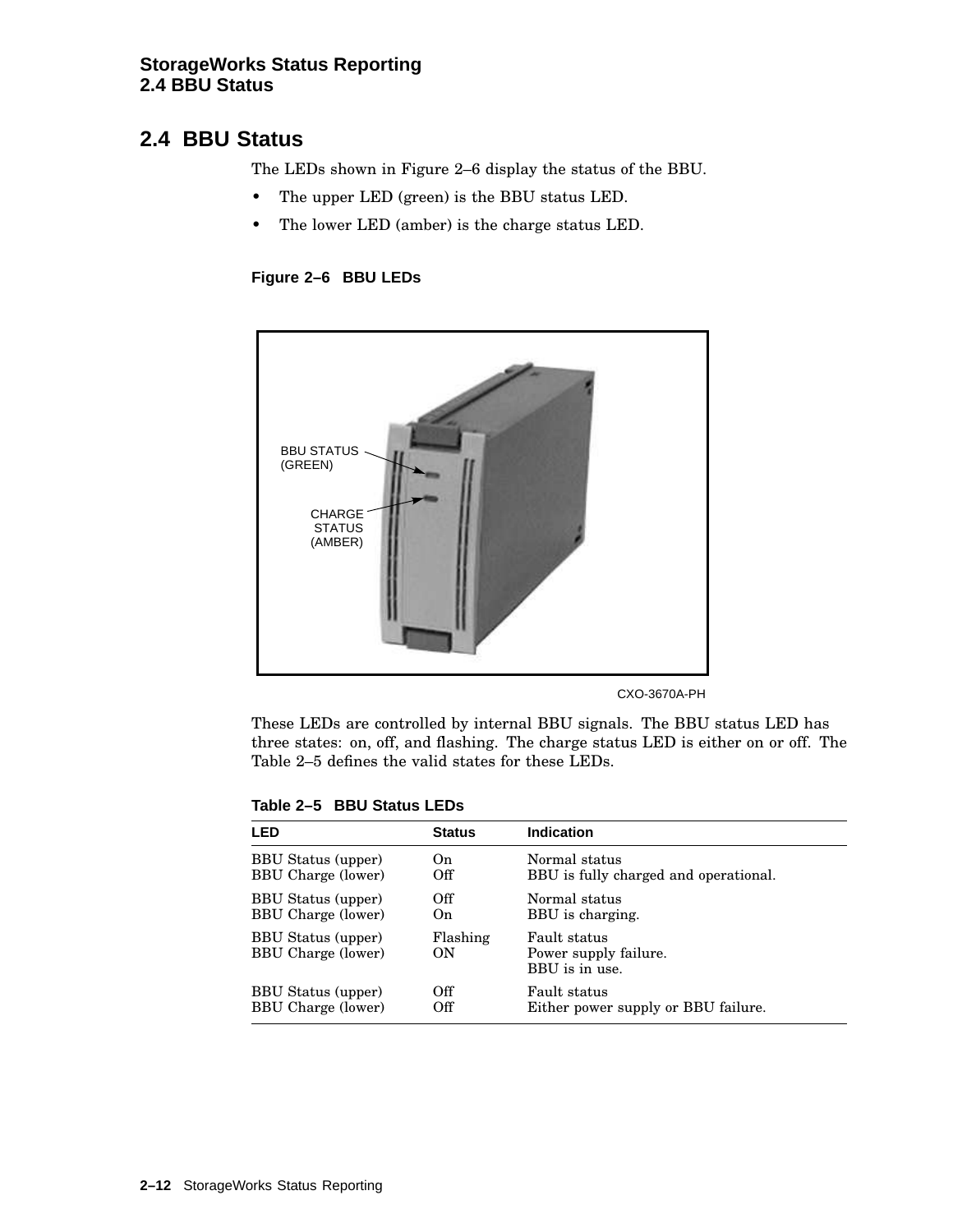## 2.4 BBU Status

The LEDs shown in Figure 2–6 display the status of the BBU.

- The upper LED (green) is the BBU status LED.
- The lower LED (amber) is the charge status LED.

**Figure 2–6 BBU LEDs**

BBU STATUS (GREEN)

CHARGE STATUS (AMBER)

CXO-3670A-PH

These LEDs are controlled by internal BBU signals. The BBU status LED has three states: on, off, and flashing. The charge status LED is either on or off. The Table 2–5 defines the valid states for these LEDs.

**Table 2–5 BBU Status LEDs**

| LED | Status | Indication |
|---|---|---|
| BBU Status (upper)<br>BBU Charge (lower) | On<br>Off | Normal status<br>BBU is fully charged and operational. |
| BBU Status (upper)<br>BBU Charge (lower) | Off<br>On | Normal status<br>BBU is charging. |
| BBU Status (upper)<br>BBU Charge (lower) | Flashing<br>ON | Fault status<br>Power supply failure.<br>BBU is in use. |
| BBU Status (upper)<br>BBU Charge (lower) | Off<br>Off | Fault status<br>Either power supply or BBU failure. |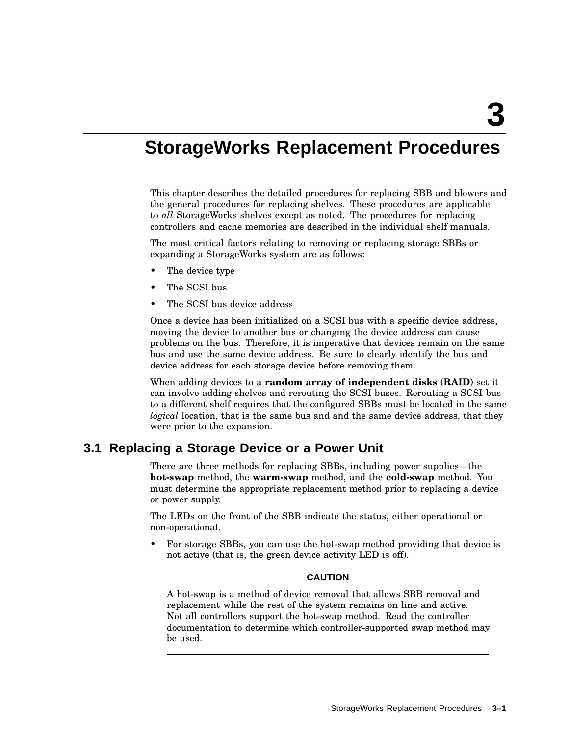# 3 StorageWorks Replacement Procedures

This chapter describes the detailed procedures for replacing SBB and blowers and the general procedures for replacing shelves. These procedures are applicable to *all* StorageWorks shelves except as noted. The procedures for replacing controllers and cache memories are described in the individual shelf manuals.

The most critical factors relating to removing or replacing storage SBBs or expanding a StorageWorks system are as follows:

- The device type
- The SCSI bus
- The SCSI bus device address

Once a device has been initialized on a SCSI bus with a specific device address, moving the device to another bus or changing the device address can cause problems on the bus. Therefore, it is imperative that devices remain on the same bus and use the same device address. Be sure to clearly identify the bus and device address for each storage device before removing them.

When adding devices to a **random array of independent disks (RAID)** set it can involve adding shelves and rerouting the SCSI buses. Rerouting a SCSI bus to a different shelf requires that the configured SBBs must be located in the same *logical* location, that is the same bus and and the same device address, that they were prior to the expansion.

## 3.1 Replacing a Storage Device or a Power Unit

There are three methods for replacing SBBs, including power supplies—the **hot-swap** method, the **warm-swap** method, and the **cold-swap** method. You must determine the appropriate replacement method prior to replacing a device or power supply.

The LEDs on the front of the SBB indicate the status, either operational or non-operational.

- For storage SBBs, you can use the hot-swap method providing that device is not active (that is, the green device activity LED is off).

  **CAUTION**

  A hot-swap is a method of device removal that allows SBB removal and replacement while the rest of the system remains on line and active. Not all controllers support the hot-swap method. Read the controller documentation to determine which controller-supported swap method may be used.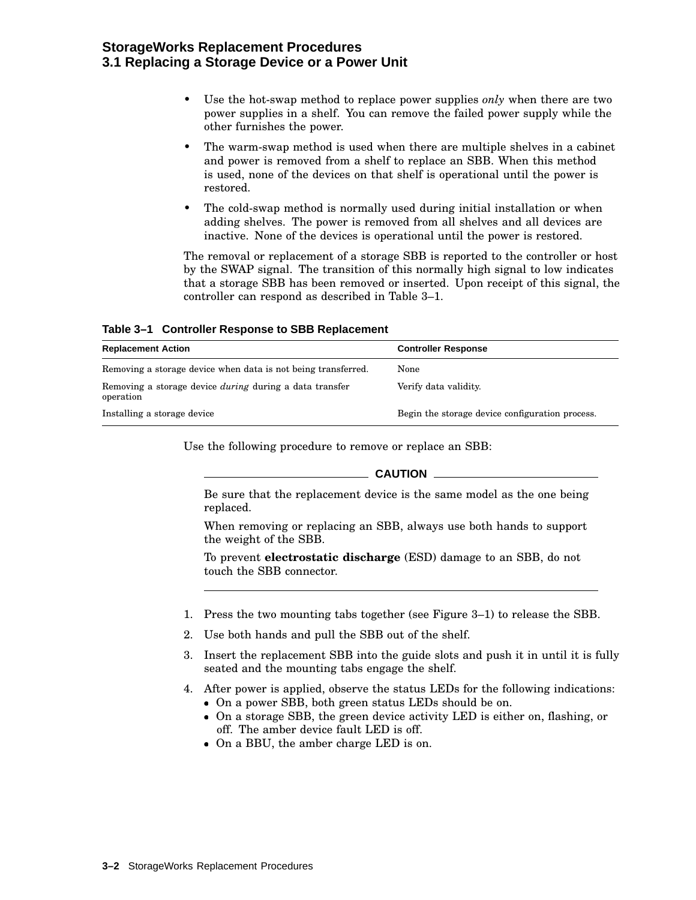- Use the hot-swap method to replace power supplies *only* when there are two power supplies in a shelf. You can remove the failed power supply while the other furnishes the power.
- The warm-swap method is used when there are multiple shelves in a cabinet and power is removed from a shelf to replace an SBB. When this method is used, none of the devices on that shelf is operational until the power is restored.
- The cold-swap method is normally used during initial installation or when adding shelves. The power is removed from all shelves and all devices are inactive. None of the devices is operational until the power is restored.

The removal or replacement of a storage SBB is reported to the controller or host by the SWAP signal. The transition of this normally high signal to low indicates that a storage SBB has been removed or inserted. Upon receipt of this signal, the controller can respond as described in Table 3–1.

**Table 3–1 Controller Response to SBB Replacement**

| Replacement Action | Controller Response |
|---|---|
| Removing a storage device when data is not being transferred. | None |
| Removing a storage device *during* during a data transfer operation | Verify data validity. |
| Installing a storage device | Begin the storage device configuration process. |

Use the following procedure to remove or replace an SBB:

**CAUTION**

Be sure that the replacement device is the same model as the one being replaced.

When removing or replacing an SBB, always use both hands to support the weight of the SBB.

To prevent **electrostatic discharge** (ESD) damage to an SBB, do not touch the SBB connector.

1. Press the two mounting tabs together (see Figure 3–1) to release the SBB.
2. Use both hands and pull the SBB out of the shelf.
3. Insert the replacement SBB into the guide slots and push it in until it is fully seated and the mounting tabs engage the shelf.
4. After power is applied, observe the status LEDs for the following indications:
   - On a power SBB, both green status LEDs should be on.
   - On a storage SBB, the green device activity LED is either on, flashing, or off. The amber device fault LED is off.
   - On a BBU, the amber charge LED is on.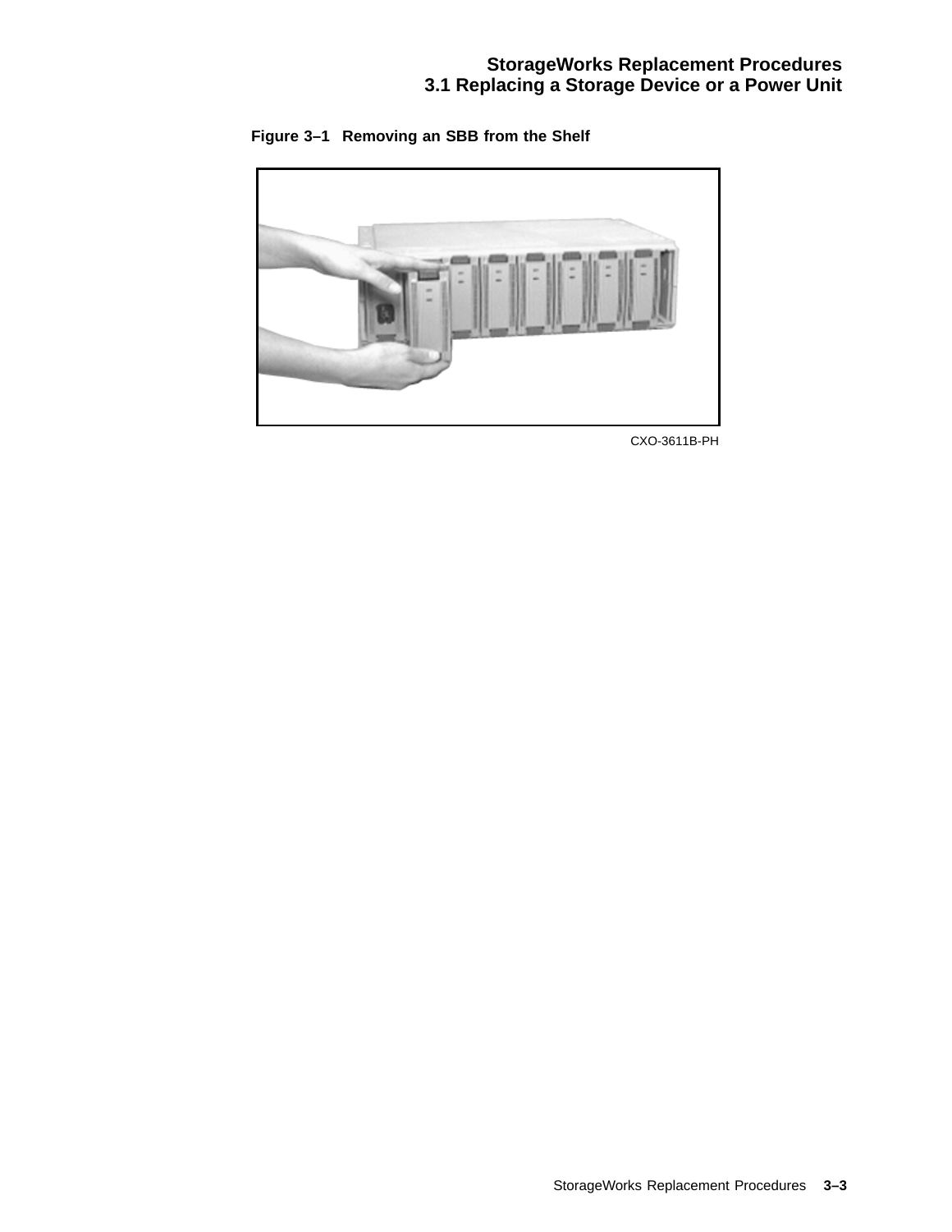**Figure 3–1 Removing an SBB from the Shelf**

CXO-3611B-PH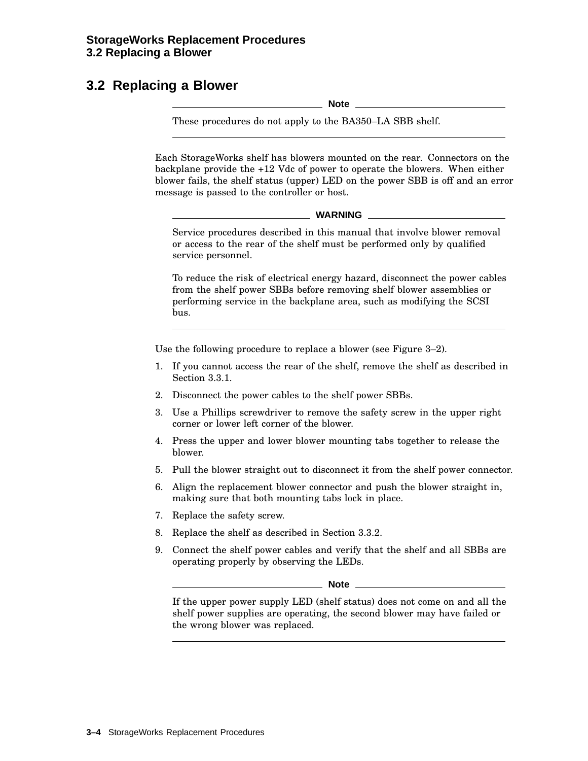## 3.2 Replacing a Blower

---

**Note**

These procedures do not apply to the BA350–LA SBB shelf.

---

Each StorageWorks shelf has blowers mounted on the rear. Connectors on the backplane provide the +12 Vdc of power to operate the blowers. When either blower fails, the shelf status (upper) LED on the power SBB is off and an error message is passed to the controller or host.

---

**WARNING**

Service procedures described in this manual that involve blower removal or access to the rear of the shelf must be performed only by qualified service personnel.

To reduce the risk of electrical energy hazard, disconnect the power cables from the shelf power SBBs before removing shelf blower assemblies or performing service in the backplane area, such as modifying the SCSI bus.

---

Use the following procedure to replace a blower (see Figure 3–2).

1. If you cannot access the rear of the shelf, remove the shelf as described in Section 3.3.1.
2. Disconnect the power cables to the shelf power SBBs.
3. Use a Phillips screwdriver to remove the safety screw in the upper right corner or lower left corner of the blower.
4. Press the upper and lower blower mounting tabs together to release the blower.
5. Pull the blower straight out to disconnect it from the shelf power connector.
6. Align the replacement blower connector and push the blower straight in, making sure that both mounting tabs lock in place.
7. Replace the safety screw.
8. Replace the shelf as described in Section 3.3.2.
9. Connect the shelf power cables and verify that the shelf and all SBBs are operating properly by observing the LEDs.

---

**Note**

If the upper power supply LED (shelf status) does not come on and all the shelf power supplies are operating, the second blower may have failed or the wrong blower was replaced.

---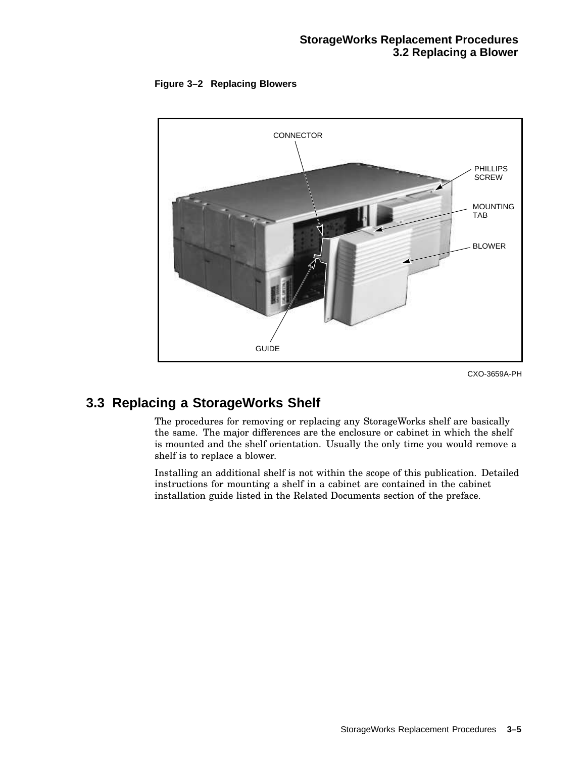**Figure 3–2 Replacing Blowers**

CONNECTOR

PHILLIPS SCREW

MOUNTING TAB

BLOWER

GUIDE

CXO-3659A-PH

## 3.3 Replacing a StorageWorks Shelf

The procedures for removing or replacing any StorageWorks shelf are basically the same. The major differences are the enclosure or cabinet in which the shelf is mounted and the shelf orientation. Usually the only time you would remove a shelf is to replace a blower.

Installing an additional shelf is not within the scope of this publication. Detailed instructions for mounting a shelf in a cabinet are contained in the cabinet installation guide listed in the Related Documents section of the preface.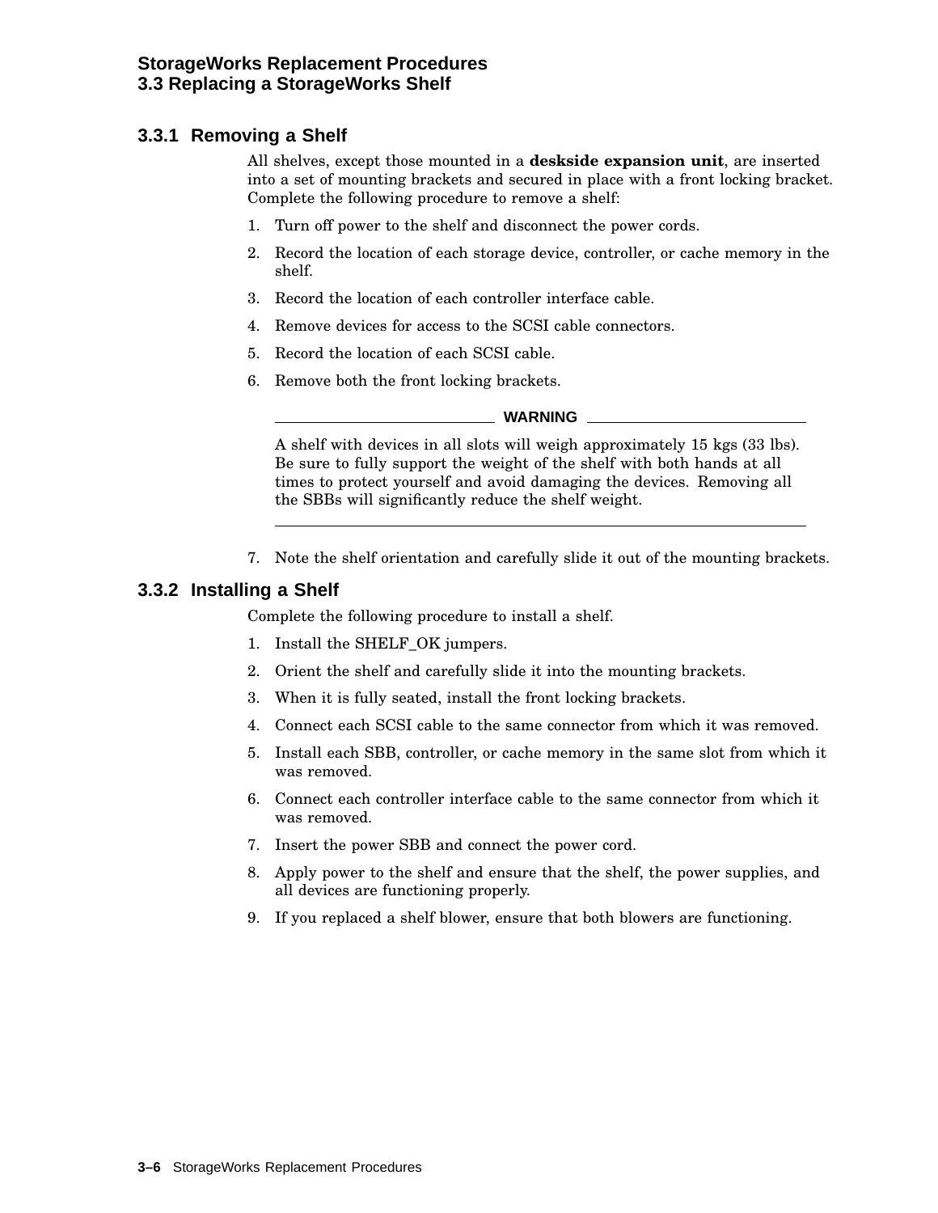### 3.3.1 Removing a Shelf

All shelves, except those mounted in a **deskside expansion unit**, are inserted into a set of mounting brackets and secured in place with a front locking bracket. Complete the following procedure to remove a shelf:

1. Turn off power to the shelf and disconnect the power cords.
2. Record the location of each storage device, controller, or cache memory in the shelf.
3. Record the location of each controller interface cable.
4. Remove devices for access to the SCSI cable connectors.
5. Record the location of each SCSI cable.
6. Remove both the front locking brackets.

**WARNING**

A shelf with devices in all slots will weigh approximately 15 kgs (33 lbs). Be sure to fully support the weight of the shelf with both hands at all times to protect yourself and avoid damaging the devices. Removing all the SBBs will significantly reduce the shelf weight.

7. Note the shelf orientation and carefully slide it out of the mounting brackets.

### 3.3.2 Installing a Shelf

Complete the following procedure to install a shelf.

1. Install the SHELF_OK jumpers.
2. Orient the shelf and carefully slide it into the mounting brackets.
3. When it is fully seated, install the front locking brackets.
4. Connect each SCSI cable to the same connector from which it was removed.
5. Install each SBB, controller, or cache memory in the same slot from which it was removed.
6. Connect each controller interface cable to the same connector from which it was removed.
7. Insert the power SBB and connect the power cord.
8. Apply power to the shelf and ensure that the shelf, the power supplies, and all devices are functioning properly.
9. If you replaced a shelf blower, ensure that both blowers are functioning.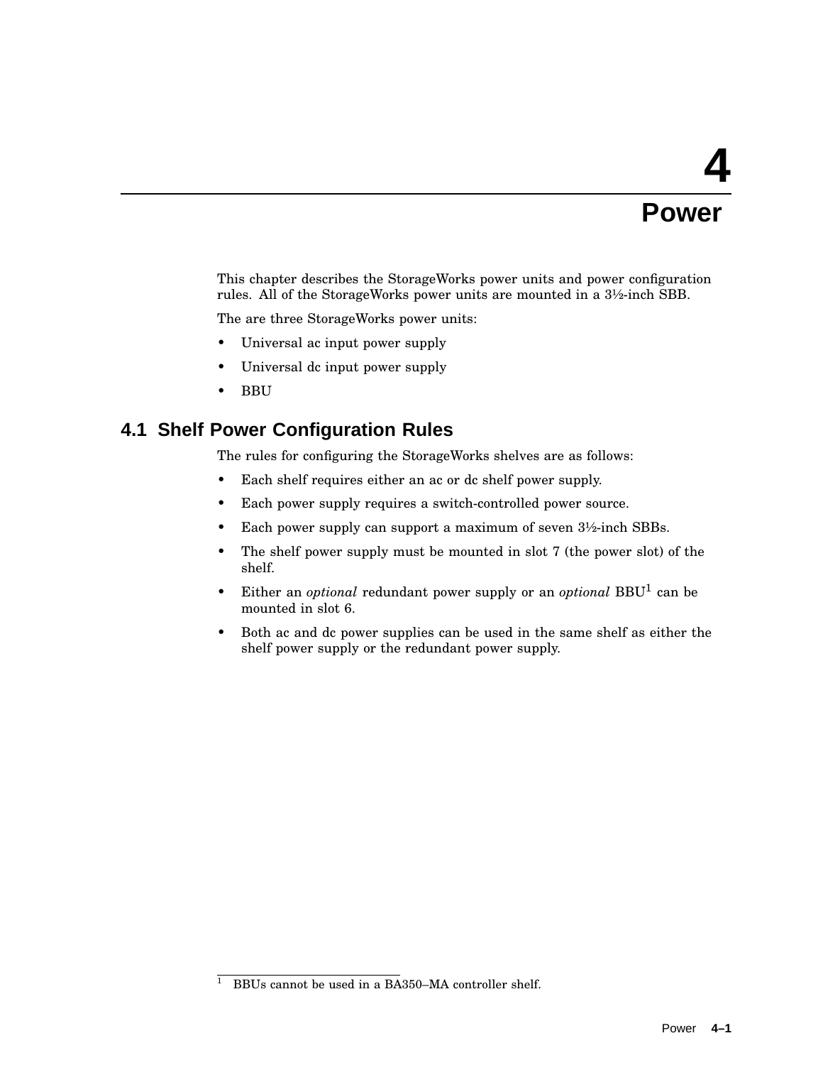# 4 Power

This chapter describes the StorageWorks power units and power configuration rules. All of the StorageWorks power units are mounted in a 3½-inch SBB.

The are three StorageWorks power units:

- Universal ac input power supply
- Universal dc input power supply
- BBU

## 4.1 Shelf Power Configuration Rules

The rules for configuring the StorageWorks shelves are as follows:

- Each shelf requires either an ac or dc shelf power supply.
- Each power supply requires a switch-controlled power source.
- Each power supply can support a maximum of seven 3½-inch SBBs.
- The shelf power supply must be mounted in slot 7 (the power slot) of the shelf.
- Either an *optional* redundant power supply or an *optional* BBU[1] can be mounted in slot 6.
- Both ac and dc power supplies can be used in the same shelf as either the shelf power supply or the redundant power supply.

---

[1] BBUs cannot be used in a BA350–MA controller shelf.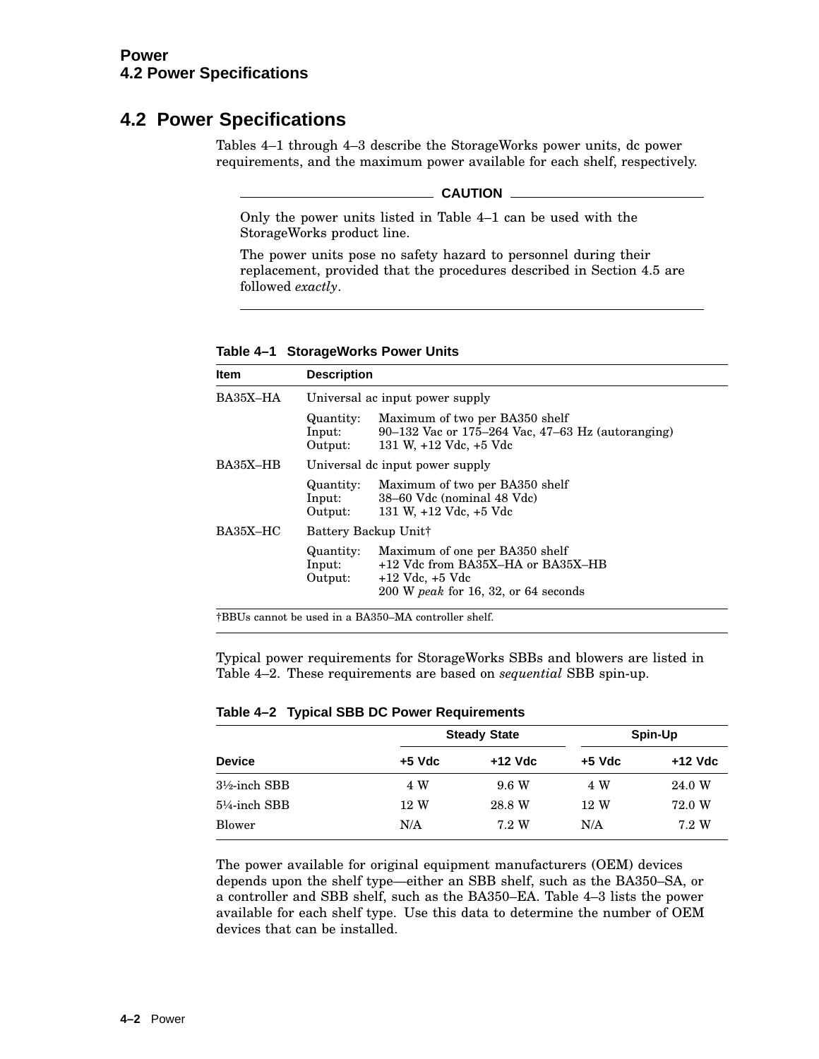## 4.2 Power Specifications

Tables 4–1 through 4–3 describe the StorageWorks power units, dc power requirements, and the maximum power available for each shelf, respectively.

**CAUTION**

Only the power units listed in Table 4–1 can be used with the StorageWorks product line.

The power units pose no safety hazard to personnel during their replacement, provided that the procedures described in Section 4.5 are followed *exactly*.

**Table 4–1 StorageWorks Power Units**

| Item | Description | |
|---|---|---|
| BA35X–HA | Universal ac input power supply | |
| | Quantity: | Maximum of two per BA350 shelf |
| | Input: | 90–132 Vac or 175–264 Vac, 47–63 Hz (autoranging) |
| | Output: | 131 W, +12 Vdc, +5 Vdc |
| BA35X–HB | Universal dc input power supply | |
| | Quantity: | Maximum of two per BA350 shelf |
| | Input: | 38–60 Vdc (nominal 48 Vdc) |
| | Output: | 131 W, +12 Vdc, +5 Vdc |
| BA35X–HC | Battery Backup Unit† | |
| | Quantity: | Maximum of one per BA350 shelf |
| | Input: | +12 Vdc from BA35X–HA or BA35X–HB |
| | Output: | +12 Vdc, +5 Vdc<br>200 W *peak* for 16, 32, or 64 seconds |

†BBUs cannot be used in a BA350–MA controller shelf.

Typical power requirements for StorageWorks SBBs and blowers are listed in Table 4–2. These requirements are based on *sequential* SBB spin-up.

**Table 4–2 Typical SBB DC Power Requirements**

| | Steady State | | Spin-Up | |
|---|---|---|---|---|
| Device | +5 Vdc | +12 Vdc | +5 Vdc | +12 Vdc |
| 3½-inch SBB | 4 W | 9.6 W | 4 W | 24.0 W |
| 5¼-inch SBB | 12 W | 28.8 W | 12 W | 72.0 W |
| Blower | N/A | 7.2 W | N/A | 7.2 W |

The power available for original equipment manufacturers (OEM) devices depends upon the shelf type—either an SBB shelf, such as the BA350–SA, or a controller and SBB shelf, such as the BA350–EA. Table 4–3 lists the power available for each shelf type. Use this data to determine the number of OEM devices that can be installed.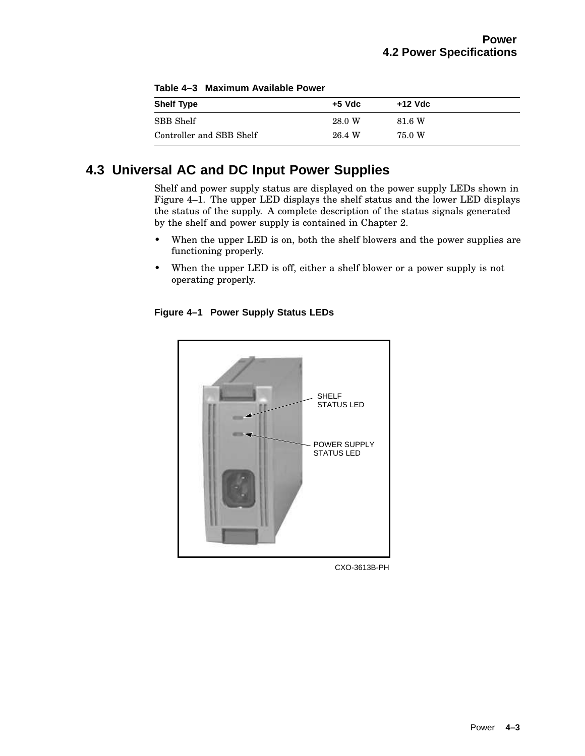**Table 4–3 Maximum Available Power**

| Shelf Type | +5 Vdc | +12 Vdc |
|---|---|---|
| SBB Shelf | 28.0 W | 81.6 W |
| Controller and SBB Shelf | 26.4 W | 75.0 W |

## 4.3 Universal AC and DC Input Power Supplies

Shelf and power supply status are displayed on the power supply LEDs shown in Figure 4–1. The upper LED displays the shelf status and the lower LED displays the status of the supply. A complete description of the status signals generated by the shelf and power supply is contained in Chapter 2.

- When the upper LED is on, both the shelf blowers and the power supplies are functioning properly.
- When the upper LED is off, either a shelf blower or a power supply is not operating properly.

**Figure 4–1 Power Supply Status LEDs**

SHELF STATUS LED

POWER SUPPLY STATUS LED

CXO-3613B-PH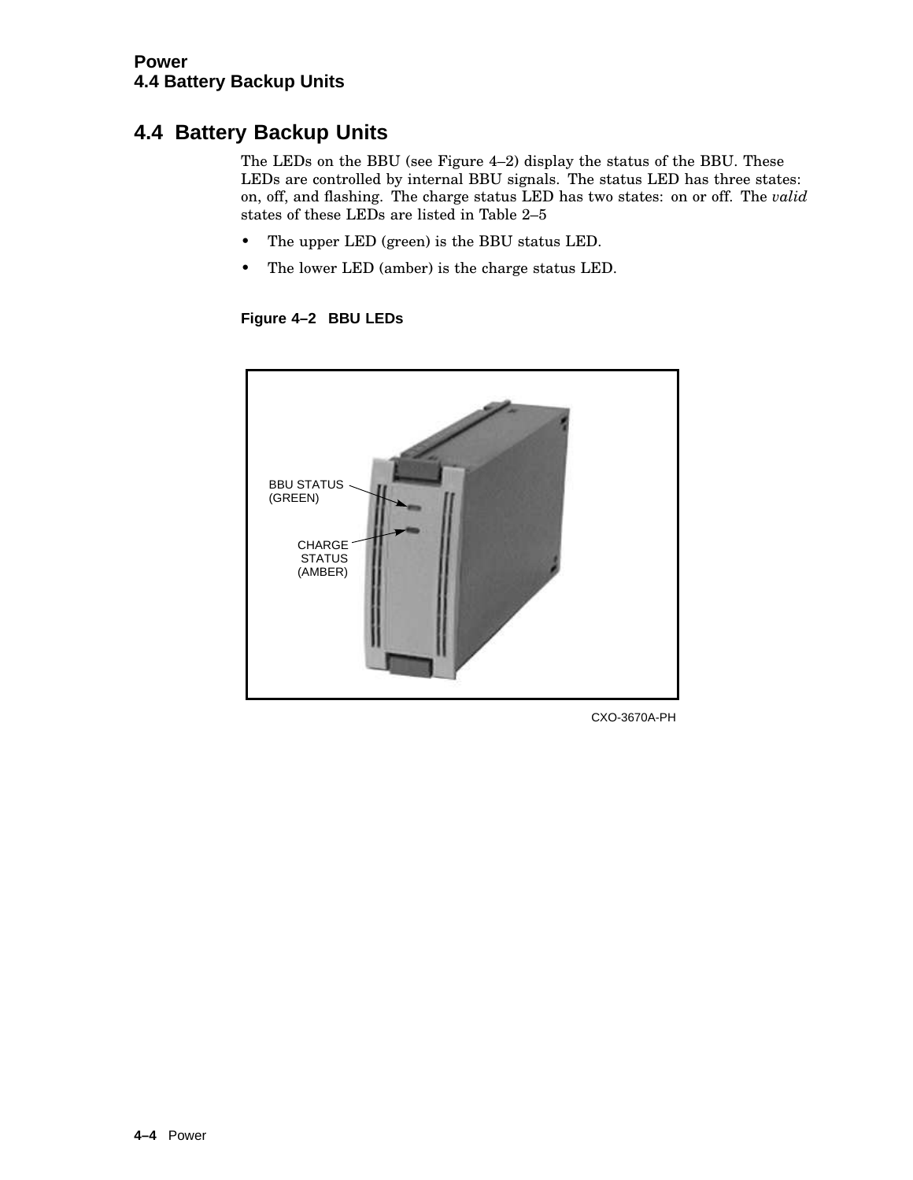## 4.4 Battery Backup Units

The LEDs on the BBU (see Figure 4–2) display the status of the BBU. These LEDs are controlled by internal BBU signals. The status LED has three states: on, off, and flashing. The charge status LED has two states: on or off. The *valid* states of these LEDs are listed in Table 2–5

- The upper LED (green) is the BBU status LED.
- The lower LED (amber) is the charge status LED.

**Figure 4–2 BBU LEDs**

BBU STATUS (GREEN)

CHARGE STATUS (AMBER)

CXO-3670A-PH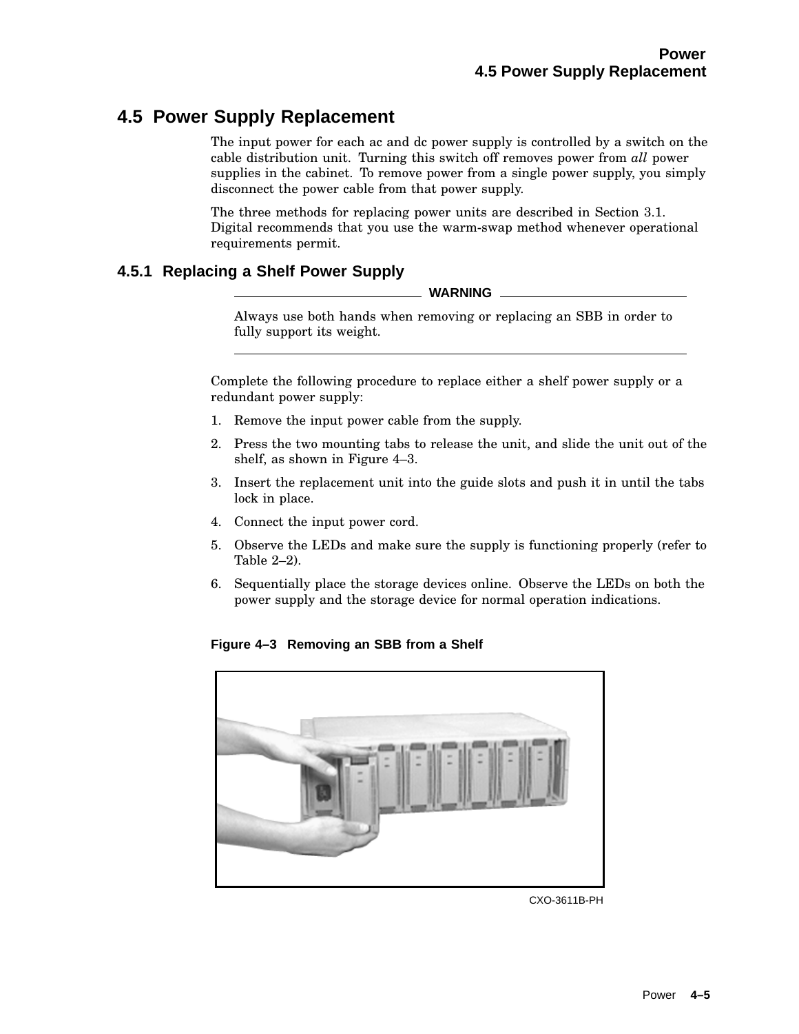## 4.5 Power Supply Replacement

The input power for each ac and dc power supply is controlled by a switch on the cable distribution unit. Turning this switch off removes power from *all* power supplies in the cabinet. To remove power from a single power supply, you simply disconnect the power cable from that power supply.

The three methods for replacing power units are described in Section 3.1. Digital recommends that you use the warm-swap method whenever operational requirements permit.

### 4.5.1 Replacing a Shelf Power Supply

**WARNING**

Always use both hands when removing or replacing an SBB in order to fully support its weight.

---

Complete the following procedure to replace either a shelf power supply or a redundant power supply:

1. Remove the input power cable from the supply.
2. Press the two mounting tabs to release the unit, and slide the unit out of the shelf, as shown in Figure 4–3.
3. Insert the replacement unit into the guide slots and push it in until the tabs lock in place.
4. Connect the input power cord.
5. Observe the LEDs and make sure the supply is functioning properly (refer to Table 2–2).
6. Sequentially place the storage devices online. Observe the LEDs on both the power supply and the storage device for normal operation indications.

**Figure 4–3 Removing an SBB from a Shelf**

CXO-3611B-PH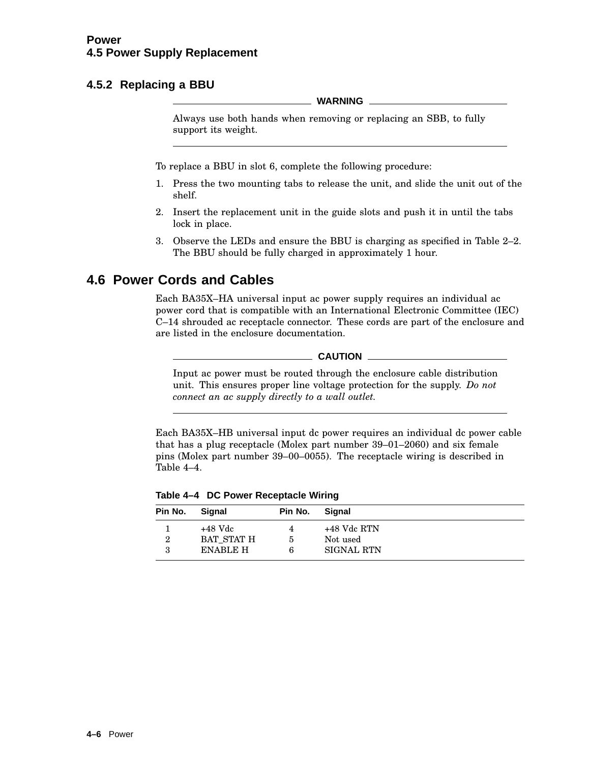### 4.5.2 Replacing a BBU

**WARNING**

Always use both hands when removing or replacing an SBB, to fully support its weight.

---

To replace a BBU in slot 6, complete the following procedure:

1. Press the two mounting tabs to release the unit, and slide the unit out of the shelf.
2. Insert the replacement unit in the guide slots and push it in until the tabs lock in place.
3. Observe the LEDs and ensure the BBU is charging as specified in Table 2–2. The BBU should be fully charged in approximately 1 hour.

## 4.6 Power Cords and Cables

Each BA35X–HA universal input ac power supply requires an individual ac power cord that is compatible with an International Electronic Committee (IEC) C–14 shrouded ac receptacle connector. These cords are part of the enclosure and are listed in the enclosure documentation.

**CAUTION**

Input ac power must be routed through the enclosure cable distribution unit. This ensures proper line voltage protection for the supply. *Do not connect an ac supply directly to a wall outlet.*

---

Each BA35X–HB universal input dc power requires an individual dc power cable that has a plug receptacle (Molex part number 39–01–2060) and six female pins (Molex part number 39–00–0055). The receptacle wiring is described in Table 4–4.

**Table 4–4 DC Power Receptacle Wiring**

| Pin No. | Signal | Pin No. | Signal |
|---|---|---|---|
| 1 | +48 Vdc | 4 | +48 Vdc RTN |
| 2 | BAT_STAT H | 5 | Not used |
| 3 | ENABLE H | 6 | SIGNAL RTN |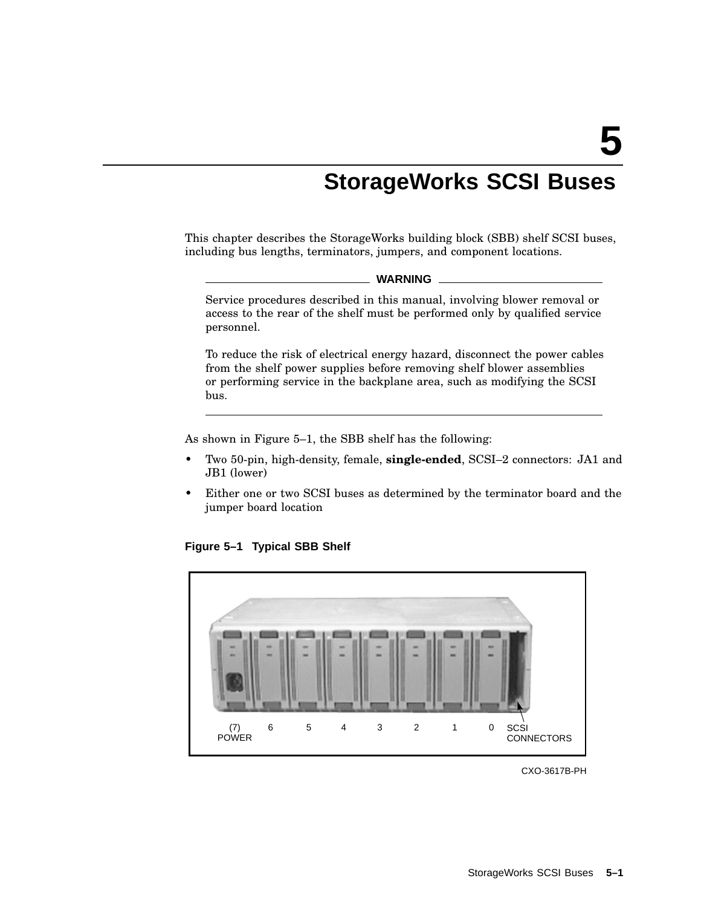# 5 StorageWorks SCSI Buses

This chapter describes the StorageWorks building block (SBB) shelf SCSI buses, including bus lengths, terminators, jumpers, and component locations.

**WARNING**

Service procedures described in this manual, involving blower removal or access to the rear of the shelf must be performed only by qualified service personnel.

To reduce the risk of electrical energy hazard, disconnect the power cables from the shelf power supplies before removing shelf blower assemblies or performing service in the backplane area, such as modifying the SCSI bus.

As shown in Figure 5–1, the SBB shelf has the following:

- Two 50-pin, high-density, female, **single-ended**, SCSI–2 connectors: JA1 and JB1 (lower)
- Either one or two SCSI buses as determined by the terminator board and the jumper board location

**Figure 5–1 Typical SBB Shelf**

(7) POWER 6 5 4 3 2 1 0 SCSI CONNECTORS

CXO-3617B-PH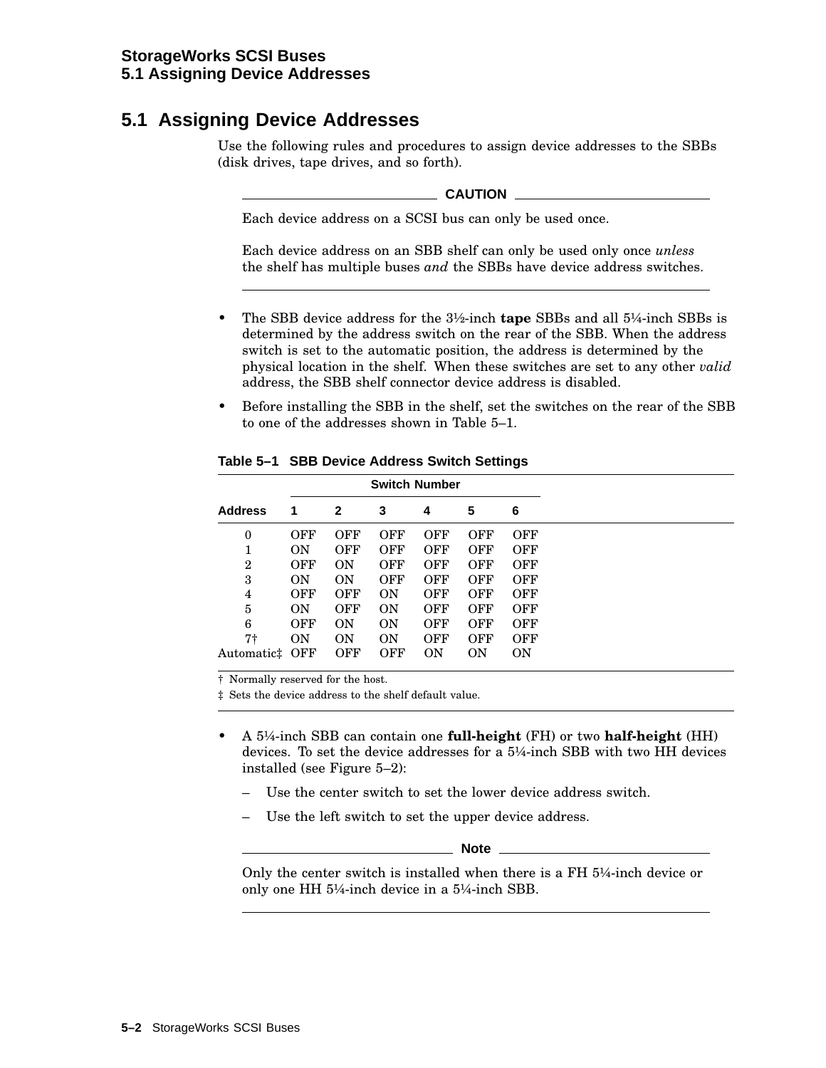## 5.1 Assigning Device Addresses

Use the following rules and procedures to assign device addresses to the SBBs (disk drives, tape drives, and so forth).

**CAUTION**

Each device address on a SCSI bus can only be used once.

Each device address on an SBB shelf can only be used only once *unless* the shelf has multiple buses *and* the SBBs have device address switches.

- The SBB device address for the 3½-inch **tape** SBBs and all 5¼-inch SBBs is determined by the address switch on the rear of the SBB. When the address switch is set to the automatic position, the address is determined by the physical location in the shelf. When these switches are set to any other *valid* address, the SBB shelf connector device address is disabled.
- Before installing the SBB in the shelf, set the switches on the rear of the SBB to one of the addresses shown in Table 5–1.

**Table 5–1 SBB Device Address Switch Settings**

| | Switch Number | | | | | |
|---|---|---|---|---|---|---|
| **Address** | **1** | **2** | **3** | **4** | **5** | **6** |
| 0 | OFF | OFF | OFF | OFF | OFF | OFF |
| 1 | ON | OFF | OFF | OFF | OFF | OFF |
| 2 | OFF | ON | OFF | OFF | OFF | OFF |
| 3 | ON | ON | OFF | OFF | OFF | OFF |
| 4 | OFF | OFF | ON | OFF | OFF | OFF |
| 5 | ON | OFF | ON | OFF | OFF | OFF |
| 6 | OFF | ON | ON | OFF | OFF | OFF |
| 7† | ON | ON | ON | OFF | OFF | OFF |
| Automatic‡ | OFF | OFF | OFF | ON | ON | ON |

† Normally reserved for the host.

‡ Sets the device address to the shelf default value.

- A 5¼-inch SBB can contain one **full-height** (FH) or two **half-height** (HH) devices. To set the device addresses for a 5¼-inch SBB with two HH devices installed (see Figure 5–2):
  - Use the center switch to set the lower device address switch.
  - Use the left switch to set the upper device address.

**Note**

Only the center switch is installed when there is a FH 5¼-inch device or only one HH 5¼-inch device in a 5¼-inch SBB.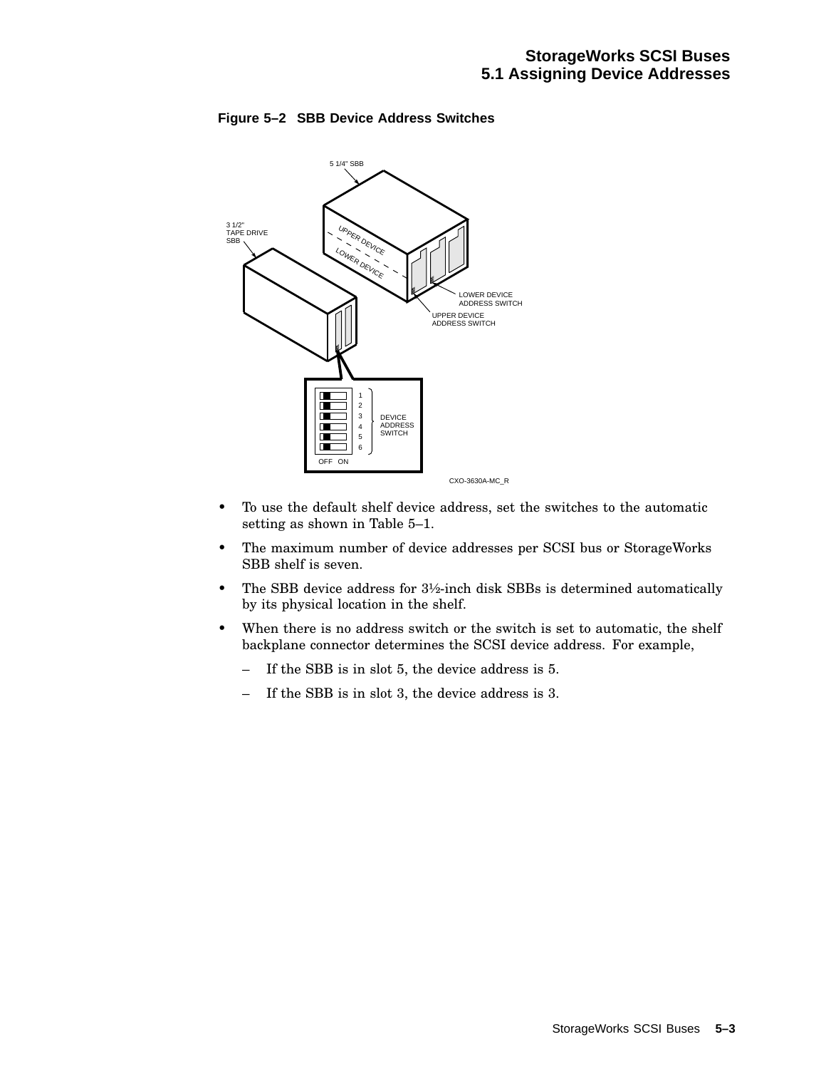**Figure 5–2 SBB Device Address Switches**

- To use the default shelf device address, set the switches to the automatic setting as shown in Table 5–1.
- The maximum number of device addresses per SCSI bus or StorageWorks SBB shelf is seven.
- The SBB device address for 3½-inch disk SBBs is determined automatically by its physical location in the shelf.
- When there is no address switch or the switch is set to automatic, the shelf backplane connector determines the SCSI device address. For example,
  - If the SBB is in slot 5, the device address is 5.
  - If the SBB is in slot 3, the device address is 3.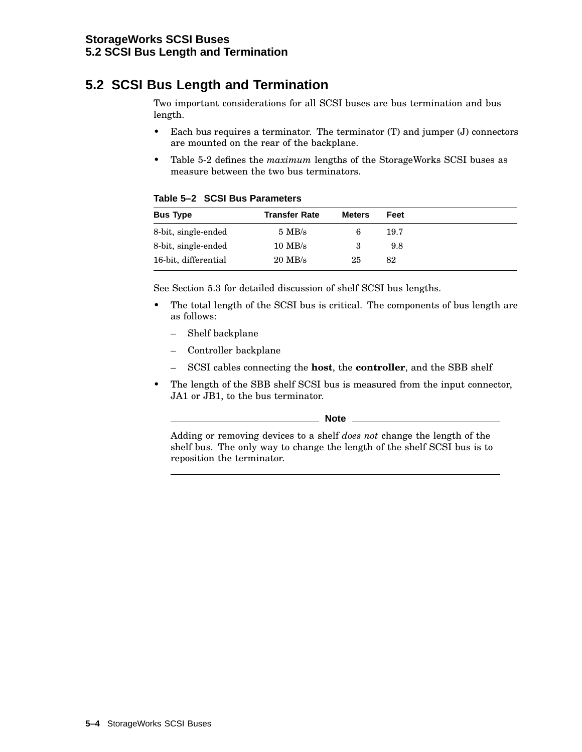## 5.2 SCSI Bus Length and Termination

Two important considerations for all SCSI buses are bus termination and bus length.

- Each bus requires a terminator. The terminator (T) and jumper (J) connectors are mounted on the rear of the backplane.
- Table 5-2 defines the *maximum* lengths of the StorageWorks SCSI buses as measure between the two bus terminators.

**Table 5–2 SCSI Bus Parameters**

| Bus Type | Transfer Rate | Meters | Feet |
|---|---|---|---|
| 8-bit, single-ended | 5 MB/s | 6 | 19.7 |
| 8-bit, single-ended | 10 MB/s | 3 | 9.8 |
| 16-bit, differential | 20 MB/s | 25 | 82 |

See Section 5.3 for detailed discussion of shelf SCSI bus lengths.

- The total length of the SCSI bus is critical. The components of bus length are as follows:
  - Shelf backplane
  - Controller backplane
  - SCSI cables connecting the **host**, the **controller**, and the SBB shelf
- The length of the SBB shelf SCSI bus is measured from the input connector, JA1 or JB1, to the bus terminator.

---

**Note**

Adding or removing devices to a shelf *does not* change the length of the shelf bus. The only way to change the length of the shelf SCSI bus is to reposition the terminator.

---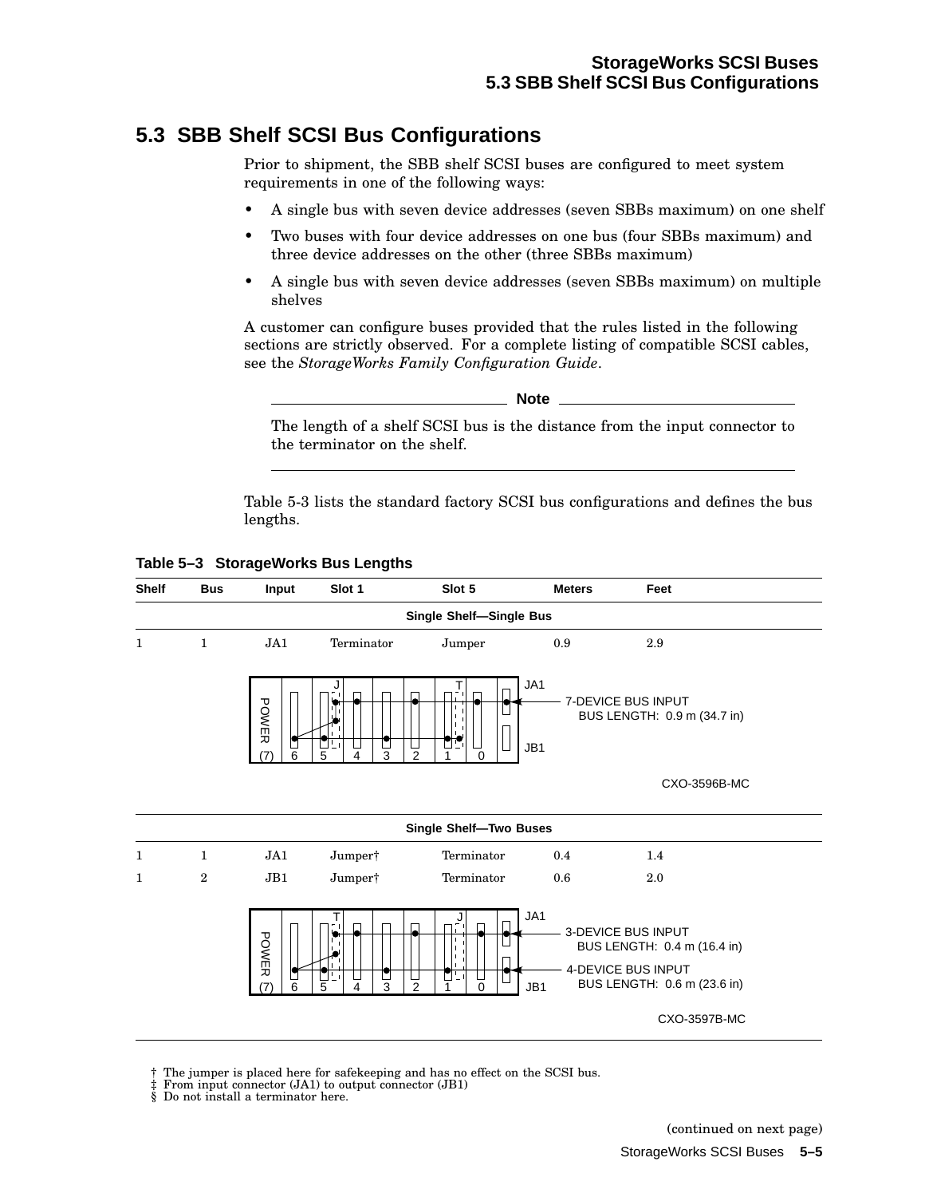## 5.3 SBB Shelf SCSI Bus Configurations

Prior to shipment, the SBB shelf SCSI buses are configured to meet system requirements in one of the following ways:

- A single bus with seven device addresses (seven SBBs maximum) on one shelf
- Two buses with four device addresses on one bus (four SBBs maximum) and three device addresses on the other (three SBBs maximum)
- A single bus with seven device addresses (seven SBBs maximum) on multiple shelves

A customer can configure buses provided that the rules listed in the following sections are strictly observed. For a complete listing of compatible SCSI cables, see the *StorageWorks Family Configuration Guide*.

**Note**

The length of a shelf SCSI bus is the distance from the input connector to the terminator on the shelf.

Table 5-3 lists the standard factory SCSI bus configurations and defines the bus lengths.

**Table 5–3 StorageWorks Bus Lengths**

| Shelf | Bus | Input | Slot 1 | Slot 5 | Meters | Feet |
|---|---|---|---|---|---|---|
| **Single Shelf—Single Bus** | | | | | | |
| 1 | 1 | JA1 | Terminator | Jumper | 0.9 | 2.9 |
| **Single Shelf—Two Buses** | | | | | | |
| 1 | 1 | JA1 | Jumper† | Terminator | 0.4 | 1.4 |
| 1 | 2 | JB1 | Jumper† | Terminator | 0.6 | 2.0 |

7-DEVICE BUS INPUT BUS LENGTH: 0.9 m (34.7 in)

CXO-3596B-MC

3-DEVICE BUS INPUT BUS LENGTH: 0.4 m (16.4 in)

4-DEVICE BUS INPUT BUS LENGTH: 0.6 m (23.6 in)

CXO-3597B-MC

† The jumper is placed here for safekeeping and has no effect on the SCSI bus.
‡ From input connector (JA1) to output connector (JB1)
§ Do not install a terminator here.

(continued on next page)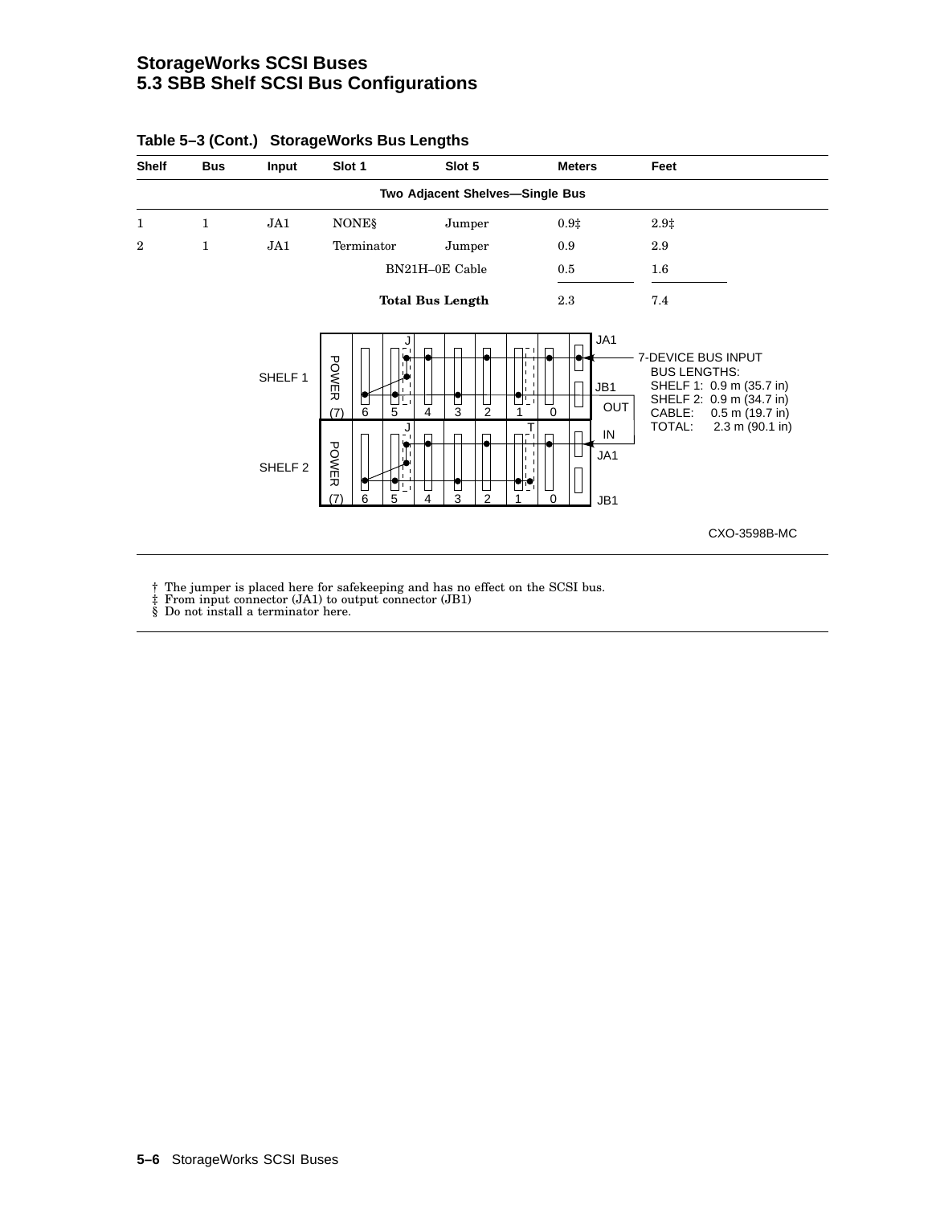**Table 5–3 (Cont.) StorageWorks Bus Lengths**

| Shelf | Bus | Input | Slot 1 | Slot 5 | Meters | Feet |
|---|---|---|---|---|---|---|
| **Two Adjacent Shelves—Single Bus** | | | | | | |
| 1 | 1 | JA1 | NONE§ | Jumper | 0.9‡ | 2.9‡ |
| 2 | 1 | JA1 | Terminator | Jumper | 0.9 | 2.9 |
| | | | BN21H–0E Cable | | 0.5 | 1.6 |
| | | | **Total Bus Length** | | 2.3 | 7.4 |

SHELF 1 — POWER (7), 6, 5, 4, 3, 2, 1, 0 — J — JA1, JB1, OUT

SHELF 2 — POWER (7), 6, 5, 4, 3, 2, 1, 0 — J, T — IN, JA1, JB1

7-DEVICE BUS INPUT
BUS LENGTHS:
SHELF 1: 0.9 m (35.7 in)
SHELF 2: 0.9 m (34.7 in)
CABLE: 0.5 m (19.7 in)
TOTAL: 2.3 m (90.1 in)

CXO-3598B-MC

† The jumper is placed here for safekeeping and has no effect on the SCSI bus.
‡ From input connector (JA1) to output connector (JB1)
§ Do not install a terminator here.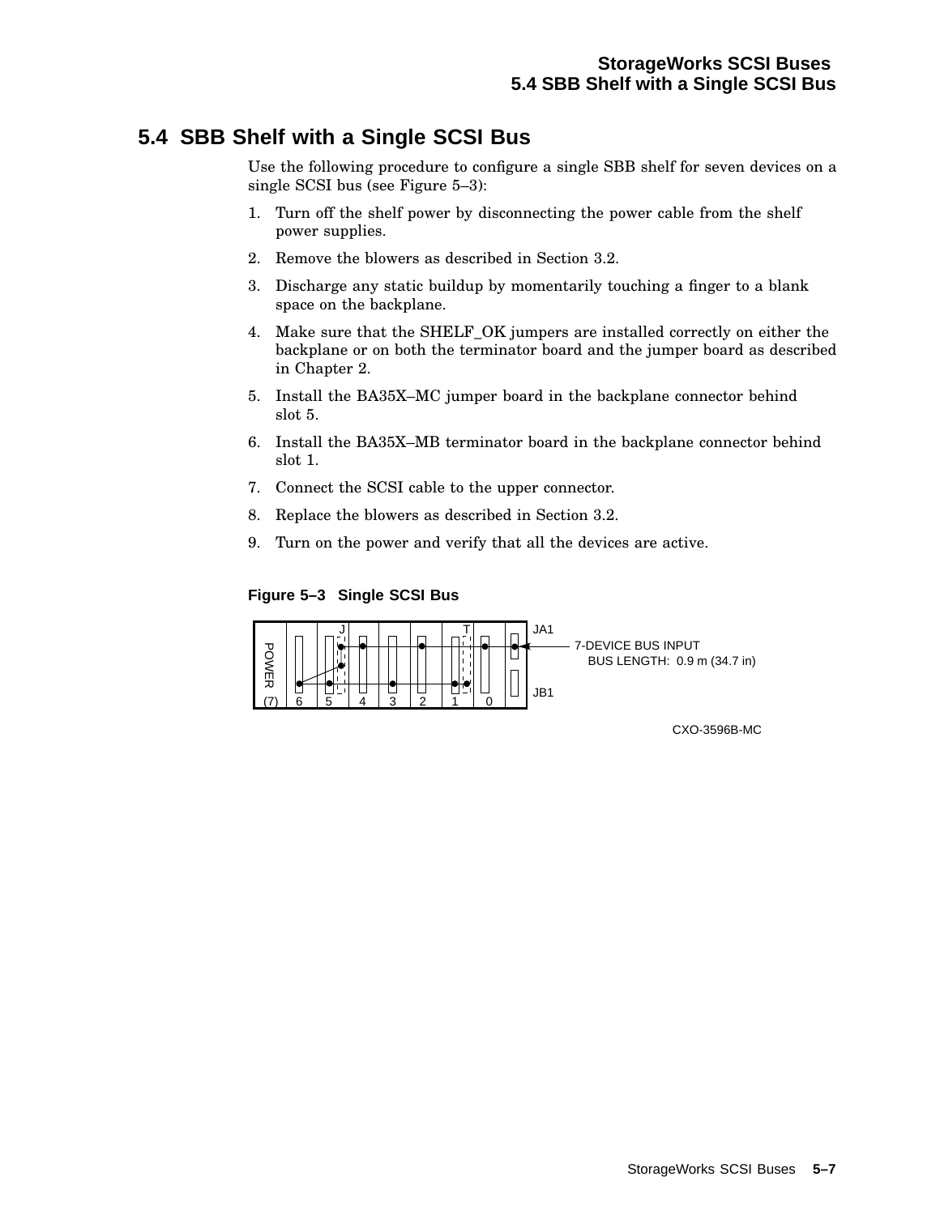## 5.4 SBB Shelf with a Single SCSI Bus

Use the following procedure to configure a single SBB shelf for seven devices on a single SCSI bus (see Figure 5–3):

1. Turn off the shelf power by disconnecting the power cable from the shelf power supplies.
2. Remove the blowers as described in Section 3.2.
3. Discharge any static buildup by momentarily touching a finger to a blank space on the backplane.
4. Make sure that the SHELF_OK jumpers are installed correctly on either the backplane or on both the terminator board and the jumper board as described in Chapter 2.
5. Install the BA35X–MC jumper board in the backplane connector behind slot 5.
6. Install the BA35X–MB terminator board in the backplane connector behind slot 1.
7. Connect the SCSI cable to the upper connector.
8. Replace the blowers as described in Section 3.2.
9. Turn on the power and verify that all the devices are active.

**Figure 5–3 Single SCSI Bus**

J T JA1

7-DEVICE BUS INPUT
BUS LENGTH: 0.9 m (34.7 in)

POWER

(7) 6 5 4 3 2 1 0

JB1

CXO-3596B-MC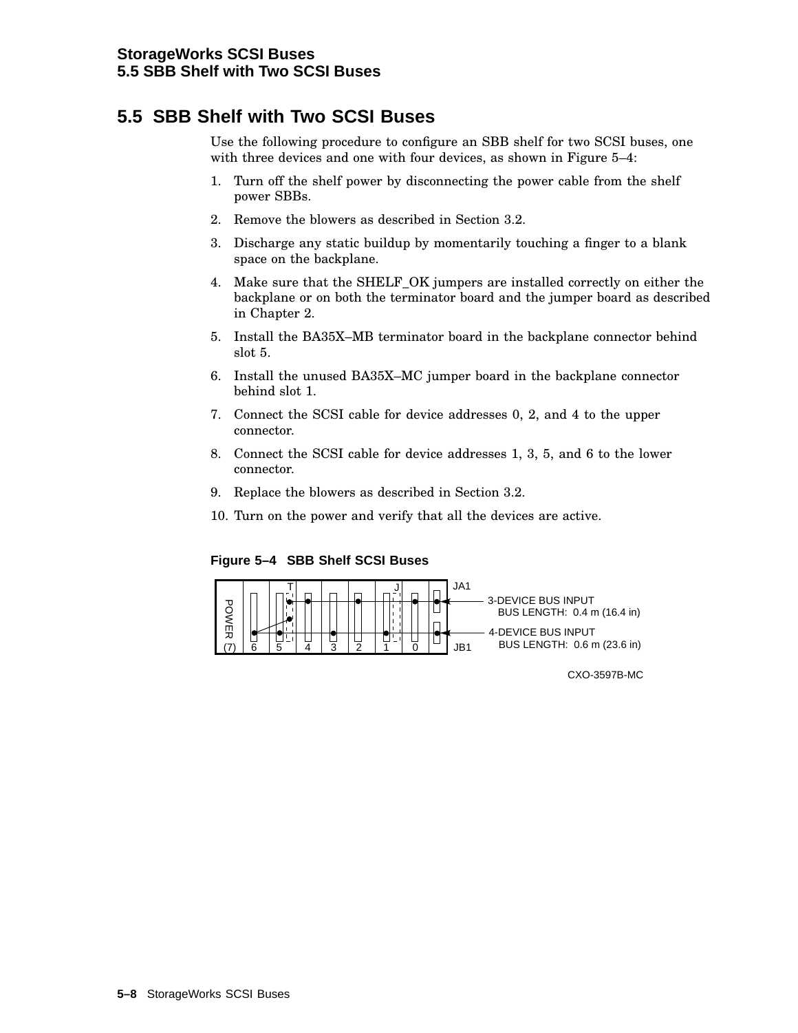## 5.5 SBB Shelf with Two SCSI Buses

Use the following procedure to configure an SBB shelf for two SCSI buses, one with three devices and one with four devices, as shown in Figure 5–4:

1. Turn off the shelf power by disconnecting the power cable from the shelf power SBBs.
2. Remove the blowers as described in Section 3.2.
3. Discharge any static buildup by momentarily touching a finger to a blank space on the backplane.
4. Make sure that the SHELF_OK jumpers are installed correctly on either the backplane or on both the terminator board and the jumper board as described in Chapter 2.
5. Install the BA35X–MB terminator board in the backplane connector behind slot 5.
6. Install the unused BA35X–MC jumper board in the backplane connector behind slot 1.
7. Connect the SCSI cable for device addresses 0, 2, and 4 to the upper connector.
8. Connect the SCSI cable for device addresses 1, 3, 5, and 6 to the lower connector.
9. Replace the blowers as described in Section 3.2.
10. Turn on the power and verify that all the devices are active.

**Figure 5–4 SBB Shelf SCSI Buses**

POWER (7) 6 5 4 3 2 1 0 T J JA1 JB1

3-DEVICE BUS INPUT BUS LENGTH: 0.4 m (16.4 in)

4-DEVICE BUS INPUT BUS LENGTH: 0.6 m (23.6 in)

CXO-3597B-MC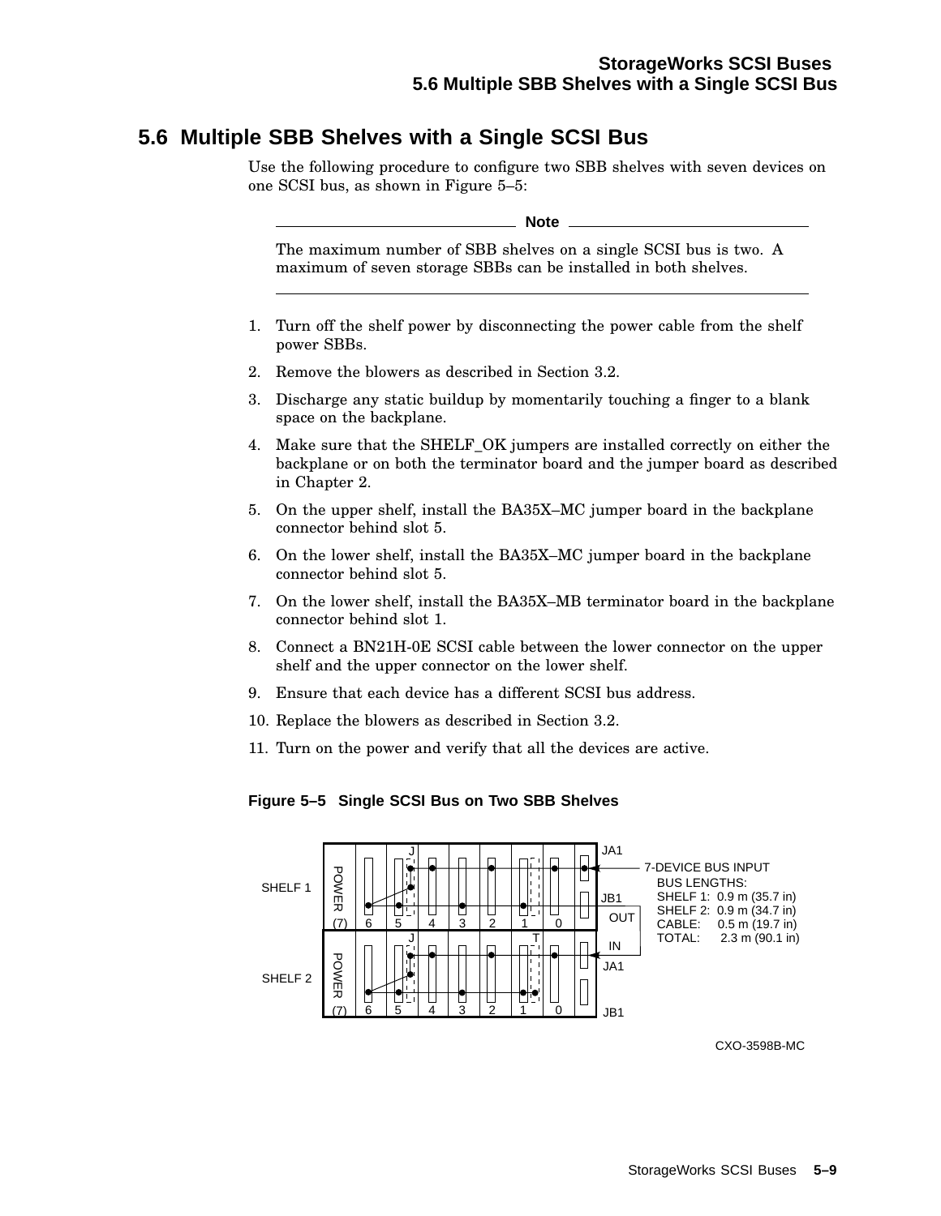## 5.6 Multiple SBB Shelves with a Single SCSI Bus

Use the following procedure to configure two SBB shelves with seven devices on one SCSI bus, as shown in Figure 5–5:

**Note**

The maximum number of SBB shelves on a single SCSI bus is two. A maximum of seven storage SBBs can be installed in both shelves.

1. Turn off the shelf power by disconnecting the power cable from the shelf power SBBs.
2. Remove the blowers as described in Section 3.2.
3. Discharge any static buildup by momentarily touching a finger to a blank space on the backplane.
4. Make sure that the SHELF_OK jumpers are installed correctly on either the backplane or on both the terminator board and the jumper board as described in Chapter 2.
5. On the upper shelf, install the BA35X–MC jumper board in the backplane connector behind slot 5.
6. On the lower shelf, install the BA35X–MC jumper board in the backplane connector behind slot 5.
7. On the lower shelf, install the BA35X–MB terminator board in the backplane connector behind slot 1.
8. Connect a BN21H-0E SCSI cable between the lower connector on the upper shelf and the upper connector on the lower shelf.
9. Ensure that each device has a different SCSI bus address.
10. Replace the blowers as described in Section 3.2.
11. Turn on the power and verify that all the devices are active.

**Figure 5–5 Single SCSI Bus on Two SBB Shelves**

SHELF 1, SHELF 2, POWER (7), 6, 5, 4, 3, 2, 1, 0, J, T, JA1, JB1, OUT, IN

7-DEVICE BUS INPUT
BUS LENGTHS:
SHELF 1: 0.9 m (35.7 in)
SHELF 2: 0.9 m (34.7 in)
CABLE: 0.5 m (19.7 in)
TOTAL: 2.3 m (90.1 in)

CXO-3598B-MC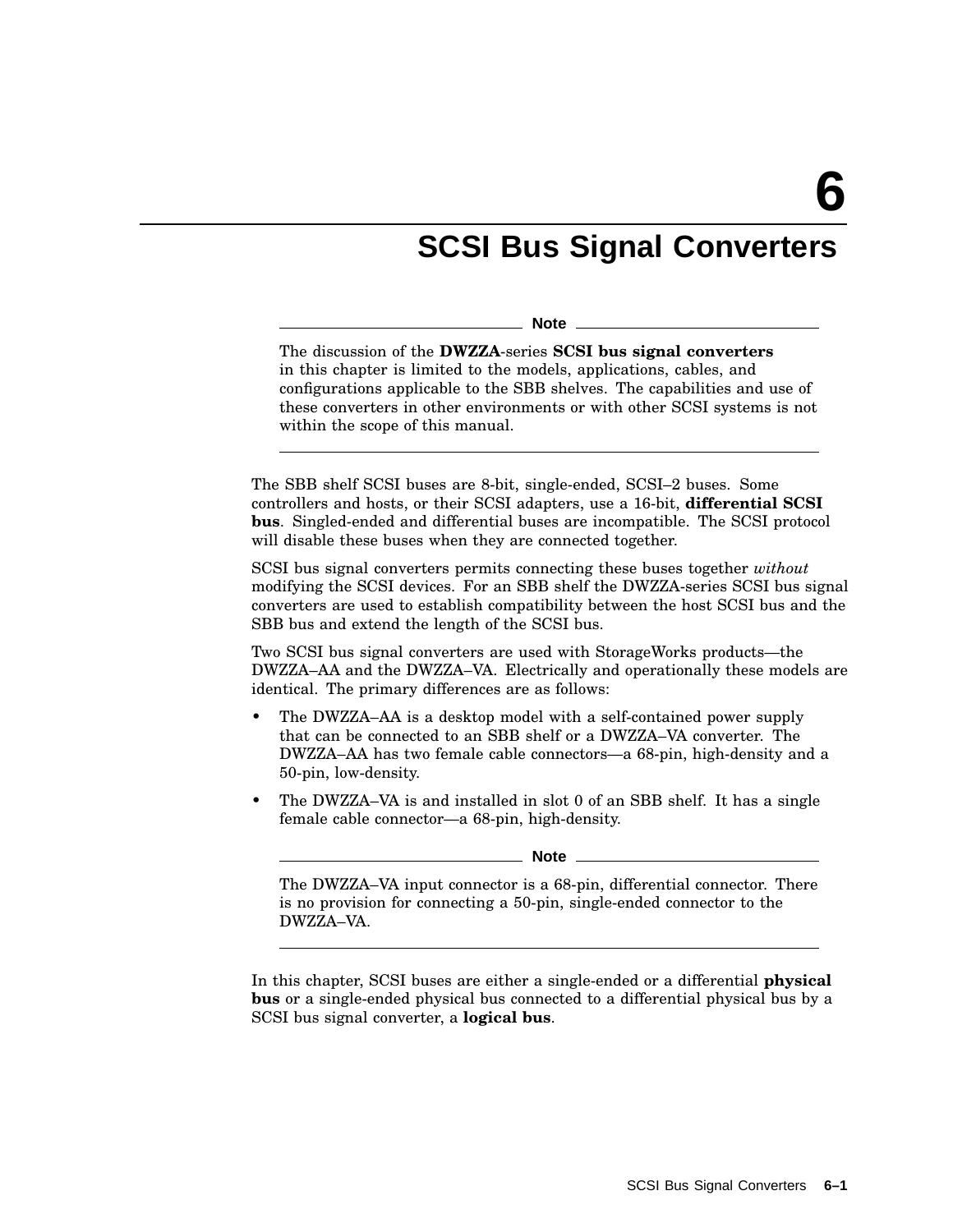# 6 SCSI Bus Signal Converters

---

**Note**

The discussion of the **DWZZA**-series **SCSI bus signal converters** in this chapter is limited to the models, applications, cables, and configurations applicable to the SBB shelves. The capabilities and use of these converters in other environments or with other SCSI systems is not within the scope of this manual.

---

The SBB shelf SCSI buses are 8-bit, single-ended, SCSI–2 buses. Some controllers and hosts, or their SCSI adapters, use a 16-bit, **differential SCSI bus**. Singled-ended and differential buses are incompatible. The SCSI protocol will disable these buses when they are connected together.

SCSI bus signal converters permits connecting these buses together *without* modifying the SCSI devices. For an SBB shelf the DWZZA-series SCSI bus signal converters are used to establish compatibility between the host SCSI bus and the SBB bus and extend the length of the SCSI bus.

Two SCSI bus signal converters are used with StorageWorks products—the DWZZA–AA and the DWZZA–VA. Electrically and operationally these models are identical. The primary differences are as follows:

- The DWZZA–AA is a desktop model with a self-contained power supply that can be connected to an SBB shelf or a DWZZA–VA converter. The DWZZA–AA has two female cable connectors—a 68-pin, high-density and a 50-pin, low-density.
- The DWZZA–VA is and installed in slot 0 of an SBB shelf. It has a single female cable connector—a 68-pin, high-density.

---

**Note**

The DWZZA–VA input connector is a 68-pin, differential connector. There is no provision for connecting a 50-pin, single-ended connector to the DWZZA–VA.

---

In this chapter, SCSI buses are either a single-ended or a differential **physical bus** or a single-ended physical bus connected to a differential physical bus by a SCSI bus signal converter, a **logical bus**.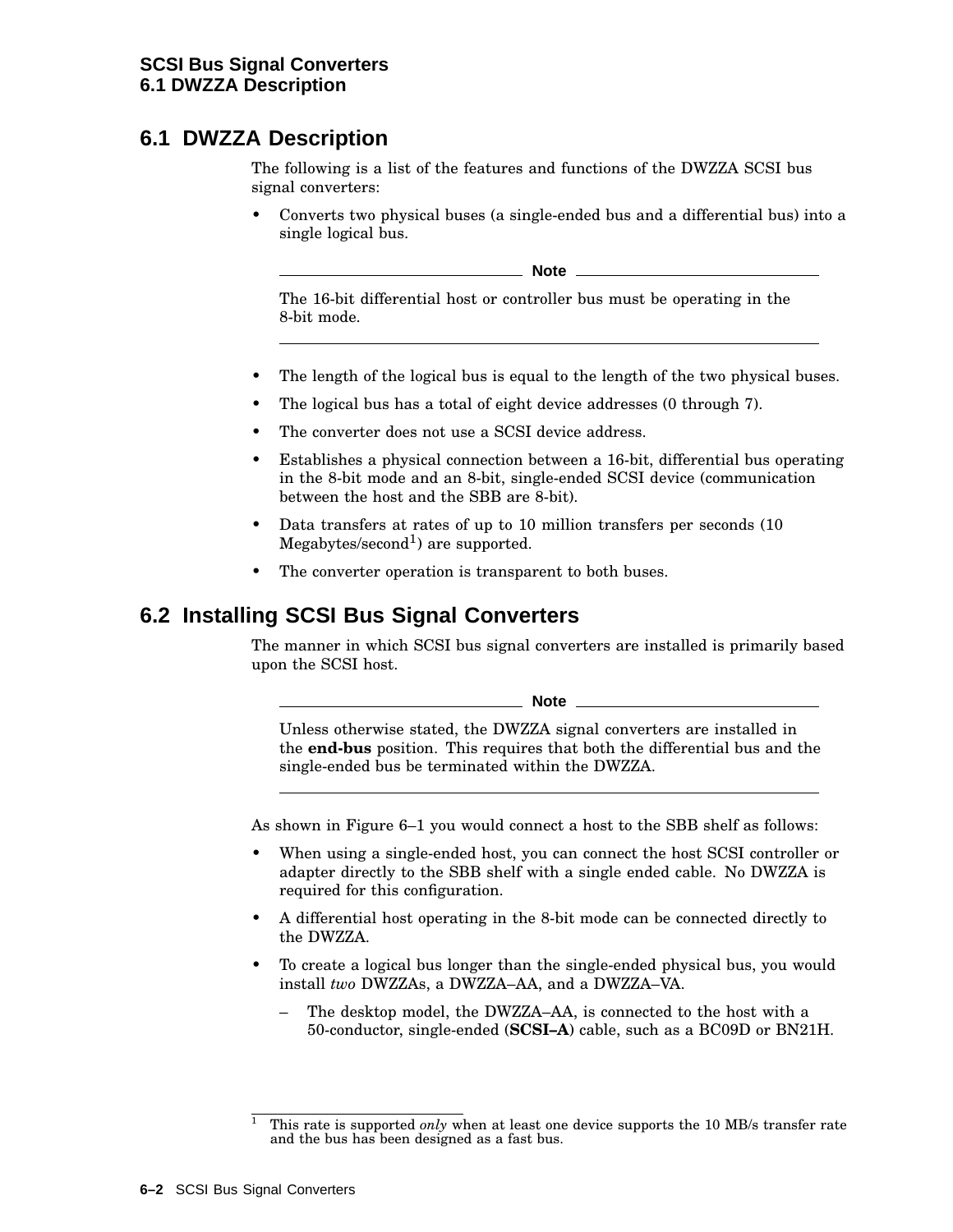## 6.1 DWZZA Description

The following is a list of the features and functions of the DWZZA SCSI bus signal converters:

- Converts two physical buses (a single-ended bus and a differential bus) into a single logical bus.

> **Note**
>
> The 16-bit differential host or controller bus must be operating in the 8-bit mode.

- The length of the logical bus is equal to the length of the two physical buses.
- The logical bus has a total of eight device addresses (0 through 7).
- The converter does not use a SCSI device address.
- Establishes a physical connection between a 16-bit, differential bus operating in the 8-bit mode and an 8-bit, single-ended SCSI device (communication between the host and the SBB are 8-bit).
- Data transfers at rates of up to 10 million transfers per seconds (10 Megabytes/second[1]) are supported.
- The converter operation is transparent to both buses.

## 6.2 Installing SCSI Bus Signal Converters

The manner in which SCSI bus signal converters are installed is primarily based upon the SCSI host.

> **Note**
>
> Unless otherwise stated, the DWZZA signal converters are installed in the **end-bus** position. This requires that both the differential bus and the single-ended bus be terminated within the DWZZA.

As shown in Figure 6–1 you would connect a host to the SBB shelf as follows:

- When using a single-ended host, you can connect the host SCSI controller or adapter directly to the SBB shelf with a single ended cable. No DWZZA is required for this configuration.
- A differential host operating in the 8-bit mode can be connected directly to the DWZZA.
- To create a logical bus longer than the single-ended physical bus, you would install *two* DWZZAs, a DWZZA–AA, and a DWZZA–VA.
  - The desktop model, the DWZZA–AA, is connected to the host with a 50-conductor, single-ended (**SCSI–A**) cable, such as a BC09D or BN21H.

---

[1] This rate is supported *only* when at least one device supports the 10 MB/s transfer rate and the bus has been designed as a fast bus.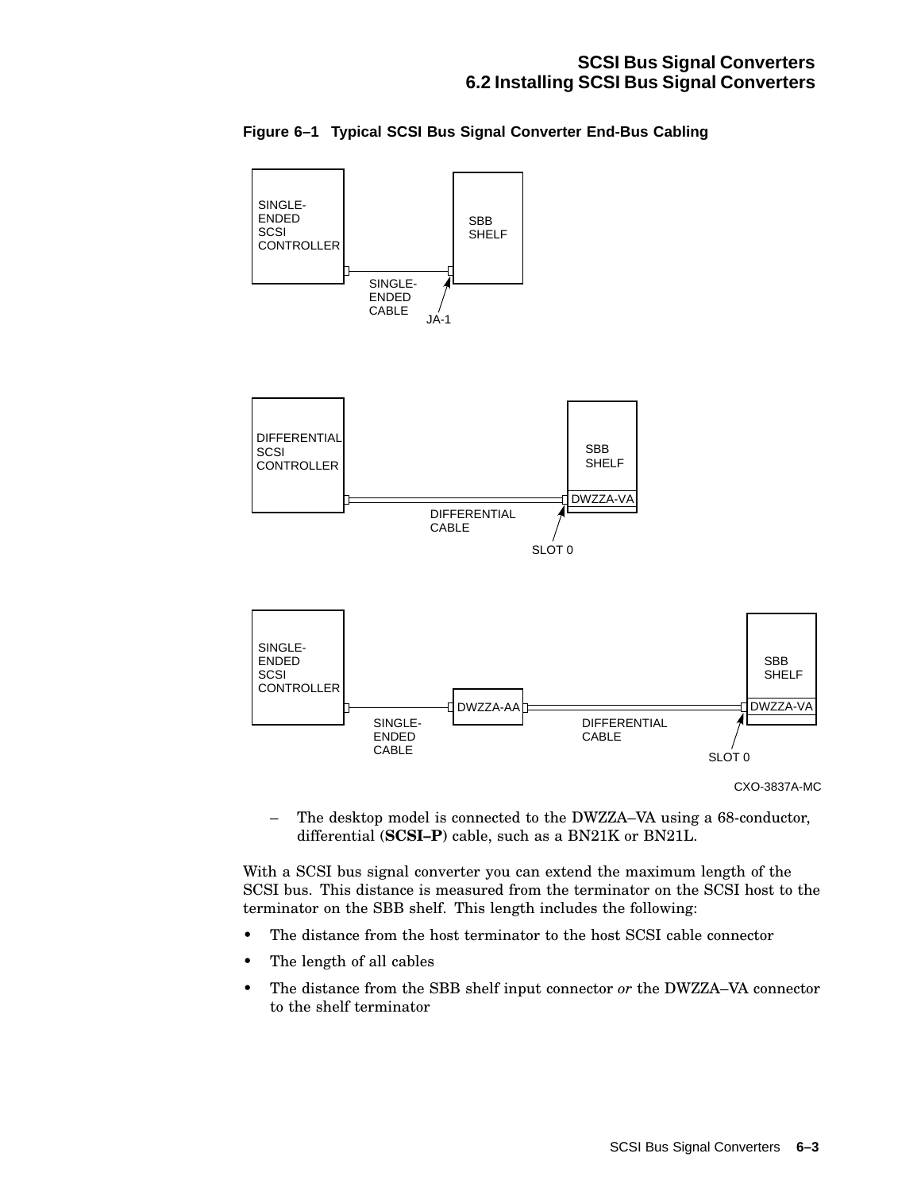**Figure 6–1 Typical SCSI Bus Signal Converter End-Bus Cabling**

– The desktop model is connected to the DWZZA–VA using a 68-conductor, differential (**SCSI–P**) cable, such as a BN21K or BN21L.

With a SCSI bus signal converter you can extend the maximum length of the SCSI bus. This distance is measured from the terminator on the SCSI host to the terminator on the SBB shelf. This length includes the following:

- The distance from the host terminator to the host SCSI cable connector
- The length of all cables
- The distance from the SBB shelf input connector *or* the DWZZA–VA connector to the shelf terminator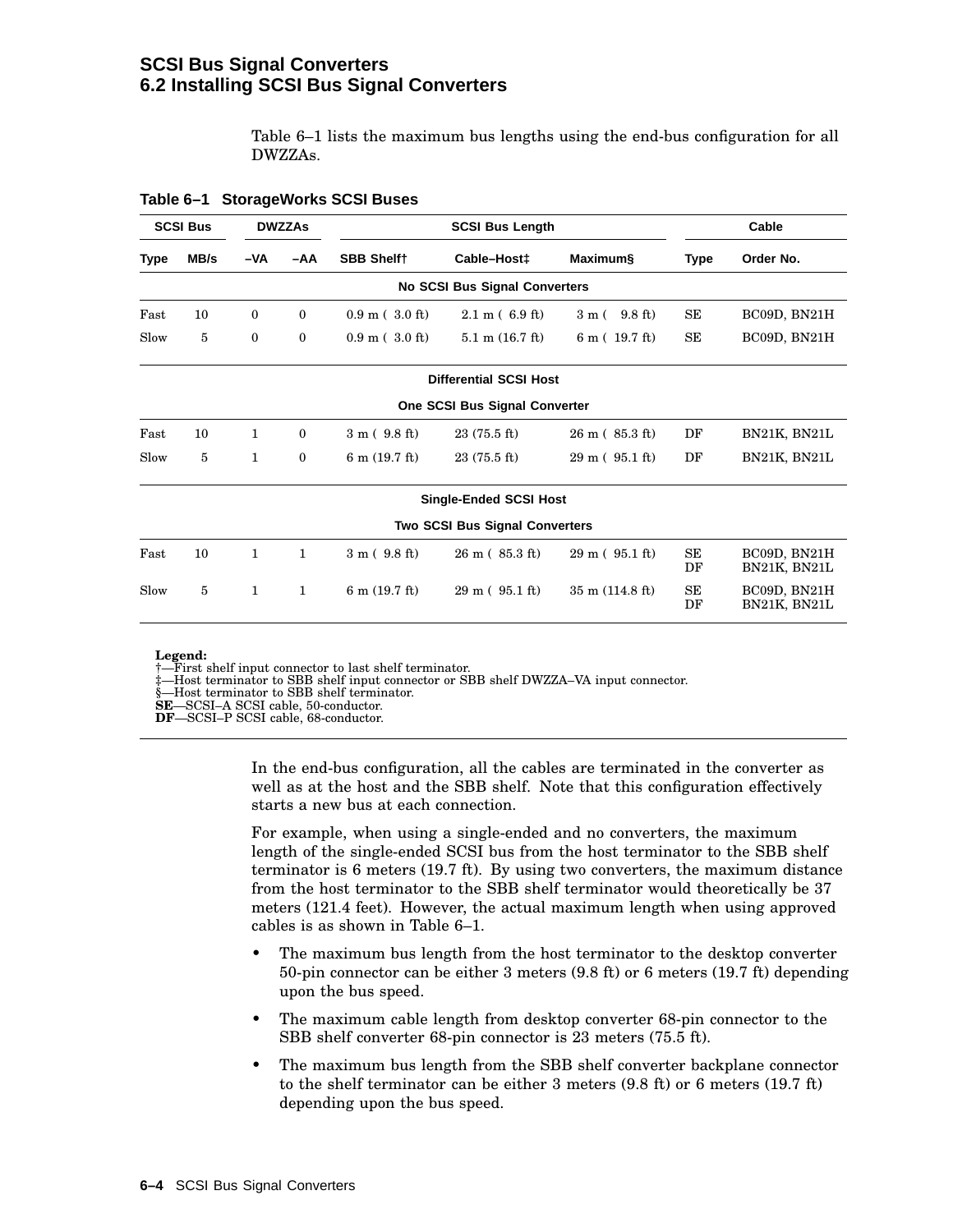Table 6–1 lists the maximum bus lengths using the end-bus configuration for all DWZZAs.

**Table 6–1 StorageWorks SCSI Buses**

| SCSI Bus | | DWZZAs | | SCSI Bus Length | | | Cable | |
|---|---|---|---|---|---|---|---|---|
| **Type** | **MB/s** | **–VA** | **–AA** | **SBB Shelf†** | **Cable–Host‡** | **Maximum§** | **Type** | **Order No.** |
| | | | | **No SCSI Bus Signal Converters** | | | | |
| Fast | 10 | 0 | 0 | 0.9 m ( 3.0 ft) | 2.1 m ( 6.9 ft) | 3 m ( 9.8 ft) | SE | BC09D, BN21H |
| Slow | 5 | 0 | 0 | 0.9 m ( 3.0 ft) | 5.1 m (16.7 ft) | 6 m ( 19.7 ft) | SE | BC09D, BN21H |
| | | | | **Differential SCSI Host** | | | | |
| | | | | **One SCSI Bus Signal Converter** | | | | |
| Fast | 10 | 1 | 0 | 3 m ( 9.8 ft) | 23 (75.5 ft) | 26 m ( 85.3 ft) | DF | BN21K, BN21L |
| Slow | 5 | 1 | 0 | 6 m (19.7 ft) | 23 (75.5 ft) | 29 m ( 95.1 ft) | DF | BN21K, BN21L |
| | | | | **Single-Ended SCSI Host** | | | | |
| | | | | **Two SCSI Bus Signal Converters** | | | | |
| Fast | 10 | 1 | 1 | 3 m ( 9.8 ft) | 26 m ( 85.3 ft) | 29 m ( 95.1 ft) | SE<br>DF | BC09D, BN21H<br>BN21K, BN21L |
| Slow | 5 | 1 | 1 | 6 m (19.7 ft) | 29 m ( 95.1 ft) | 35 m (114.8 ft) | SE<br>DF | BC09D, BN21H<br>BN21K, BN21L |

**Legend:**
†—First shelf input connector to last shelf terminator.
‡—Host terminator to SBB shelf input connector or SBB shelf DWZZA–VA input connector.
§—Host terminator to SBB shelf terminator.
**SE**—SCSI–A SCSI cable, 50-conductor.
**DF**—SCSI–P SCSI cable, 68-conductor.

In the end-bus configuration, all the cables are terminated in the converter as well as at the host and the SBB shelf. Note that this configuration effectively starts a new bus at each connection.

For example, when using a single-ended and no converters, the maximum length of the single-ended SCSI bus from the host terminator to the SBB shelf terminator is 6 meters (19.7 ft). By using two converters, the maximum distance from the host terminator to the SBB shelf terminator would theoretically be 37 meters (121.4 feet). However, the actual maximum length when using approved cables is as shown in Table 6–1.

- The maximum bus length from the host terminator to the desktop converter 50-pin connector can be either 3 meters (9.8 ft) or 6 meters (19.7 ft) depending upon the bus speed.
- The maximum cable length from desktop converter 68-pin connector to the SBB shelf converter 68-pin connector is 23 meters (75.5 ft).
- The maximum bus length from the SBB shelf converter backplane connector to the shelf terminator can be either 3 meters (9.8 ft) or 6 meters (19.7 ft) depending upon the bus speed.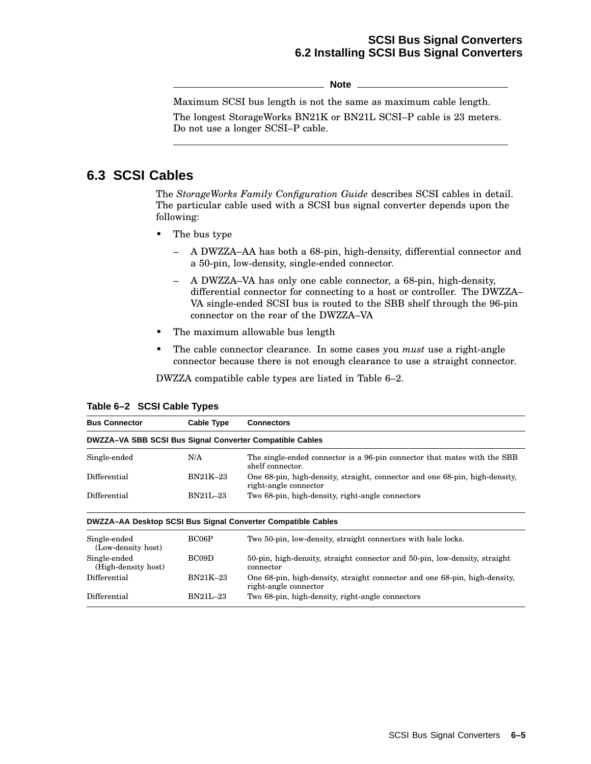**Note**

Maximum SCSI bus length is not the same as maximum cable length.

The longest StorageWorks BN21K or BN21L SCSI–P cable is 23 meters. Do not use a longer SCSI–P cable.

---

## 6.3 SCSI Cables

The *StorageWorks Family Configuration Guide* describes SCSI cables in detail. The particular cable used with a SCSI bus signal converter depends upon the following:

- The bus type
  - A DWZZA–AA has both a 68-pin, high-density, differential connector and a 50-pin, low-density, single-ended connector.
  - A DWZZA–VA has only one cable connector, a 68-pin, high-density, differential connector for connecting to a host or controller. The DWZZA–VA single-ended SCSI bus is routed to the SBB shelf through the 96-pin connector on the rear of the DWZZA–VA
- The maximum allowable bus length
- The cable connector clearance. In some cases you *must* use a right-angle connector because there is not enough clearance to use a straight connector.

DWZZA compatible cable types are listed in Table 6–2.

**Table 6–2 SCSI Cable Types**

| Bus Connector | Cable Type | Connectors |
|---|---|---|
| **DWZZA–VA SBB SCSI Bus Signal Converter Compatible Cables** | | |
| Single-ended | N/A | The single-ended connector is a 96-pin connector that mates with the SBB shelf connector. |
| Differential | BN21K–23 | One 68-pin, high-density, straight, connector and one 68-pin, high-density, right-angle connector |
| Differential | BN21L–23 | Two 68-pin, high-density, right-angle connectors |
| **DWZZA–AA Desktop SCSI Bus Signal Converter Compatible Cables** | | |
| Single-ended (Low-density host) | BC06P | Two 50-pin, low-density, straight connectors with bale locks. |
| Single-ended (High-density host) | BC09D | 50-pin, high-density, straight connector and 50-pin, low-density, straight connector |
| Differential | BN21K–23 | One 68-pin, high-density, straight connector and one 68-pin, high-density, right-angle connector |
| Differential | BN21L–23 | Two 68-pin, high-density, right-angle connectors |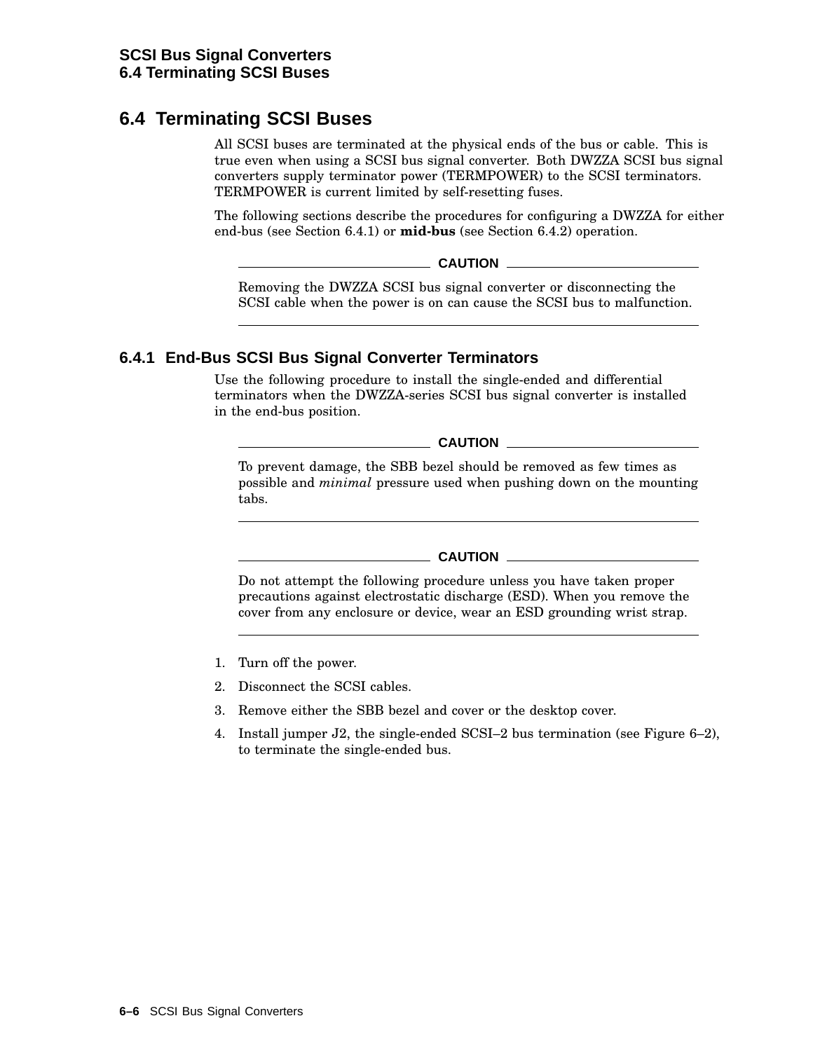## 6.4 Terminating SCSI Buses

All SCSI buses are terminated at the physical ends of the bus or cable. This is true even when using a SCSI bus signal converter. Both DWZZA SCSI bus signal converters supply terminator power (TERMPOWER) to the SCSI terminators. TERMPOWER is current limited by self-resetting fuses.

The following sections describe the procedures for configuring a DWZZA for either end-bus (see Section 6.4.1) or **mid-bus** (see Section 6.4.2) operation.

---

**CAUTION**

Removing the DWZZA SCSI bus signal converter or disconnecting the SCSI cable when the power is on can cause the SCSI bus to malfunction.

---

### 6.4.1 End-Bus SCSI Bus Signal Converter Terminators

Use the following procedure to install the single-ended and differential terminators when the DWZZA-series SCSI bus signal converter is installed in the end-bus position.

---

**CAUTION**

To prevent damage, the SBB bezel should be removed as few times as possible and *minimal* pressure used when pushing down on the mounting tabs.

---

---

**CAUTION**

Do not attempt the following procedure unless you have taken proper precautions against electrostatic discharge (ESD). When you remove the cover from any enclosure or device, wear an ESD grounding wrist strap.

---

1. Turn off the power.
2. Disconnect the SCSI cables.
3. Remove either the SBB bezel and cover or the desktop cover.
4. Install jumper J2, the single-ended SCSI–2 bus termination (see Figure 6–2), to terminate the single-ended bus.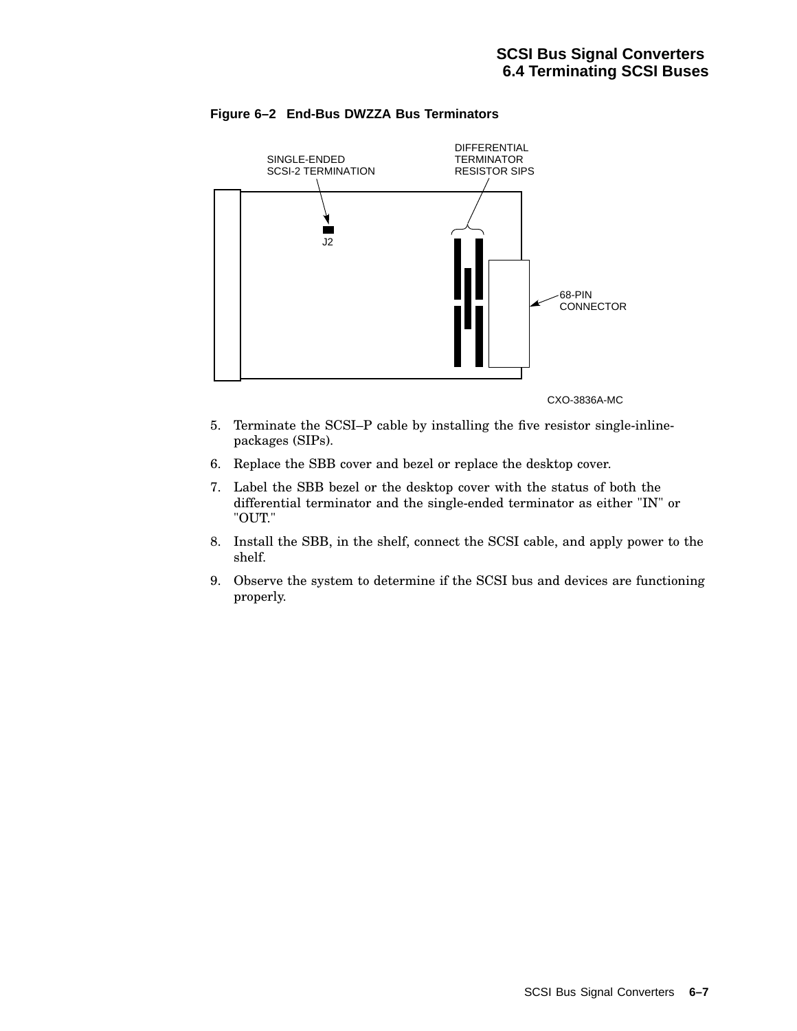**Figure 6–2 End-Bus DWZZA Bus Terminators**

5. Terminate the SCSI–P cable by installing the five resistor single-inline-packages (SIPs).
6. Replace the SBB cover and bezel or replace the desktop cover.
7. Label the SBB bezel or the desktop cover with the status of both the differential terminator and the single-ended terminator as either "IN" or "OUT."
8. Install the SBB, in the shelf, connect the SCSI cable, and apply power to the shelf.
9. Observe the system to determine if the SCSI bus and devices are functioning properly.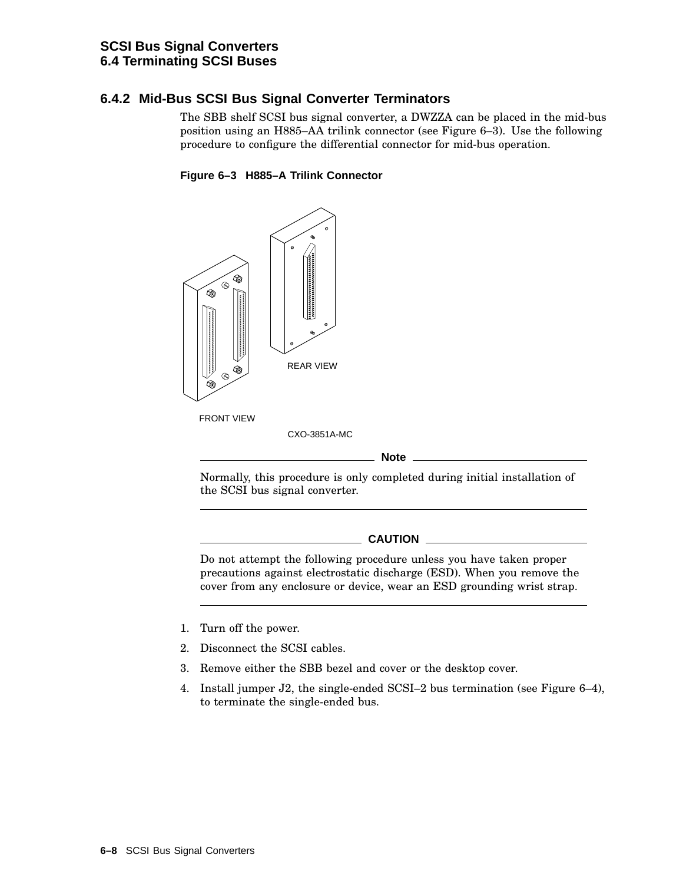### 6.4.2 Mid-Bus SCSI Bus Signal Converter Terminators

The SBB shelf SCSI bus signal converter, a DWZZA can be placed in the mid-bus position using an H885–AA trilink connector (see Figure 6–3). Use the following procedure to configure the differential connector for mid-bus operation.

**Figure 6–3 H885–A Trilink Connector**

REAR VIEW

FRONT VIEW

CXO-3851A-MC

---

**Note**

Normally, this procedure is only completed during initial installation of the SCSI bus signal converter.

---

**CAUTION**

Do not attempt the following procedure unless you have taken proper precautions against electrostatic discharge (ESD). When you remove the cover from any enclosure or device, wear an ESD grounding wrist strap.

---

1. Turn off the power.
2. Disconnect the SCSI cables.
3. Remove either the SBB bezel and cover or the desktop cover.
4. Install jumper J2, the single-ended SCSI–2 bus termination (see Figure 6–4), to terminate the single-ended bus.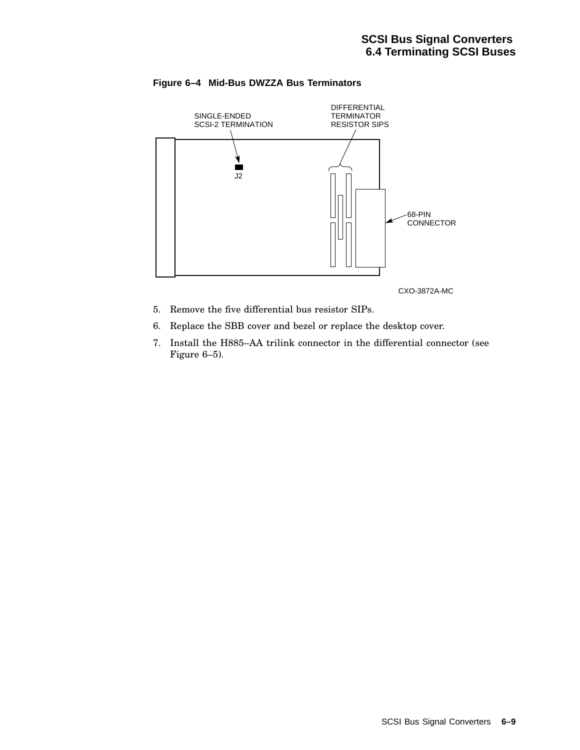**Figure 6–4 Mid-Bus DWZZA Bus Terminators**

5. Remove the five differential bus resistor SIPs.
6. Replace the SBB cover and bezel or replace the desktop cover.
7. Install the H885–AA trilink connector in the differential connector (see Figure 6–5).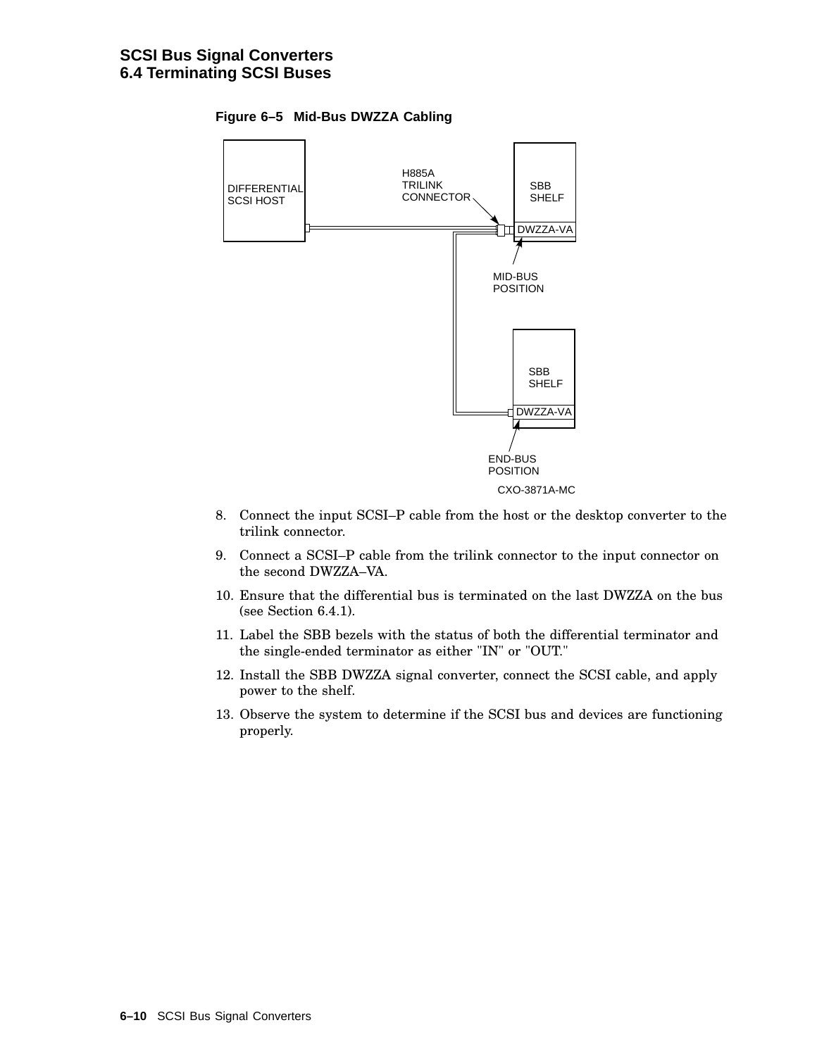**Figure 6–5 Mid-Bus DWZZA Cabling**

8. Connect the input SCSI–P cable from the host or the desktop converter to the trilink connector.
9. Connect a SCSI–P cable from the trilink connector to the input connector on the second DWZZA–VA.
10. Ensure that the differential bus is terminated on the last DWZZA on the bus (see Section 6.4.1).
11. Label the SBB bezels with the status of both the differential terminator and the single-ended terminator as either "IN" or "OUT."
12. Install the SBB DWZZA signal converter, connect the SCSI cable, and apply power to the shelf.
13. Observe the system to determine if the SCSI bus and devices are functioning properly.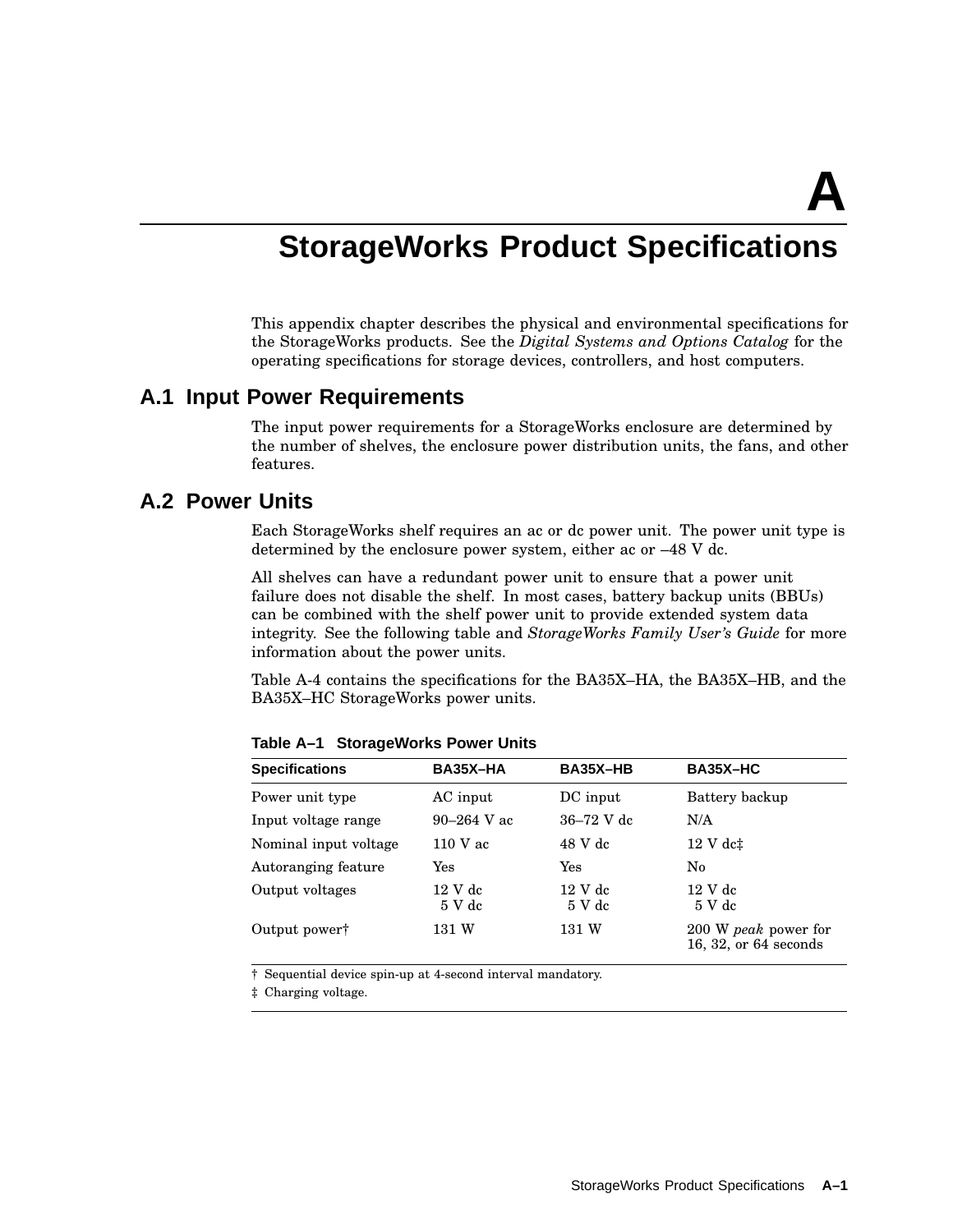# A
# StorageWorks Product Specifications

This appendix chapter describes the physical and environmental specifications for the StorageWorks products. See the *Digital Systems and Options Catalog* for the operating specifications for storage devices, controllers, and host computers.

## A.1 Input Power Requirements

The input power requirements for a StorageWorks enclosure are determined by the number of shelves, the enclosure power distribution units, the fans, and other features.

## A.2 Power Units

Each StorageWorks shelf requires an ac or dc power unit. The power unit type is determined by the enclosure power system, either ac or –48 V dc.

All shelves can have a redundant power unit to ensure that a power unit failure does not disable the shelf. In most cases, battery backup units (BBUs) can be combined with the shelf power unit to provide extended system data integrity. See the following table and *StorageWorks Family User's Guide* for more information about the power units.

Table A-4 contains the specifications for the BA35X–HA, the BA35X–HB, and the BA35X–HC StorageWorks power units.

**Table A–1 StorageWorks Power Units**

| Specifications | BA35X–HA | BA35X–HB | BA35X–HC |
|---|---|---|---|
| Power unit type | AC input | DC input | Battery backup |
| Input voltage range | 90–264 V ac | 36–72 V dc | N/A |
| Nominal input voltage | 110 V ac | 48 V dc | 12 V dc‡ |
| Autoranging feature | Yes | Yes | No |
| Output voltages | 12 V dc<br>5 V dc | 12 V dc<br>5 V dc | 12 V dc<br>5 V dc |
| Output power† | 131 W | 131 W | 200 W *peak* power for 16, 32, or 64 seconds |

† Sequential device spin-up at 4-second interval mandatory.

‡ Charging voltage.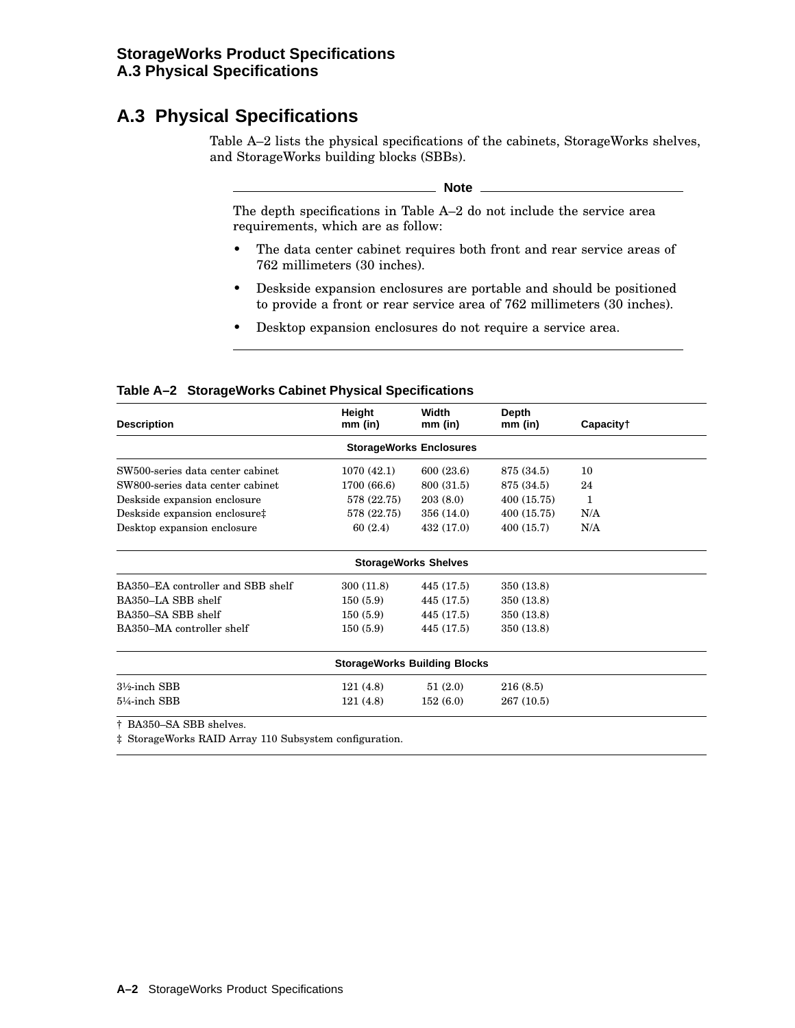## A.3 Physical Specifications

Table A–2 lists the physical specifications of the cabinets, StorageWorks shelves, and StorageWorks building blocks (SBBs).

**Note**

The depth specifications in Table A–2 do not include the service area requirements, which are as follow:

- The data center cabinet requires both front and rear service areas of 762 millimeters (30 inches).
- Deskside expansion enclosures are portable and should be positioned to provide a front or rear service area of 762 millimeters (30 inches).
- Desktop expansion enclosures do not require a service area.

**Table A–2 StorageWorks Cabinet Physical Specifications**

| Description | Height mm (in) | Width mm (in) | Depth mm (in) | Capacity† |
|---|---|---|---|---|
| **StorageWorks Enclosures** | | | | |
| SW500-series data center cabinet | 1070 (42.1) | 600 (23.6) | 875 (34.5) | 10 |
| SW800-series data center cabinet | 1700 (66.6) | 800 (31.5) | 875 (34.5) | 24 |
| Deskside expansion enclosure | 578 (22.75) | 203 (8.0) | 400 (15.75) | 1 |
| Deskside expansion enclosure‡ | 578 (22.75) | 356 (14.0) | 400 (15.75) | N/A |
| Desktop expansion enclosure | 60 (2.4) | 432 (17.0) | 400 (15.7) | N/A |
| **StorageWorks Shelves** | | | | |
| BA350–EA controller and SBB shelf | 300 (11.8) | 445 (17.5) | 350 (13.8) | |
| BA350–LA SBB shelf | 150 (5.9) | 445 (17.5) | 350 (13.8) | |
| BA350–SA SBB shelf | 150 (5.9) | 445 (17.5) | 350 (13.8) | |
| BA350–MA controller shelf | 150 (5.9) | 445 (17.5) | 350 (13.8) | |
| **StorageWorks Building Blocks** | | | | |
| 3½-inch SBB | 121 (4.8) | 51 (2.0) | 216 (8.5) | |
| 5¼-inch SBB | 121 (4.8) | 152 (6.0) | 267 (10.5) | |

† BA350–SA SBB shelves.

‡ StorageWorks RAID Array 110 Subsystem configuration.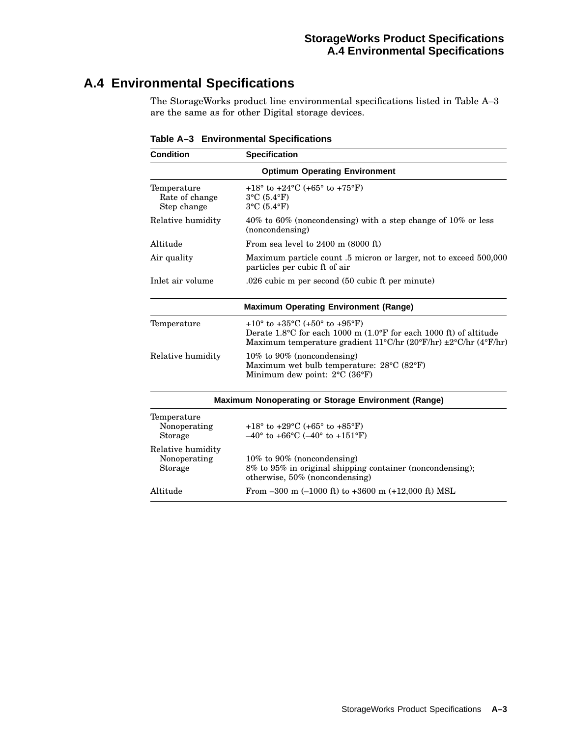## A.4 Environmental Specifications

The StorageWorks product line environmental specifications listed in Table A–3 are the same as for other Digital storage devices.

**Table A–3 Environmental Specifications**

| Condition | Specification |
|---|---|
| **Optimum Operating Environment** | |
| Temperature | +18° to +24°C (+65° to +75°F) |
| Rate of change | 3°C (5.4°F) |
| Step change | 3°C (5.4°F) |
| Relative humidity | 40% to 60% (noncondensing) with a step change of 10% or less (noncondensing) |
| Altitude | From sea level to 2400 m (8000 ft) |
| Air quality | Maximum particle count .5 micron or larger, not to exceed 500,000 particles per cubic ft of air |
| Inlet air volume | .026 cubic m per second (50 cubic ft per minute) |
| **Maximum Operating Environment (Range)** | |
| Temperature | +10° to +35°C (+50° to +95°F)<br>Derate 1.8°C for each 1000 m (1.0°F for each 1000 ft) of altitude<br>Maximum temperature gradient 11°C/hr (20°F/hr) ±2°C/hr (4°F/hr) |
| Relative humidity | 10% to 90% (noncondensing)<br>Maximum wet bulb temperature: 28°C (82°F)<br>Minimum dew point: 2°C (36°F) |
| **Maximum Nonoperating or Storage Environment (Range)** | |
| Temperature | |
| Nonoperating | +18° to +29°C (+65° to +85°F) |
| Storage | –40° to +66°C (–40° to +151°F) |
| Relative humidity | |
| Nonoperating | 10% to 90% (noncondensing) |
| Storage | 8% to 95% in original shipping container (noncondensing); otherwise, 50% (noncondensing) |
| Altitude | From –300 m (–1000 ft) to +3600 m (+12,000 ft) MSL |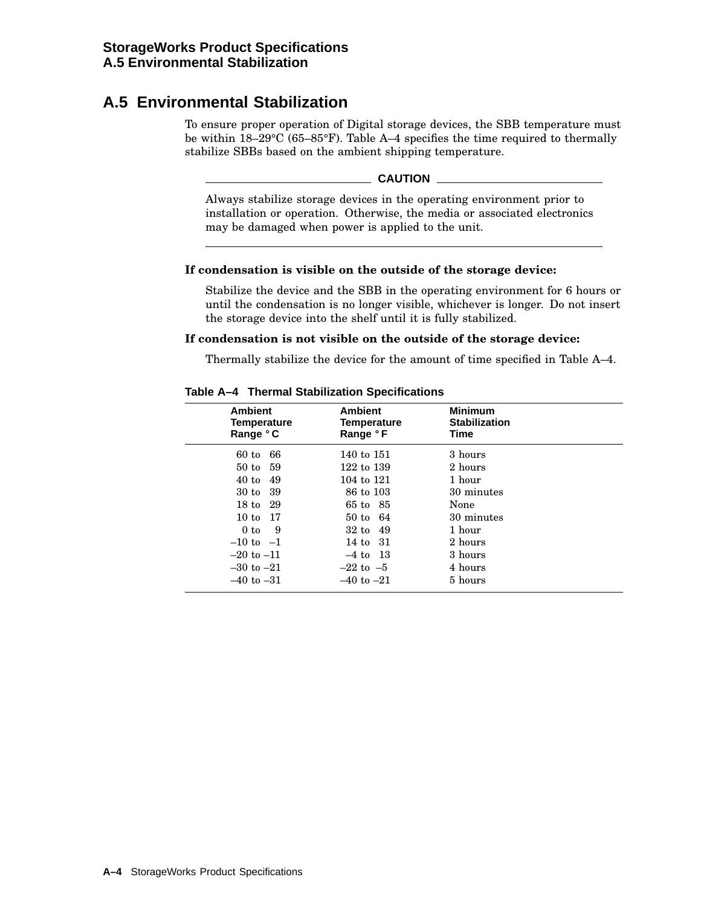## A.5 Environmental Stabilization

To ensure proper operation of Digital storage devices, the SBB temperature must be within 18–29°C (65–85°F). Table A–4 specifies the time required to thermally stabilize SBBs based on the ambient shipping temperature.

**CAUTION**

Always stabilize storage devices in the operating environment prior to installation or operation. Otherwise, the media or associated electronics may be damaged when power is applied to the unit.

**If condensation is visible on the outside of the storage device:**

Stabilize the device and the SBB in the operating environment for 6 hours or until the condensation is no longer visible, whichever is longer. Do not insert the storage device into the shelf until it is fully stabilized.

**If condensation is not visible on the outside of the storage device:**

Thermally stabilize the device for the amount of time specified in Table A–4.

**Table A–4 Thermal Stabilization Specifications**

| Ambient Temperature Range °C | Ambient Temperature Range °F | Minimum Stabilization Time |
|---|---|---|
| 60 to 66 | 140 to 151 | 3 hours |
| 50 to 59 | 122 to 139 | 2 hours |
| 40 to 49 | 104 to 121 | 1 hour |
| 30 to 39 | 86 to 103 | 30 minutes |
| 18 to 29 | 65 to 85 | None |
| 10 to 17 | 50 to 64 | 30 minutes |
| 0 to 9 | 32 to 49 | 1 hour |
| –10 to –1 | 14 to 31 | 2 hours |
| –20 to –11 | –4 to 13 | 3 hours |
| –30 to –21 | –22 to –5 | 4 hours |
| –40 to –31 | –40 to –21 | 5 hours |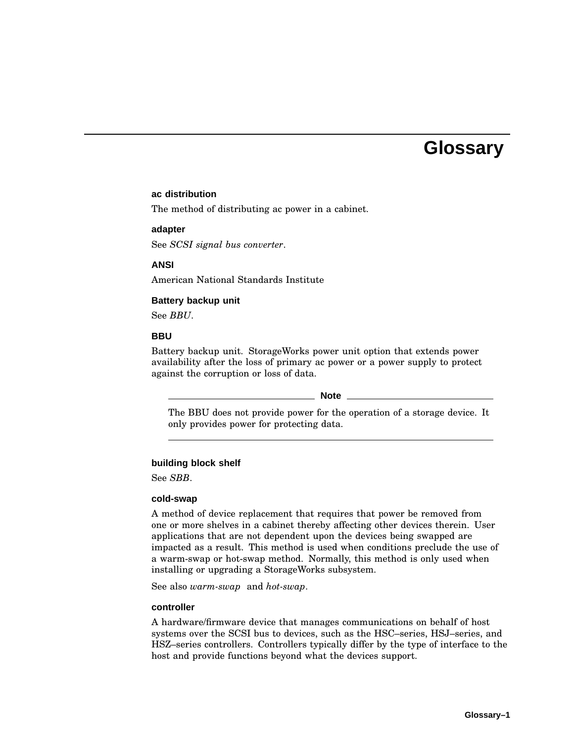# Glossary

### ac distribution

The method of distributing ac power in a cabinet.

### adapter

See *SCSI signal bus converter*.

### ANSI

American National Standards Institute

### Battery backup unit

See *BBU*.

### BBU

Battery backup unit. StorageWorks power unit option that extends power availability after the loss of primary ac power or a power supply to protect against the corruption or loss of data.

> **Note**
>
> The BBU does not provide power for the operation of a storage device. It only provides power for protecting data.

### building block shelf

See *SBB*.

### cold-swap

A method of device replacement that requires that power be removed from one or more shelves in a cabinet thereby affecting other devices therein. User applications that are not dependent upon the devices being swapped are impacted as a result. This method is used when conditions preclude the use of a warm-swap or hot-swap method. Normally, this method is only used when installing or upgrading a StorageWorks subsystem.

See also *warm-swap* and *hot-swap*.

### controller

A hardware/firmware device that manages communications on behalf of host systems over the SCSI bus to devices, such as the HSC–series, HSJ–series, and HSZ–series controllers. Controllers typically differ by the type of interface to the host and provide functions beyond what the devices support.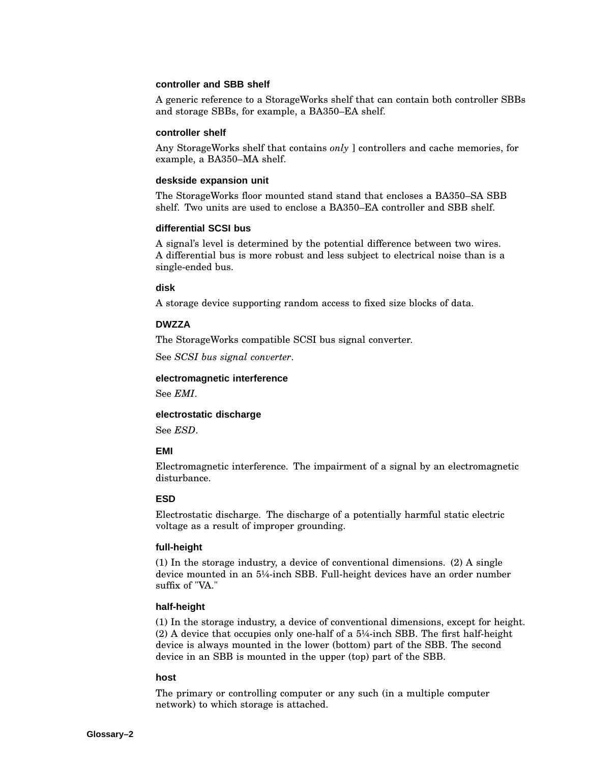### controller and SBB shelf

A generic reference to a StorageWorks shelf that can contain both controller SBBs and storage SBBs, for example, a BA350–EA shelf.

### controller shelf

Any StorageWorks shelf that contains *only* ] controllers and cache memories, for example, a BA350–MA shelf.

### deskside expansion unit

The StorageWorks floor mounted stand stand that encloses a BA350–SA SBB shelf. Two units are used to enclose a BA350–EA controller and SBB shelf.

### differential SCSI bus

A signal's level is determined by the potential difference between two wires. A differential bus is more robust and less subject to electrical noise than is a single-ended bus.

### disk

A storage device supporting random access to fixed size blocks of data.

### DWZZA

The StorageWorks compatible SCSI bus signal converter.

See *SCSI bus signal converter*.

### electromagnetic interference

See *EMI*.

### electrostatic discharge

See *ESD*.

### EMI

Electromagnetic interference. The impairment of a signal by an electromagnetic disturbance.

### ESD

Electrostatic discharge. The discharge of a potentially harmful static electric voltage as a result of improper grounding.

### full-height

(1) In the storage industry, a device of conventional dimensions. (2) A single device mounted in an 5¼-inch SBB. Full-height devices have an order number suffix of "VA."

### half-height

(1) In the storage industry, a device of conventional dimensions, except for height. (2) A device that occupies only one-half of a 5¼-inch SBB. The first half-height device is always mounted in the lower (bottom) part of the SBB. The second device in an SBB is mounted in the upper (top) part of the SBB.

### host

The primary or controlling computer or any such (in a multiple computer network) to which storage is attached.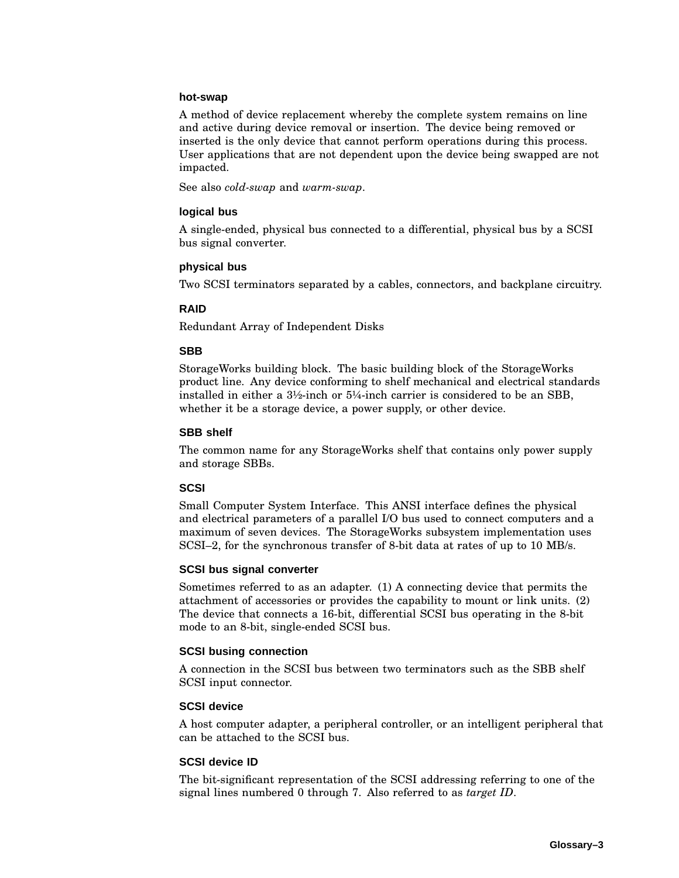### hot-swap

A method of device replacement whereby the complete system remains on line and active during device removal or insertion. The device being removed or inserted is the only device that cannot perform operations during this process. User applications that are not dependent upon the device being swapped are not impacted.

See also *cold-swap* and *warm-swap*.

### logical bus

A single-ended, physical bus connected to a differential, physical bus by a SCSI bus signal converter.

### physical bus

Two SCSI terminators separated by a cables, connectors, and backplane circuitry.

### RAID

Redundant Array of Independent Disks

### SBB

StorageWorks building block. The basic building block of the StorageWorks product line. Any device conforming to shelf mechanical and electrical standards installed in either a 3½-inch or 5¼-inch carrier is considered to be an SBB, whether it be a storage device, a power supply, or other device.

### SBB shelf

The common name for any StorageWorks shelf that contains only power supply and storage SBBs.

### SCSI

Small Computer System Interface. This ANSI interface defines the physical and electrical parameters of a parallel I/O bus used to connect computers and a maximum of seven devices. The StorageWorks subsystem implementation uses SCSI–2, for the synchronous transfer of 8-bit data at rates of up to 10 MB/s.

### SCSI bus signal converter

Sometimes referred to as an adapter. (1) A connecting device that permits the attachment of accessories or provides the capability to mount or link units. (2) The device that connects a 16-bit, differential SCSI bus operating in the 8-bit mode to an 8-bit, single-ended SCSI bus.

### SCSI busing connection

A connection in the SCSI bus between two terminators such as the SBB shelf SCSI input connector.

### SCSI device

A host computer adapter, a peripheral controller, or an intelligent peripheral that can be attached to the SCSI bus.

### SCSI device ID

The bit-significant representation of the SCSI addressing referring to one of the signal lines numbered 0 through 7. Also referred to as *target ID*.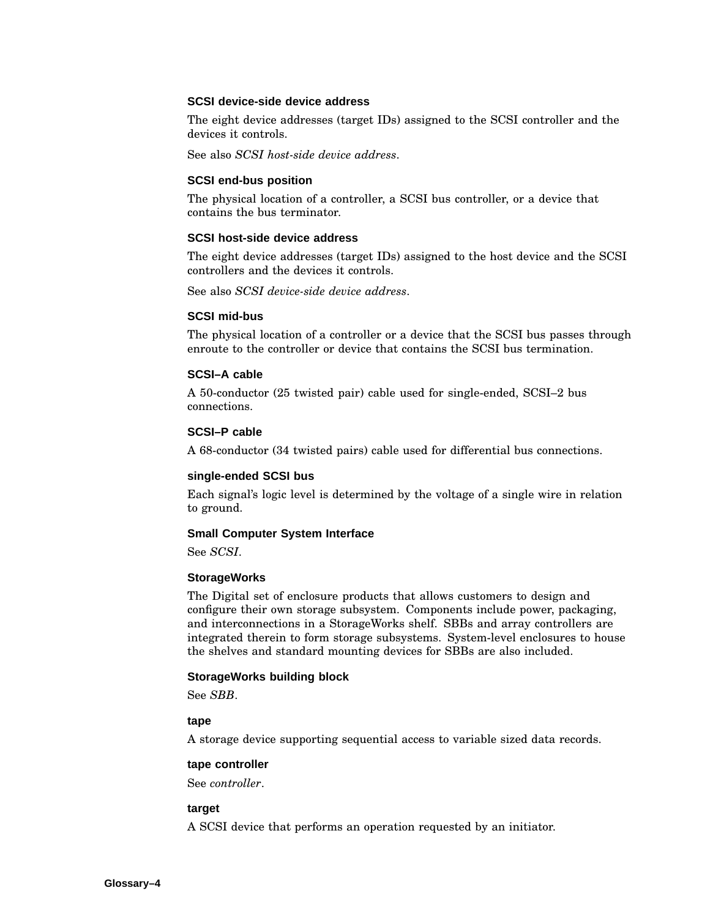### SCSI device-side device address

The eight device addresses (target IDs) assigned to the SCSI controller and the devices it controls.

See also *SCSI host-side device address*.

### SCSI end-bus position

The physical location of a controller, a SCSI bus controller, or a device that contains the bus terminator.

### SCSI host-side device address

The eight device addresses (target IDs) assigned to the host device and the SCSI controllers and the devices it controls.

See also *SCSI device-side device address*.

### SCSI mid-bus

The physical location of a controller or a device that the SCSI bus passes through enroute to the controller or device that contains the SCSI bus termination.

### SCSI–A cable

A 50-conductor (25 twisted pair) cable used for single-ended, SCSI–2 bus connections.

### SCSI–P cable

A 68-conductor (34 twisted pairs) cable used for differential bus connections.

### single-ended SCSI bus

Each signal's logic level is determined by the voltage of a single wire in relation to ground.

### Small Computer System Interface

See *SCSI*.

### StorageWorks

The Digital set of enclosure products that allows customers to design and configure their own storage subsystem. Components include power, packaging, and interconnections in a StorageWorks shelf. SBBs and array controllers are integrated therein to form storage subsystems. System-level enclosures to house the shelves and standard mounting devices for SBBs are also included.

### StorageWorks building block

See *SBB*.

### tape

A storage device supporting sequential access to variable sized data records.

### tape controller

See *controller*.

### target

A SCSI device that performs an operation requested by an initiator.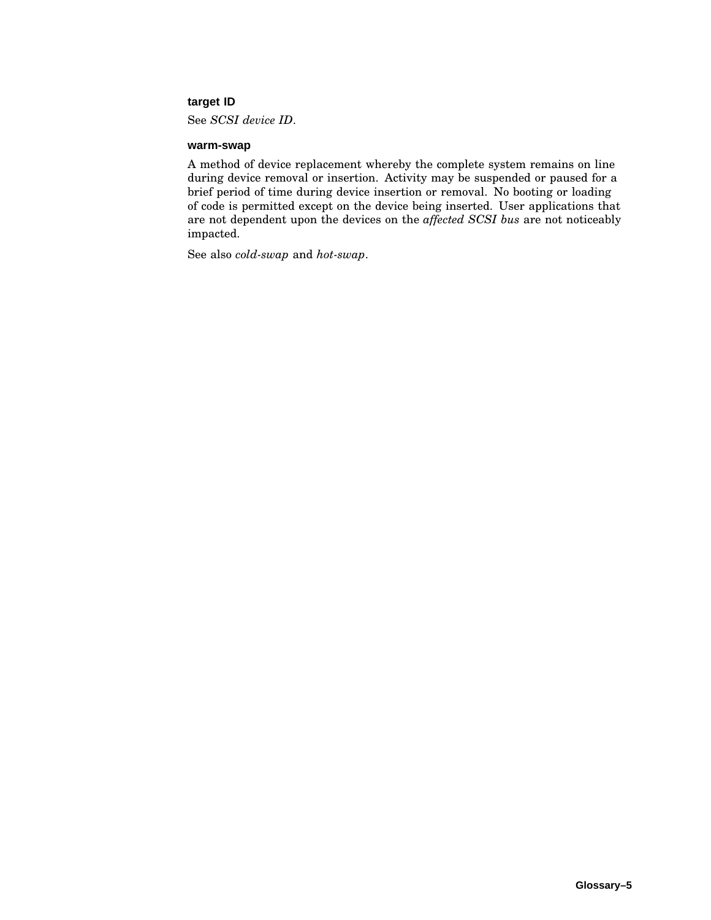### target ID

See *SCSI device ID*.

### warm-swap

A method of device replacement whereby the complete system remains on line during device removal or insertion. Activity may be suspended or paused for a brief period of time during device insertion or removal. No booting or loading of code is permitted except on the device being inserted. User applications that are not dependent upon the devices on the *affected SCSI bus* are not noticeably impacted.

See also *cold-swap* and *hot-swap*.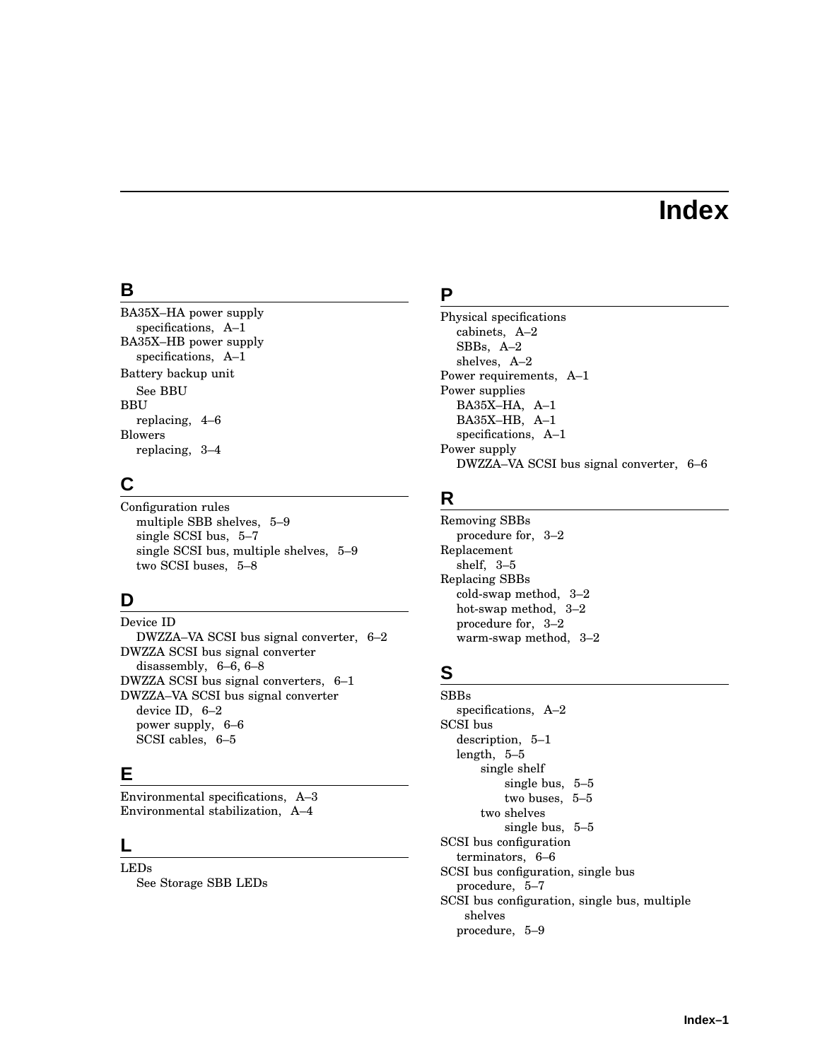# Index

## B

BA35X–HA power supply
  specifications, A–1
BA35X–HB power supply
  specifications, A–1
Battery backup unit
  See BBU
BBU
  replacing, 4–6
Blowers
  replacing, 3–4

## C

Configuration rules
  multiple SBB shelves, 5–9
  single SCSI bus, 5–7
  single SCSI bus, multiple shelves, 5–9
  two SCSI buses, 5–8

## D

Device ID
  DWZZA–VA SCSI bus signal converter, 6–2
DWZZA SCSI bus signal converter
  disassembly, 6–6, 6–8
DWZZA SCSI bus signal converters, 6–1
DWZZA–VA SCSI bus signal converter
  device ID, 6–2
  power supply, 6–6
  SCSI cables, 6–5

## E

Environmental specifications, A–3
Environmental stabilization, A–4

## L

LEDs
  See Storage SBB LEDs

## P

Physical specifications
  cabinets, A–2
  SBBs, A–2
  shelves, A–2
Power requirements, A–1
Power supplies
  BA35X–HA, A–1
  BA35X–HB, A–1
  specifications, A–1
Power supply
  DWZZA–VA SCSI bus signal converter, 6–6

## R

Removing SBBs
  procedure for, 3–2
Replacement
  shelf, 3–5
Replacing SBBs
  cold-swap method, 3–2
  hot-swap method, 3–2
  procedure for, 3–2
  warm-swap method, 3–2

## S

SBBs
  specifications, A–2
SCSI bus
  description, 5–1
  length, 5–5
    single shelf
      single bus, 5–5
      two buses, 5–5
    two shelves
      single bus, 5–5
SCSI bus configuration
  terminators, 6–6
SCSI bus configuration, single bus
  procedure, 5–7
SCSI bus configuration, single bus, multiple shelves
  procedure, 5–9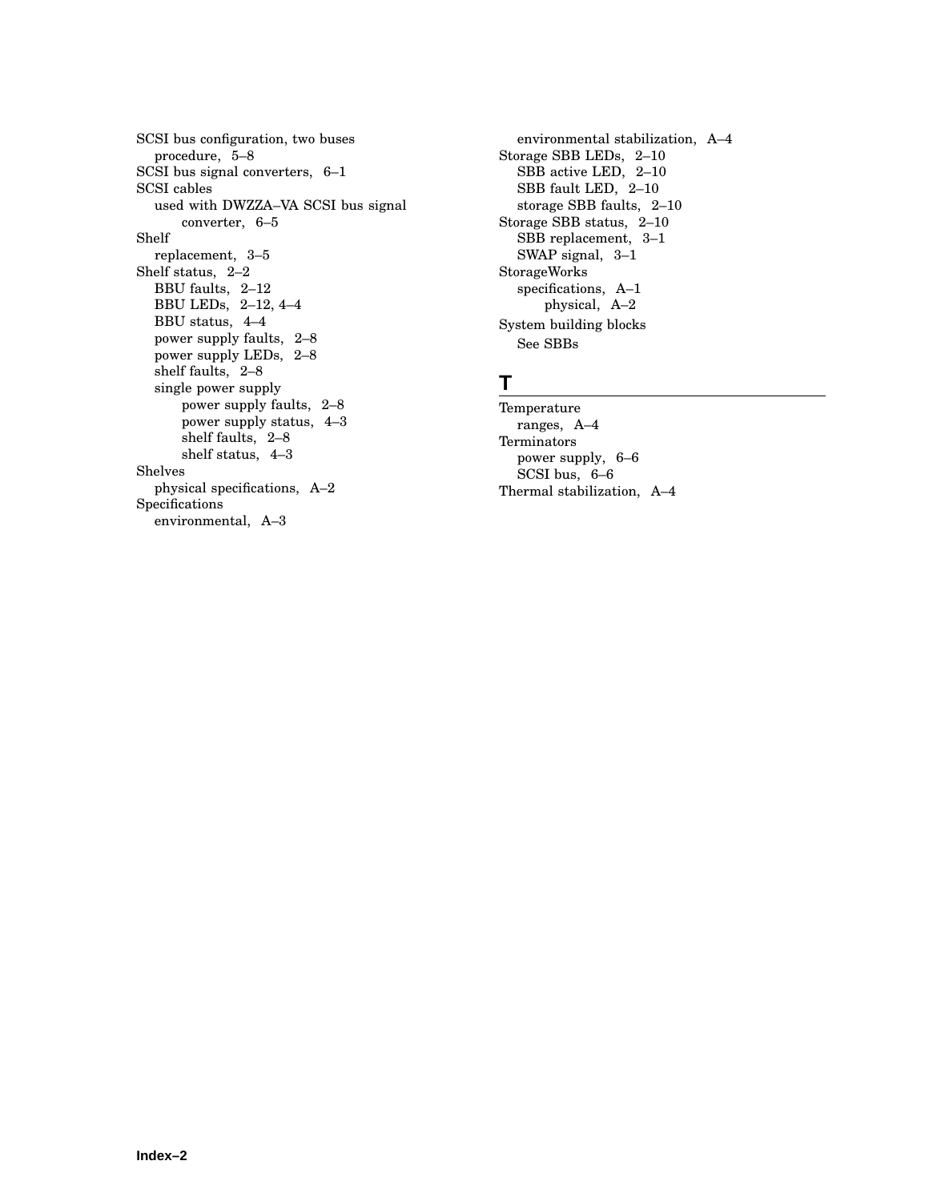SCSI bus configuration, two buses
  procedure, 5–8
SCSI bus signal converters, 6–1
SCSI cables
  used with DWZZA–VA SCSI bus signal
    converter, 6–5
Shelf
  replacement, 3–5
Shelf status, 2–2
  BBU faults, 2–12
  BBU LEDs, 2–12, 4–4
  BBU status, 4–4
  power supply faults, 2–8
  power supply LEDs, 2–8
  shelf faults, 2–8
  single power supply
    power supply faults, 2–8
    power supply status, 4–3
    shelf faults, 2–8
    shelf status, 4–3
Shelves
  physical specifications, A–2
Specifications
  environmental, A–3
  environmental stabilization, A–4
Storage SBB LEDs, 2–10
  SBB active LED, 2–10
  SBB fault LED, 2–10
  storage SBB faults, 2–10
Storage SBB status, 2–10
  SBB replacement, 3–1
  SWAP signal, 3–1
StorageWorks
  specifications, A–1
    physical, A–2
System building blocks
  See SBBs

## T

Temperature
  ranges, A–4
Terminators
  power supply, 6–6
  SCSI bus, 6–6
Thermal stabilization, A–4